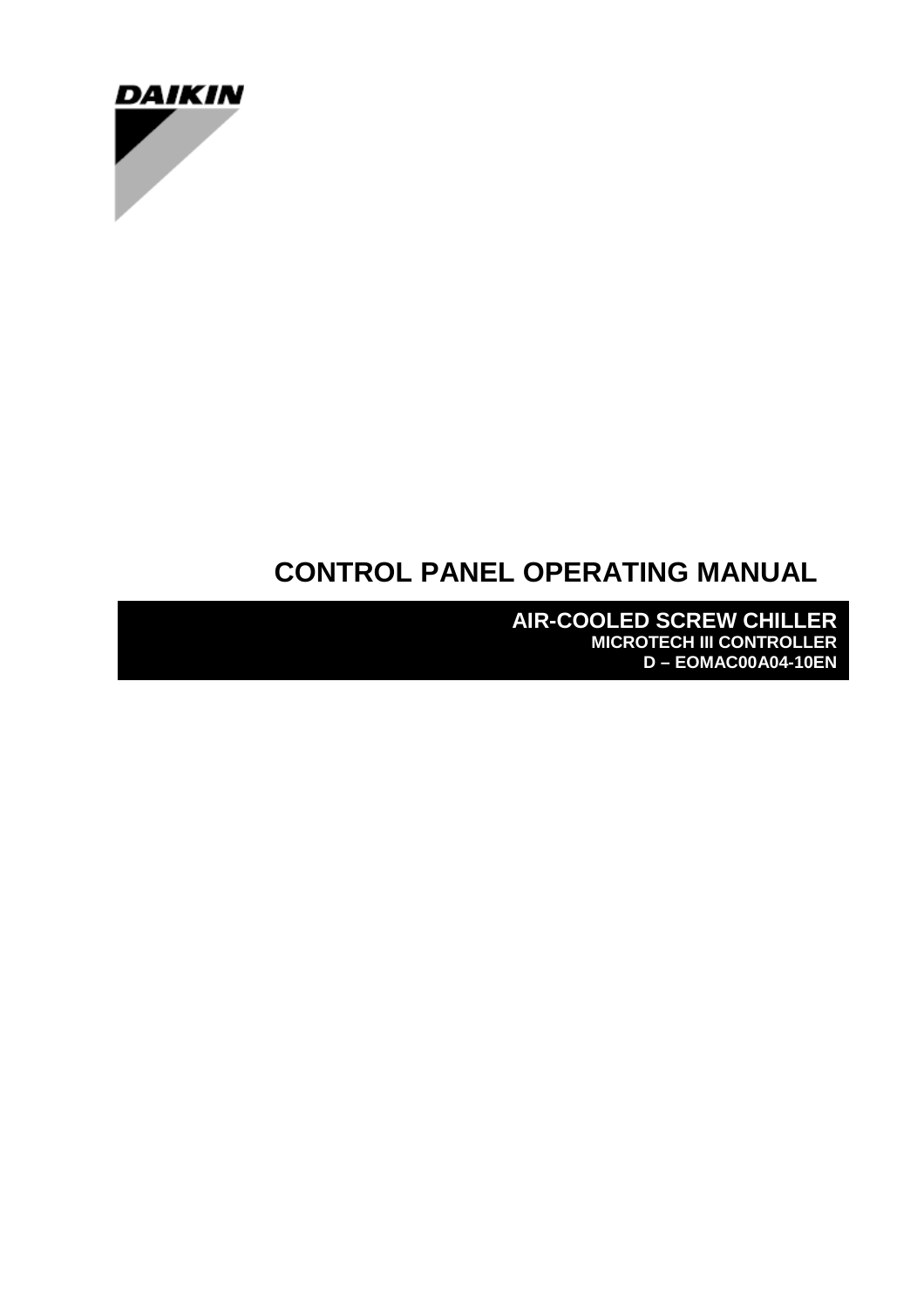DAIKIN

# CONTROL PANEL OPERATING MANUAL

**AIR-COOLED SCREW CHILLER**

**MICROTECH III CONTROLLER**

**D – EOMAC00A04-10EN**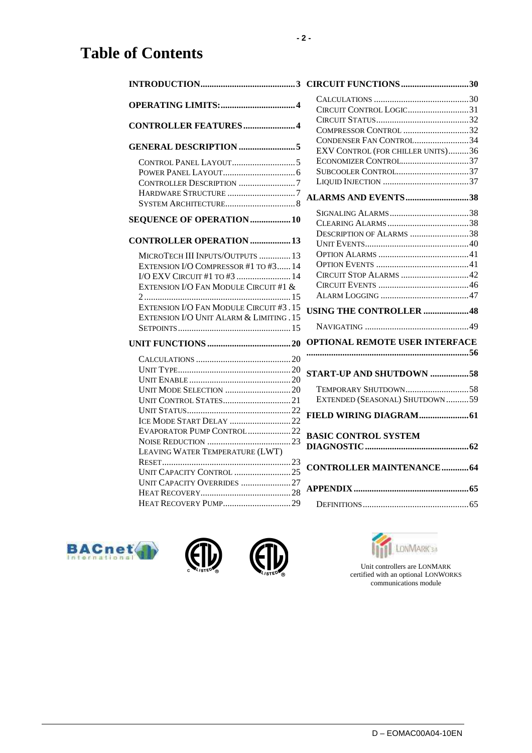# Table of Contents

**INTRODUCTION** ... 3

**OPERATING LIMITS:** ... 4

**CONTROLLER FEATURES** ... 4

**GENERAL DESCRIPTION** ... 5

- Control Panel Layout ... 5
- Power Panel Layout ... 6
- Controller Description ... 7
- Hardware Structure ... 7
- System Architecture ... 8

**SEQUENCE OF OPERATION** ... 10

**CONTROLLER OPERATION** ... 13

- MicroTech III Inputs/Outputs ... 13
- Extension I/O Compressor #1 to #3 ... 14
- I/O EXV Circuit #1 to #3 ... 14
- Extension I/O Fan Module Circuit #1 & 2 ... 15
- Extension I/O Fan Module Circuit #3 ... 15
- Extension I/O Unit Alarm & Limiting ... 15
- Setpoints ... 15

**UNIT FUNCTIONS** ... 20

- Calculations ... 20
- Unit Type ... 20
- Unit Enable ... 20
- Unit Mode Selection ... 20
- Unit Control States ... 21
- Unit Status ... 22
- Ice Mode Start Delay ... 22
- Evaporator Pump Control ... 22
- Noise Reduction ... 23
- Leaving Water Temperature (LWT) Reset ... 23
- Unit Capacity Control ... 25
- Unit Capacity Overrides ... 27
- Heat Recovery ... 28
- Heat Recovery Pump ... 29

**CIRCUIT FUNCTIONS** ... 30

- Calculations ... 30
- Circuit Control Logic ... 31
- Circuit Status ... 32
- Compressor Control ... 32
- Condenser Fan Control ... 34
- EXV Control (for chiller units) ... 36
- Economizer Control ... 37
- Subcooler Control ... 37
- Liquid Injection ... 37

**ALARMS AND EVENTS** ... 38

- Signaling Alarms ... 38
- Clearing Alarms ... 38
- Description of Alarms ... 38
- Unit Events ... 40
- Option Alarms ... 41
- Option Events ... 41
- Circuit Stop Alarms ... 42
- Circuit Events ... 46
- Alarm Logging ... 47

**USING THE CONTROLLER** ... 48

- Navigating ... 49

**OPTIONAL REMOTE USER INTERFACE** ... 56

**START-UP AND SHUTDOWN** ... 58

- Temporary Shutdown ... 58
- Extended (Seasonal) Shutdown ... 59

**FIELD WIRING DIAGRAM** ... 61

**BASIC CONTROL SYSTEM DIAGNOSTIC** ... 62

**CONTROLLER MAINTENANCE** ... 64

**APPENDIX** ... 65

- Definitions ... 65

Unit controllers are LONMARK certified with an optional LONWORKS communications module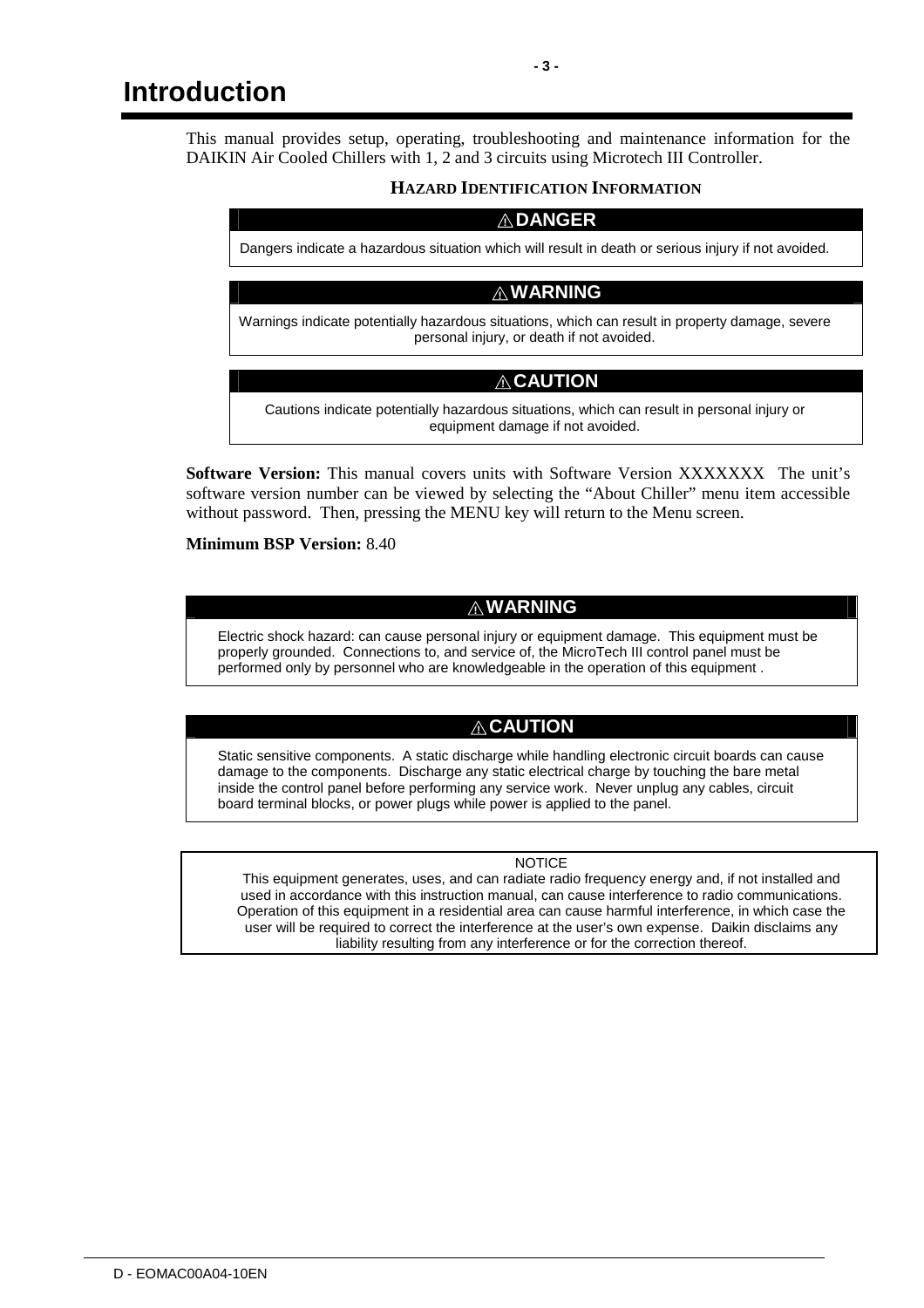# Introduction

This manual provides setup, operating, troubleshooting and maintenance information for the DAIKIN Air Cooled Chillers with 1, 2 and 3 circuits using Microtech III Controller.

### HAZARD IDENTIFICATION INFORMATION

| ⚠DANGER |
| --- |
| Dangers indicate a hazardous situation which will result in death or serious injury if not avoided. |

| ⚠WARNING |
| --- |
| Warnings indicate potentially hazardous situations, which can result in property damage, severe personal injury, or death if not avoided. |

| ⚠CAUTION |
| --- |
| Cautions indicate potentially hazardous situations, which can result in personal injury or equipment damage if not avoided. |

**Software Version:** This manual covers units with Software Version XXXXXXX The unit's software version number can be viewed by selecting the "About Chiller" menu item accessible without password. Then, pressing the MENU key will return to the Menu screen.

**Minimum BSP Version:** 8.40

| ⚠WARNING |
| --- |
| Electric shock hazard: can cause personal injury or equipment damage. This equipment must be properly grounded. Connections to, and service of, the MicroTech III control panel must be performed only by personnel who are knowledgeable in the operation of this equipment . |

| ⚠CAUTION |
| --- |
| Static sensitive components. A static discharge while handling electronic circuit boards can cause damage to the components. Discharge any static electrical charge by touching the bare metal inside the control panel before performing any service work. Never unplug any cables, circuit board terminal blocks, or power plugs while power is applied to the panel. |

| NOTICE |
| --- |
| This equipment generates, uses, and can radiate radio frequency energy and, if not installed and used in accordance with this instruction manual, can cause interference to radio communications. Operation of this equipment in a residential area can cause harmful interference, in which case the user will be required to correct the interference at the user's own expense. Daikin disclaims any liability resulting from any interference or for the correction thereof. |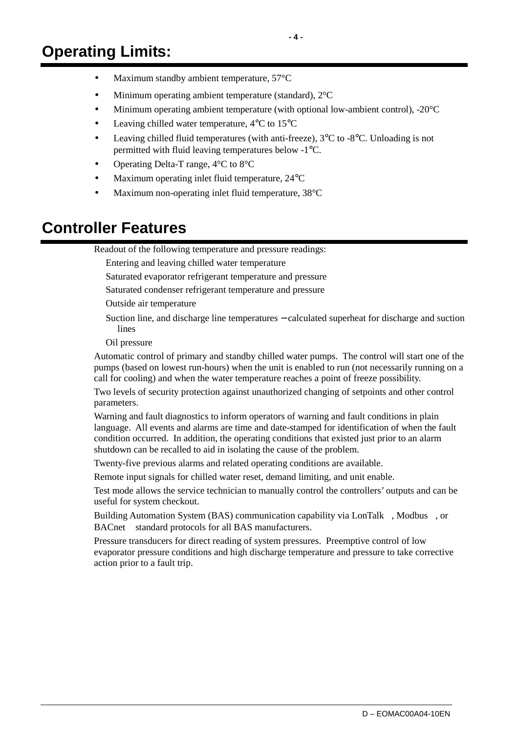# Operating Limits:

- Maximum standby ambient temperature, 57°C
- Minimum operating ambient temperature (standard), 2°C
- Minimum operating ambient temperature (with optional low-ambient control), -20°C
- Leaving chilled water temperature, 4°C to 15°C
- Leaving chilled fluid temperatures (with anti-freeze), 3°C to -8°C. Unloading is not permitted with fluid leaving temperatures below -1°C.
- Operating Delta-T range, 4°C to 8°C
- Maximum operating inlet fluid temperature, 24°C
- Maximum non-operating inlet fluid temperature, 38°C

# Controller Features

Readout of the following temperature and pressure readings:

Entering and leaving chilled water temperature

Saturated evaporator refrigerant temperature and pressure

Saturated condenser refrigerant temperature and pressure

Outside air temperature

Suction line, and discharge line temperatures – calculated superheat for discharge and suction lines

Oil pressure

Automatic control of primary and standby chilled water pumps. The control will start one of the pumps (based on lowest run-hours) when the unit is enabled to run (not necessarily running on a call for cooling) and when the water temperature reaches a point of freeze possibility.

Two levels of security protection against unauthorized changing of setpoints and other control parameters.

Warning and fault diagnostics to inform operators of warning and fault conditions in plain language. All events and alarms are time and date-stamped for identification of when the fault condition occurred. In addition, the operating conditions that existed just prior to an alarm shutdown can be recalled to aid in isolating the cause of the problem.

Twenty-five previous alarms and related operating conditions are available.

Remote input signals for chilled water reset, demand limiting, and unit enable.

Test mode allows the service technician to manually control the controllers' outputs and can be useful for system checkout.

Building Automation System (BAS) communication capability via LonTalk , Modbus , or BACnet standard protocols for all BAS manufacturers.

Pressure transducers for direct reading of system pressures. Preemptive control of low evaporator pressure conditions and high discharge temperature and pressure to take corrective action prior to a fault trip.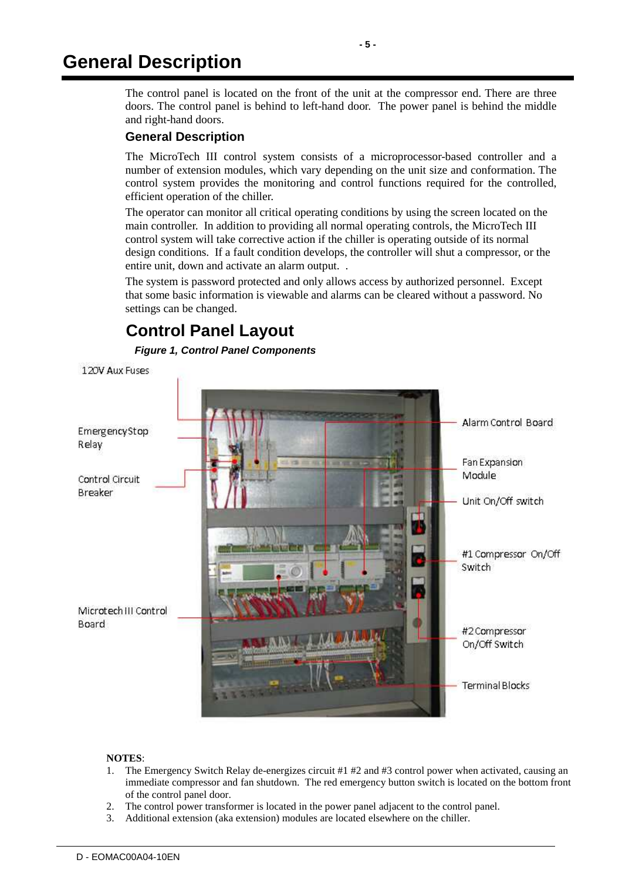# General Description

The control panel is located on the front of the unit at the compressor end. There are three doors. The control panel is behind to left-hand door. The power panel is behind the middle and right-hand doors.

### General Description

The MicroTech III control system consists of a microprocessor-based controller and a number of extension modules, which vary depending on the unit size and conformation. The control system provides the monitoring and control functions required for the controlled, efficient operation of the chiller.

The operator can monitor all critical operating conditions by using the screen located on the main controller. In addition to providing all normal operating controls, the MicroTech III control system will take corrective action if the chiller is operating outside of its normal design conditions. If a fault condition develops, the controller will shut a compressor, or the entire unit, down and activate an alarm output. .

The system is password protected and only allows access by authorized personnel. Except that some basic information is viewable and alarms can be cleared without a password. No settings can be changed.

## Control Panel Layout

***Figure 1, Control Panel Components***

120V Aux Fuses

Emergency Stop Relay

Control Circuit Breaker

Microtech III Control Board

Alarm Control Board

Fan Expansion Module

Unit On/Off switch

#1 Compressor On/Off Switch

#2 Compressor On/Off Switch

Terminal Blocks

**NOTES**:

1. The Emergency Switch Relay de-energizes circuit #1 #2 and #3 control power when activated, causing an immediate compressor and fan shutdown. The red emergency button switch is located on the bottom front of the control panel door.
2. The control power transformer is located in the power panel adjacent to the control panel.
3. Additional extension (aka extension) modules are located elsewhere on the chiller.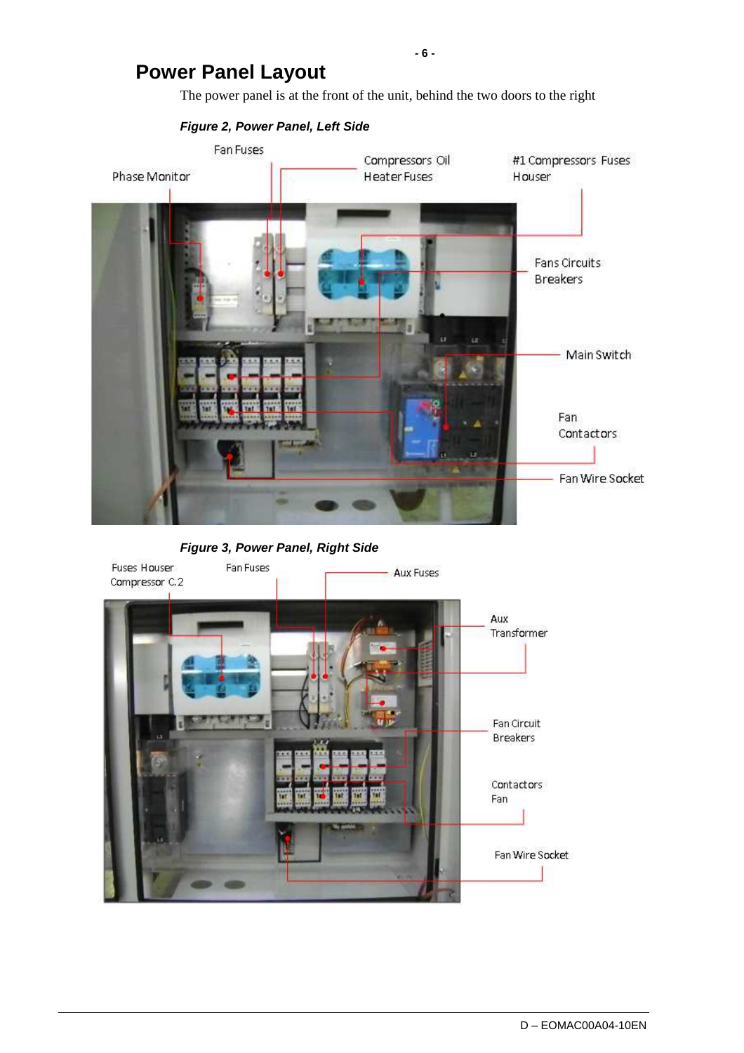# Power Panel Layout

The power panel is at the front of the unit, behind the two doors to the right

***Figure 2, Power Panel, Left Side***

Fan Fuses

Phase Monitor

Compressors Oil Heater Fuses

#1 Compressors Fuses Houser

Fans Circuits Breakers

Main Switch

Fan Contactors

Fan Wire Socket

***Figure 3, Power Panel, Right Side***

Fuses Houser Compressor C.2

Fan Fuses

Aux Fuses

Aux Transformer

Fan Circuit Breakers

Contactors Fan

Fan Wire Socket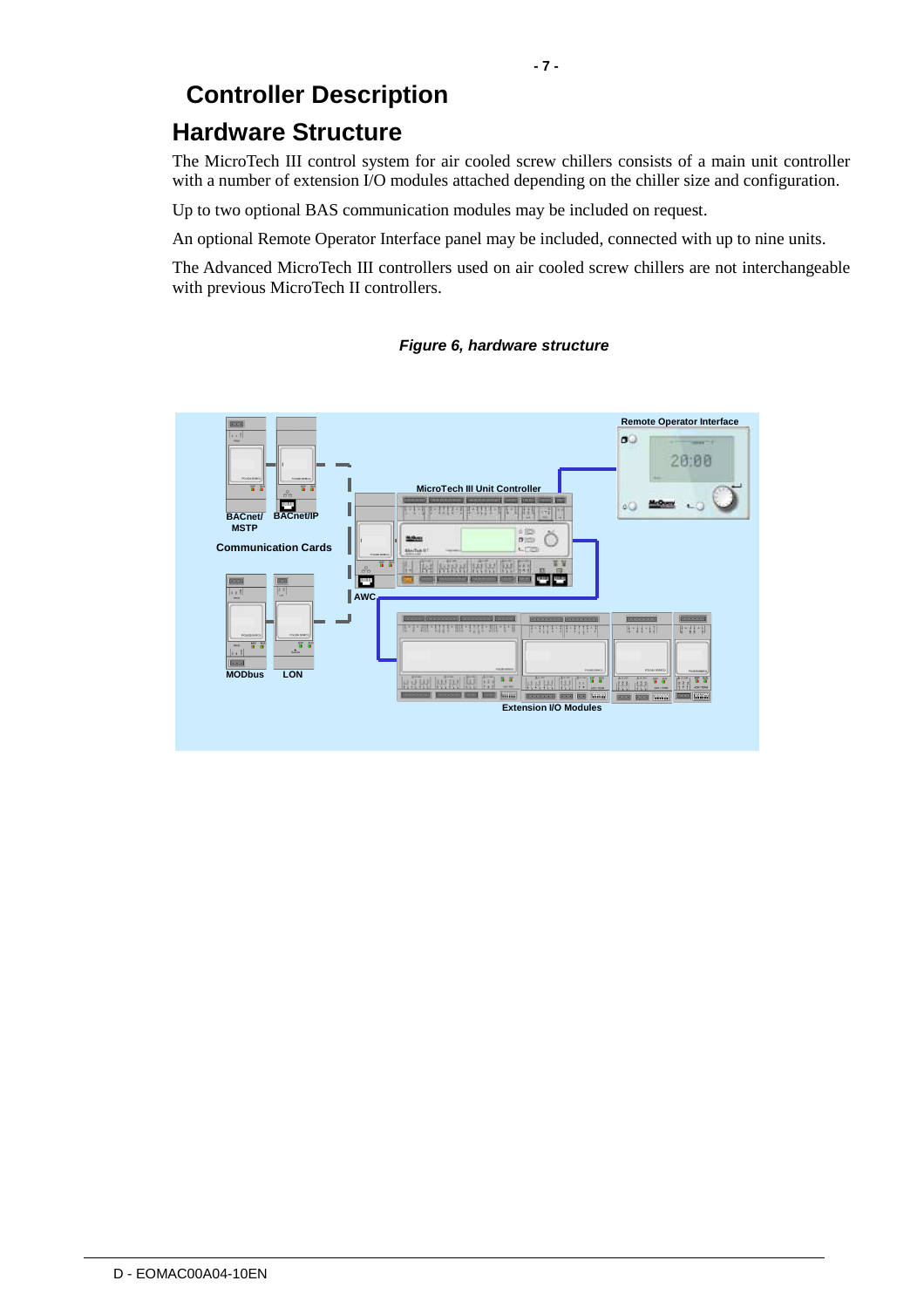# Controller Description

## Hardware Structure

The MicroTech III control system for air cooled screw chillers consists of a main unit controller with a number of extension I/O modules attached depending on the chiller size and configuration.

Up to two optional BAS communication modules may be included on request.

An optional Remote Operator Interface panel may be included, connected with up to nine units.

The Advanced MicroTech III controllers used on air cooled screw chillers are not interchangeable with previous MicroTech II controllers.

***Figure 6, hardware structure***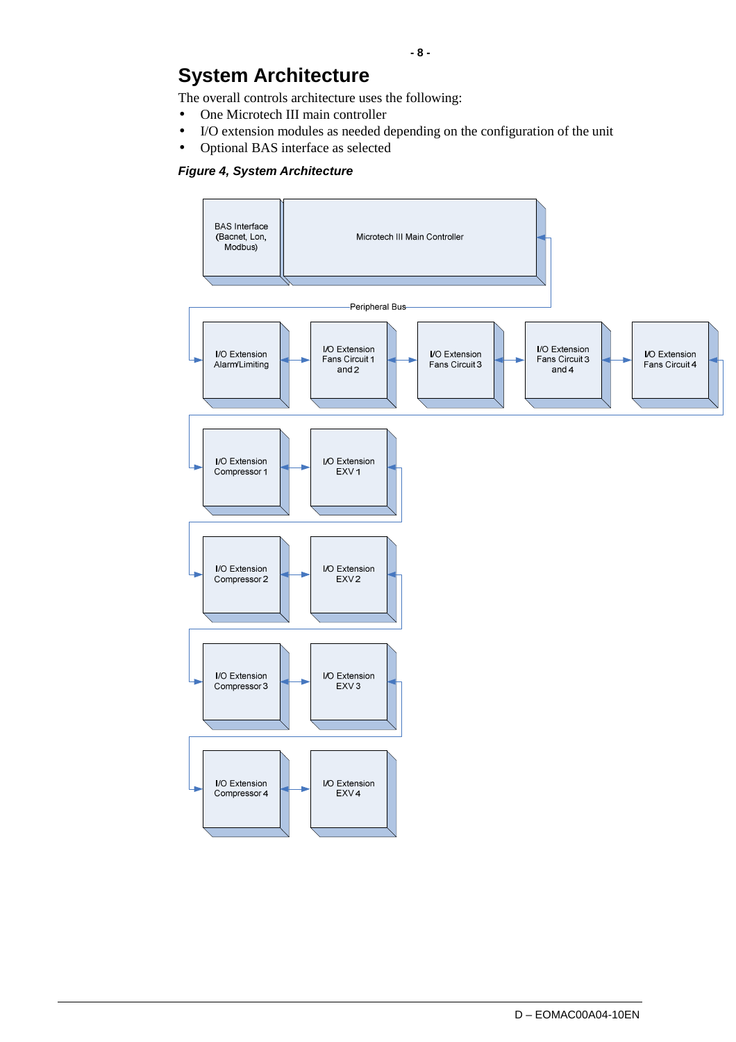# System Architecture

The overall controls architecture uses the following:

- One Microtech III main controller
- I/O extension modules as needed depending on the configuration of the unit
- Optional BAS interface as selected

***Figure 4, System Architecture***

BAS Interface (Bacnet, Lon, Modbus)

Microtech III Main Controller

Peripheral Bus

I/O Extension Alarm/Limiting

I/O Extension Fans Circuit 1 and 2

I/O Extension Fans Circuit 3

I/O Extension Fans Circuit 3 and 4

I/O Extension Fans Circuit 4

I/O Extension Compressor 1

I/O Extension EXV 1

I/O Extension Compressor 2

I/O Extension EXV 2

I/O Extension Compressor 3

I/O Extension EXV 3

I/O Extension Compressor 4

I/O Extension EXV 4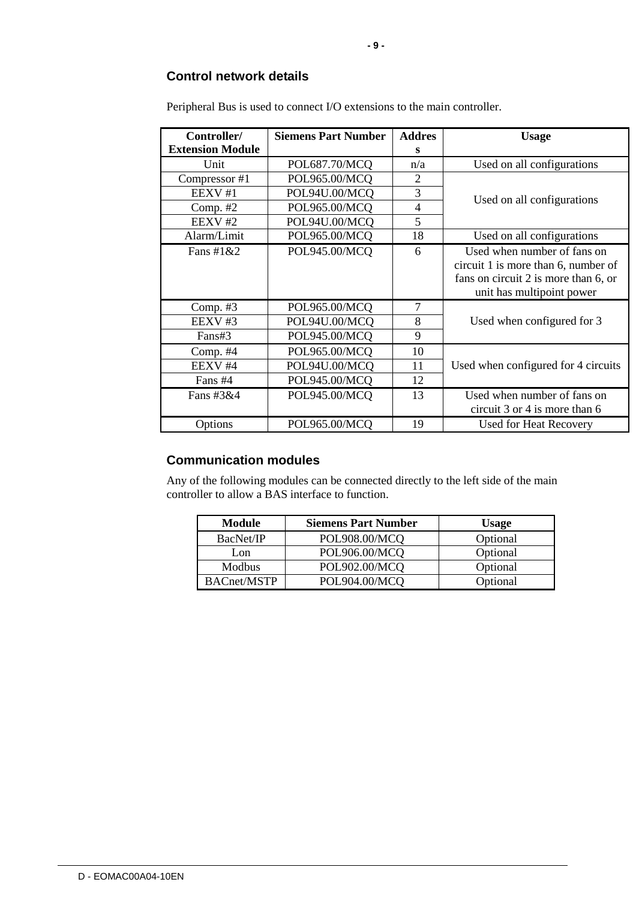## Control network details

Peripheral Bus is used to connect I/O extensions to the main controller.

| Controller/ Extension Module | Siemens Part Number | Address | Usage |
|---|---|---|---|
| Unit | POL687.70/MCQ | n/a | Used on all configurations |
| Compressor #1 | POL965.00/MCQ | 2 | Used on all configurations |
| EEXV #1 | POL94U.00/MCQ | 3 | |
| Comp. #2 | POL965.00/MCQ | 4 | |
| EEXV #2 | POL94U.00/MCQ | 5 | |
| Alarm/Limit | POL965.00/MCQ | 18 | Used on all configurations |
| Fans #1&2 | POL945.00/MCQ | 6 | Used when number of fans on circuit 1 is more than 6, number of fans on circuit 2 is more than 6, or unit has multipoint power |
| Comp. #3 | POL965.00/MCQ | 7 | Used when configured for 3 |
| EEXV #3 | POL94U.00/MCQ | 8 | |
| Fans#3 | POL945.00/MCQ | 9 | |
| Comp. #4 | POL965.00/MCQ | 10 | Used when configured for 4 circuits |
| EEXV #4 | POL94U.00/MCQ | 11 | |
| Fans #4 | POL945.00/MCQ | 12 | |
| Fans #3&4 | POL945.00/MCQ | 13 | Used when number of fans on circuit 3 or 4 is more than 6 |
| Options | POL965.00/MCQ | 19 | Used for Heat Recovery |

## Communication modules

Any of the following modules can be connected directly to the left side of the main controller to allow a BAS interface to function.

| Module | Siemens Part Number | Usage |
|---|---|---|
| BacNet/IP | POL908.00/MCQ | Optional |
| Lon | POL906.00/MCQ | Optional |
| Modbus | POL902.00/MCQ | Optional |
| BACnet/MSTP | POL904.00/MCQ | Optional |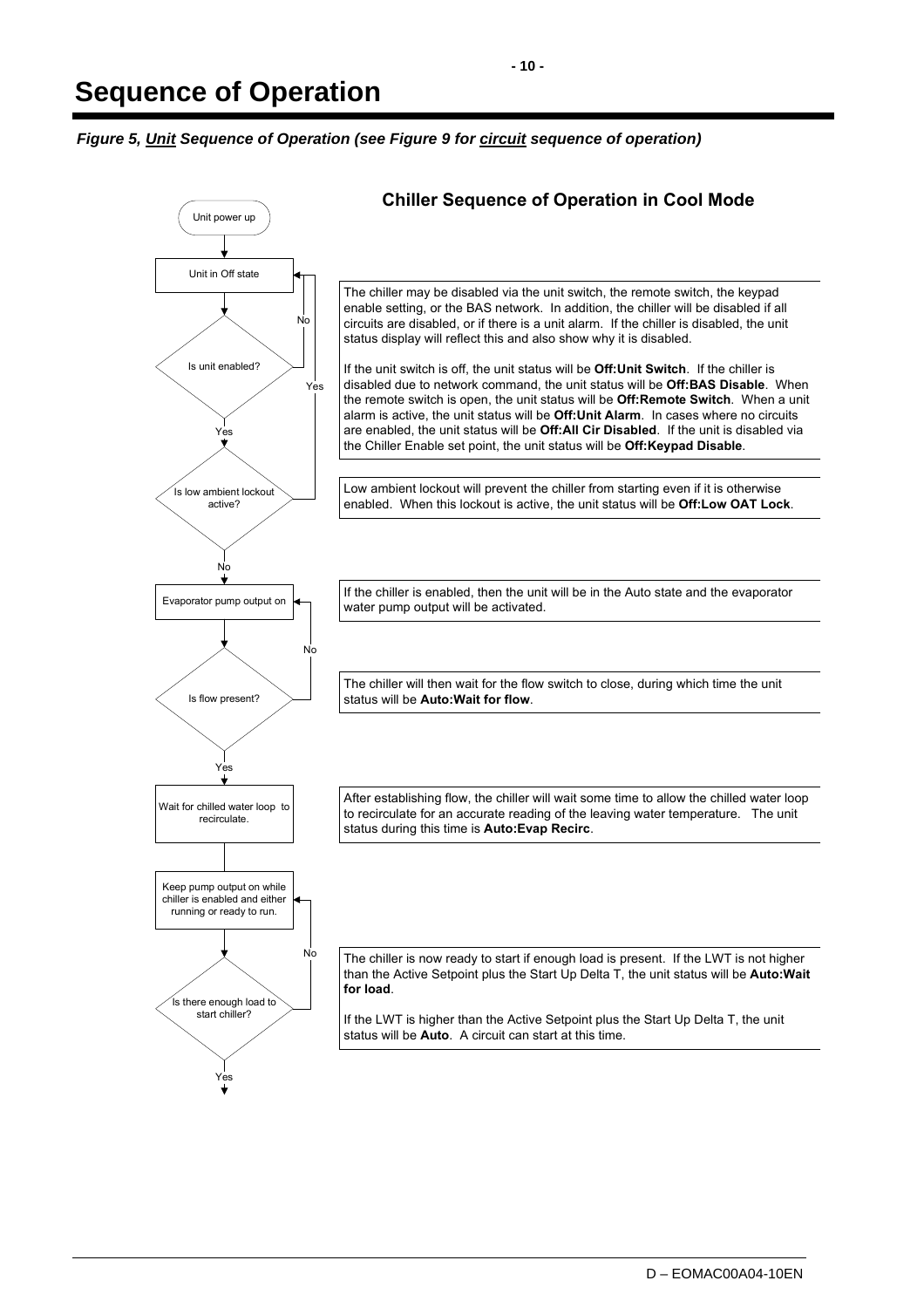# Sequence of Operation

***Figure 5, Unit Sequence of Operation (see Figure 9 for circuit sequence of operation)***

## Chiller Sequence of Operation in Cool Mode

Unit power up

Unit in Off state

Is unit enabled? (No → Unit in Off state; Yes ↓)

The chiller may be disabled via the unit switch, the remote switch, the keypad enable setting, or the BAS network. In addition, the chiller will be disabled if all circuits are disabled, or if there is a unit alarm. If the chiller is disabled, the unit status display will reflect this and also show why it is disabled.

If the unit switch is off, the unit status will be **Off:Unit Switch**. If the chiller is disabled due to network command, the unit status will be **Off:BAS Disable**. When the remote switch is open, the unit status will be **Off:Remote Switch**. When a unit alarm is active, the unit status will be **Off:Unit Alarm**. In cases where no circuits are enabled, the unit status will be **Off:All Cir Disabled**. If the unit is disabled via the Chiller Enable set point, the unit status will be **Off:Keypad Disable**.

Is low ambient lockout active? (Yes → Unit in Off state; No ↓)

Low ambient lockout will prevent the chiller from starting even if it is otherwise enabled. When this lockout is active, the unit status will be **Off:Low OAT Lock**.

Evaporator pump output on

If the chiller is enabled, then the unit will be in the Auto state and the evaporator water pump output will be activated.

Is flow present? (No → Evaporator pump output on; Yes ↓)

The chiller will then wait for the flow switch to close, during which time the unit status will be **Auto:Wait for flow**.

Wait for chilled water loop to recirculate.

After establishing flow, the chiller will wait some time to allow the chilled water loop to recirculate for an accurate reading of the leaving water temperature. The unit status during this time is **Auto:Evap Recirc**.

Keep pump output on while chiller is enabled and either running or ready to run.

Is there enough load to start chiller? (No → Keep pump output on...; Yes ↓)

The chiller is now ready to start if enough load is present. If the LWT is not higher than the Active Setpoint plus the Start Up Delta T, the unit status will be **Auto:Wait for load**.

If the LWT is higher than the Active Setpoint plus the Start Up Delta T, the unit status will be **Auto**. A circuit can start at this time.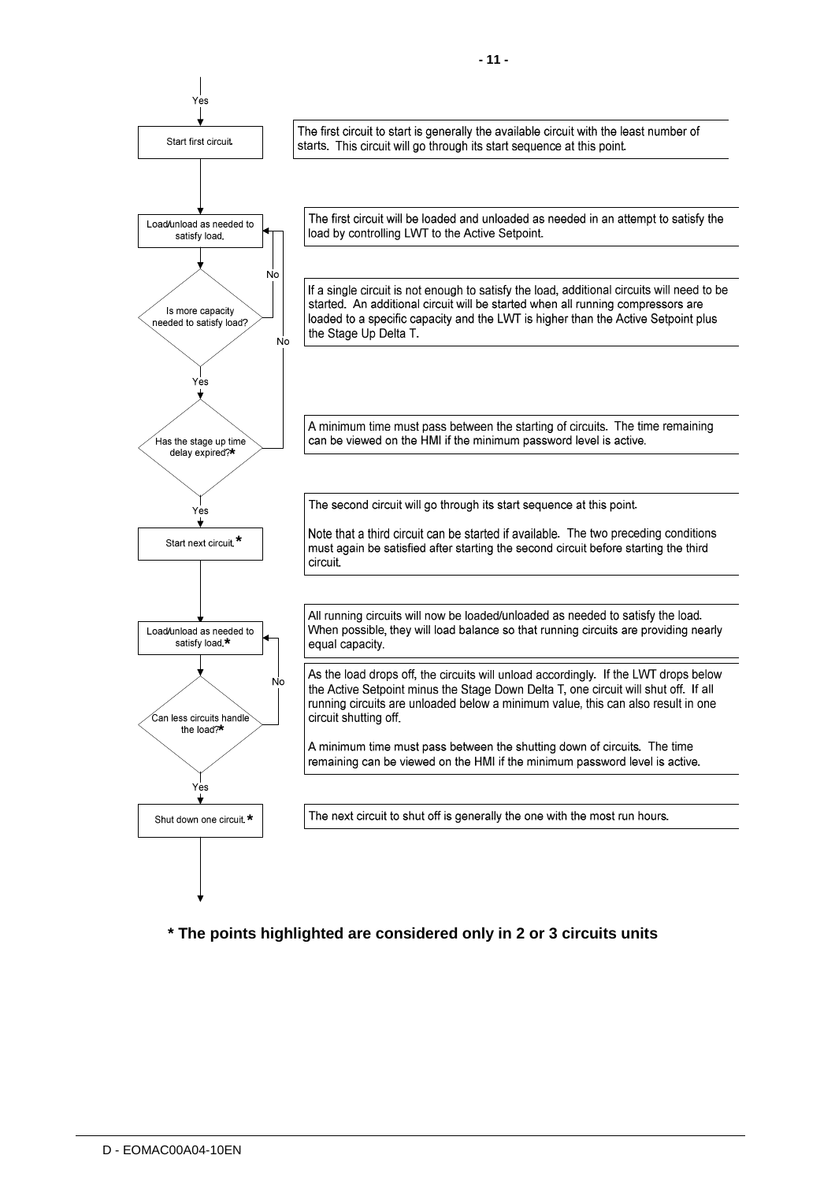Yes

**Start first circuit.**

The first circuit to start is generally the available circuit with the least number of starts. This circuit will go through its start sequence at this point.

**Load/unload as needed to satisfy load.**

The first circuit will be loaded and unloaded as needed in an attempt to satisfy the load by controlling LWT to the Active Setpoint.

**Is more capacity needed to satisfy load?** (No → Load/unload as needed to satisfy load; Yes → continue)

If a single circuit is not enough to satisfy the load, additional circuits will need to be started. An additional circuit will be started when all running compressors are loaded to a specific capacity and the LWT is higher than the Active Setpoint plus the Stage Up Delta T.

**Has the stage up time delay expired?*** (No → Load/unload as needed to satisfy load; Yes → continue)

A minimum time must pass between the starting of circuits. The time remaining can be viewed on the HMI if the minimum password level is active.

**Start next circuit.***

The second circuit will go through its start sequence at this point.

Note that a third circuit can be started if available. The two preceding conditions must again be satisfied after starting the second circuit before starting the third circuit.

**Load/unload as needed to satisfy load.***

All running circuits will now be loaded/unloaded as needed to satisfy the load. When possible, they will load balance so that running circuits are providing nearly equal capacity.

**Can less circuits handle the load?*** (No → Load/unload as needed to satisfy load; Yes → continue)

As the load drops off, the circuits will unload accordingly. If the LWT drops below the Active Setpoint minus the Stage Down Delta T, one circuit will shut off. If all running circuits are unloaded below a minimum value, this can also result in one circuit shutting off.

A minimum time must pass between the shutting down of circuits. The time remaining can be viewed on the HMI if the minimum password level is active.

**Shut down one circuit.***

The next circuit to shut off is generally the one with the most run hours.

**\* The points highlighted are considered only in 2 or 3 circuits units**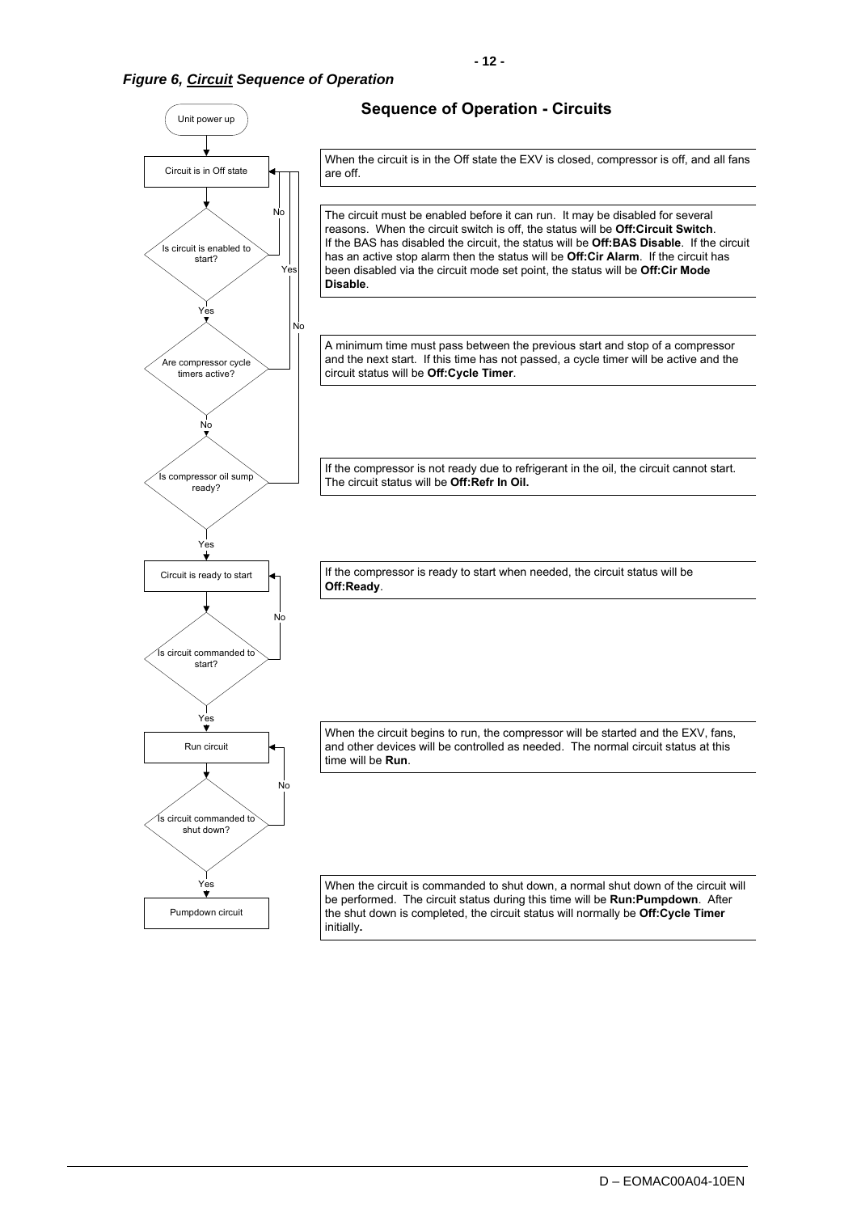***Figure 6, Circuit Sequence of Operation***

## Sequence of Operation - Circuits

Unit power up

Circuit is in Off state

When the circuit is in the Off state the EXV is closed, compressor is off, and all fans are off.

Is circuit is enabled to start? (No → Circuit is in Off state; Yes → next)

The circuit must be enabled before it can run. It may be disabled for several reasons. When the circuit switch is off, the status will be **Off:Circuit Switch**. If the BAS has disabled the circuit, the status will be **Off:BAS Disable**. If the circuit has an active stop alarm then the status will be **Off:Cir Alarm**. If the circuit has been disabled via the circuit mode set point, the status will be **Off:Cir Mode Disable**.

Are compressor cycle timers active? (Yes → Circuit is in Off state; No → next)

A minimum time must pass between the previous start and stop of a compressor and the next start. If this time has not passed, a cycle timer will be active and the circuit status will be **Off:Cycle Timer**.

Is compressor oil sump ready? (No → Circuit is in Off state; Yes → next)

If the compressor is not ready due to refrigerant in the oil, the circuit cannot start. The circuit status will be **Off:Refr In Oil.**

Circuit is ready to start

If the compressor is ready to start when needed, the circuit status will be **Off:Ready**.

Is circuit commanded to start? (No → Circuit is ready to start; Yes → next)

Run circuit

When the circuit begins to run, the compressor will be started and the EXV, fans, and other devices will be controlled as needed. The normal circuit status at this time will be **Run**.

Is circuit commanded to shut down? (No → Run circuit; Yes → next)

Pumpdown circuit

When the circuit is commanded to shut down, a normal shut down of the circuit will be performed. The circuit status during this time will be **Run:Pumpdown**. After the shut down is completed, the circuit status will normally be **Off:Cycle Timer** initially**.**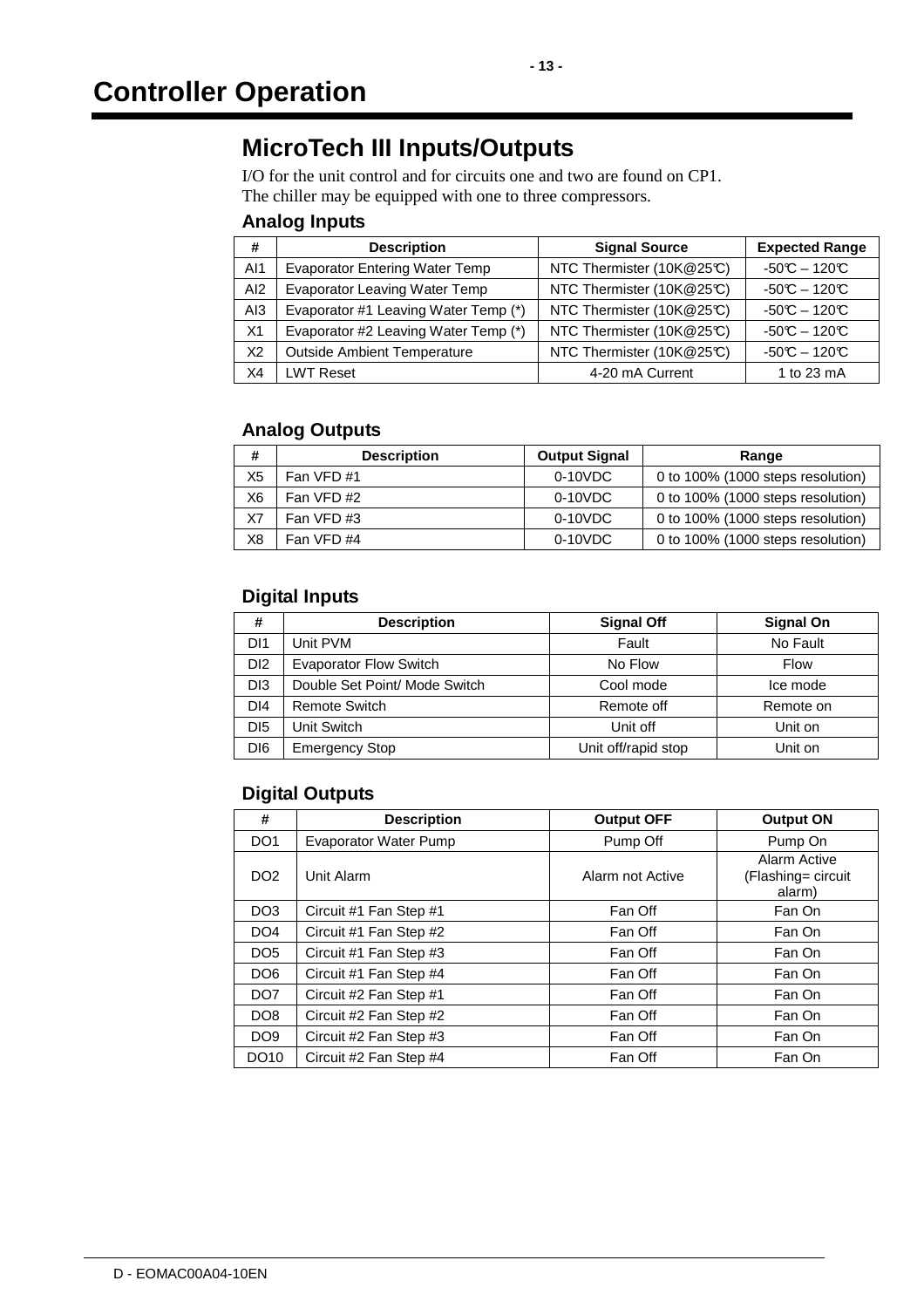# Controller Operation

## MicroTech III Inputs/Outputs

I/O for the unit control and for circuits one and two are found on CP1.
The chiller may be equipped with one to three compressors.

### Analog Inputs

| # | Description | Signal Source | Expected Range |
|---|---|---|---|
| AI1 | Evaporator Entering Water Temp | NTC Thermister (10K@25°C) | -50°C – 120°C |
| AI2 | Evaporator Leaving Water Temp | NTC Thermister (10K@25°C) | -50°C – 120°C |
| AI3 | Evaporator #1 Leaving Water Temp (*) | NTC Thermister (10K@25°C) | -50°C – 120°C |
| X1 | Evaporator #2 Leaving Water Temp (*) | NTC Thermister (10K@25°C) | -50°C – 120°C |
| X2 | Outside Ambient Temperature | NTC Thermister (10K@25°C) | -50°C – 120°C |
| X4 | LWT Reset | 4-20 mA Current | 1 to 23 mA |

### Analog Outputs

| # | Description | Output Signal | Range |
|---|---|---|---|
| X5 | Fan VFD #1 | 0-10VDC | 0 to 100% (1000 steps resolution) |
| X6 | Fan VFD #2 | 0-10VDC | 0 to 100% (1000 steps resolution) |
| X7 | Fan VFD #3 | 0-10VDC | 0 to 100% (1000 steps resolution) |
| X8 | Fan VFD #4 | 0-10VDC | 0 to 100% (1000 steps resolution) |

### Digital Inputs

| # | Description | Signal Off | Signal On |
|---|---|---|---|
| DI1 | Unit PVM | Fault | No Fault |
| DI2 | Evaporator Flow Switch | No Flow | Flow |
| DI3 | Double Set Point/ Mode Switch | Cool mode | Ice mode |
| DI4 | Remote Switch | Remote off | Remote on |
| DI5 | Unit Switch | Unit off | Unit on |
| DI6 | Emergency Stop | Unit off/rapid stop | Unit on |

### Digital Outputs

| # | Description | Output OFF | Output ON |
|---|---|---|---|
| DO1 | Evaporator Water Pump | Pump Off | Pump On |
| DO2 | Unit Alarm | Alarm not Active | Alarm Active (Flashing= circuit alarm) |
| DO3 | Circuit #1 Fan Step #1 | Fan Off | Fan On |
| DO4 | Circuit #1 Fan Step #2 | Fan Off | Fan On |
| DO5 | Circuit #1 Fan Step #3 | Fan Off | Fan On |
| DO6 | Circuit #1 Fan Step #4 | Fan Off | Fan On |
| DO7 | Circuit #2 Fan Step #1 | Fan Off | Fan On |
| DO8 | Circuit #2 Fan Step #2 | Fan Off | Fan On |
| DO9 | Circuit #2 Fan Step #3 | Fan Off | Fan On |
| DO10 | Circuit #2 Fan Step #4 | Fan Off | Fan On |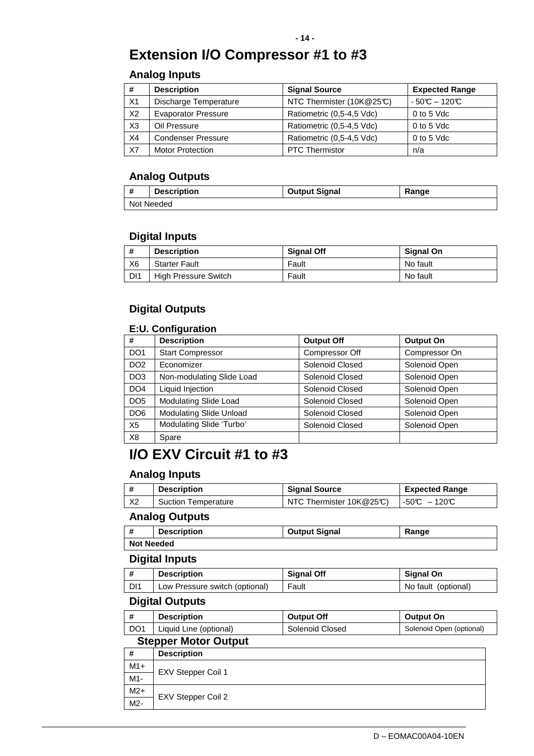# Extension I/O Compressor #1 to #3

## Analog Inputs

| # | Description | Signal Source | Expected Range |
|---|---|---|---|
| X1 | Discharge Temperature | NTC Thermister (10K@25°C) | - 50°C – 120°C |
| X2 | Evaporator Pressure | Ratiometric (0,5-4,5 Vdc) | 0 to 5 Vdc |
| X3 | Oil Pressure | Ratiometric (0,5-4,5 Vdc) | 0 to 5 Vdc |
| X4 | Condenser Pressure | Ratiometric (0,5-4,5 Vdc) | 0 to 5 Vdc |
| X7 | Motor Protection | PTC Thermistor | n/a |

## Analog Outputs

| # | Description | Output Signal | Range |
|---|---|---|---|
| Not Needed | | | |

## Digital Inputs

| # | Description | Signal Off | Signal On |
|---|---|---|---|
| X6 | Starter Fault | Fault | No fault |
| DI1 | High Pressure Switch | Fault | No fault |

## Digital Outputs

### E:U. Configuration

| # | Description | Output Off | Output On |
|---|---|---|---|
| DO1 | Start Compressor | Compressor Off | Compressor On |
| DO2 | Economizer | Solenoid Closed | Solenoid Open |
| DO3 | Non-modulating Slide Load | Solenoid Closed | Solenoid Open |
| DO4 | Liquid Injection | Solenoid Closed | Solenoid Open |
| DO5 | Modulating Slide Load | Solenoid Closed | Solenoid Open |
| DO6 | Modulating Slide Unload | Solenoid Closed | Solenoid Open |
| X5 | Modulating Slide 'Turbo' | Solenoid Closed | Solenoid Open |
| X8 | Spare | | |

# I/O EXV Circuit #1 to #3

## Analog Inputs

| # | Description | Signal Source | Expected Range |
|---|---|---|---|
| X2 | Suction Temperature | NTC Thermister 10K@25°C) | -50°C – 120°C |

## Analog Outputs

| # | Description | Output Signal | Range |
|---|---|---|---|
| **Not Needed** | | | |

## Digital Inputs

| # | Description | Signal Off | Signal On |
|---|---|---|---|
| DI1 | Low Pressure switch (optional) | Fault | No fault (optional) |

## Digital Outputs

| # | Description | Output Off | Output On |
|---|---|---|---|
| DO1 | Liquid Line (optional) | Solenoid Closed | Solenoid Open (optional) |

## Stepper Motor Output

| # | Description |
|---|---|
| M1+ | EXV Stepper Coil 1 |
| M1- | |
| M2+ | EXV Stepper Coil 2 |
| M2- | |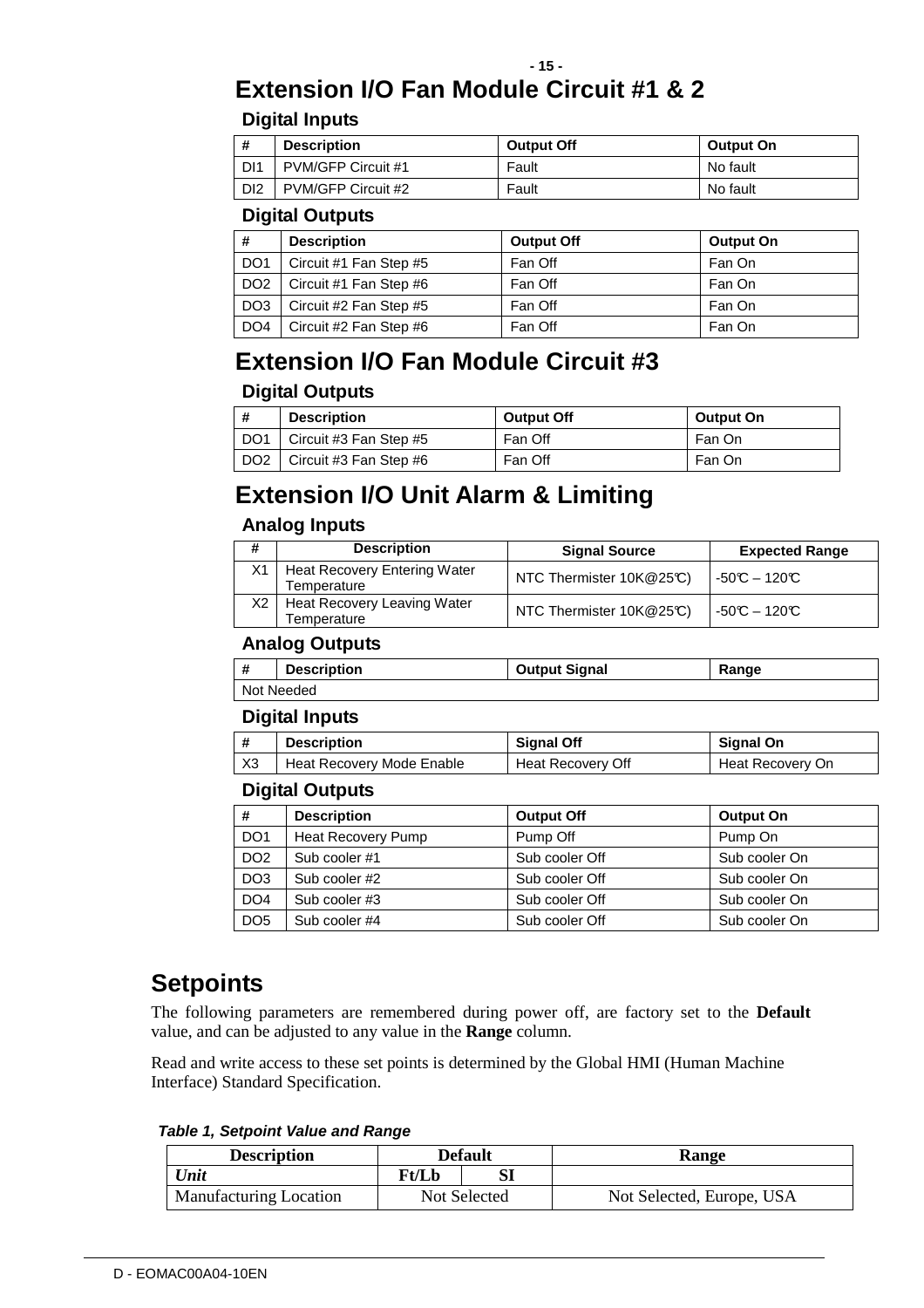# Extension I/O Fan Module Circuit #1 & 2

### Digital Inputs

| # | Description | Output Off | Output On |
|---|---|---|---|
| DI1 | PVM/GFP Circuit #1 | Fault | No fault |
| DI2 | PVM/GFP Circuit #2 | Fault | No fault |

### Digital Outputs

| # | Description | Output Off | Output On |
|---|---|---|---|
| DO1 | Circuit #1 Fan Step #5 | Fan Off | Fan On |
| DO2 | Circuit #1 Fan Step #6 | Fan Off | Fan On |
| DO3 | Circuit #2 Fan Step #5 | Fan Off | Fan On |
| DO4 | Circuit #2 Fan Step #6 | Fan Off | Fan On |

# Extension I/O Fan Module Circuit #3

### Digital Outputs

| # | Description | Output Off | Output On |
|---|---|---|---|
| DO1 | Circuit #3 Fan Step #5 | Fan Off | Fan On |
| DO2 | Circuit #3 Fan Step #6 | Fan Off | Fan On |

# Extension I/O Unit Alarm & Limiting

### Analog Inputs

| # | Description | Signal Source | Expected Range |
|---|---|---|---|
| X1 | Heat Recovery Entering Water Temperature | NTC Thermister 10K@25°C) | -50°C – 120°C |
| X2 | Heat Recovery Leaving Water Temperature | NTC Thermister 10K@25°C) | -50°C – 120°C |

### Analog Outputs

| # | Description | Output Signal | Range |
|---|---|---|---|
| Not Needed | | | |

### Digital Inputs

| # | Description | Signal Off | Signal On |
|---|---|---|---|
| X3 | Heat Recovery Mode Enable | Heat Recovery Off | Heat Recovery On |

### Digital Outputs

| # | Description | Output Off | Output On |
|---|---|---|---|
| DO1 | Heat Recovery Pump | Pump Off | Pump On |
| DO2 | Sub cooler #1 | Sub cooler Off | Sub cooler On |
| DO3 | Sub cooler #2 | Sub cooler Off | Sub cooler On |
| DO4 | Sub cooler #3 | Sub cooler Off | Sub cooler On |
| DO5 | Sub cooler #4 | Sub cooler Off | Sub cooler On |

# Setpoints

The following parameters are remembered during power off, are factory set to the **Default** value, and can be adjusted to any value in the **Range** column.

Read and write access to these set points is determined by the Global HMI (Human Machine Interface) Standard Specification.

***Table 1, Setpoint Value and Range***

| Description | Default | | Range |
|---|---|---|---|
| ***Unit*** | **Ft/Lb** | **SI** | |
| Manufacturing Location | Not Selected | | Not Selected, Europe, USA |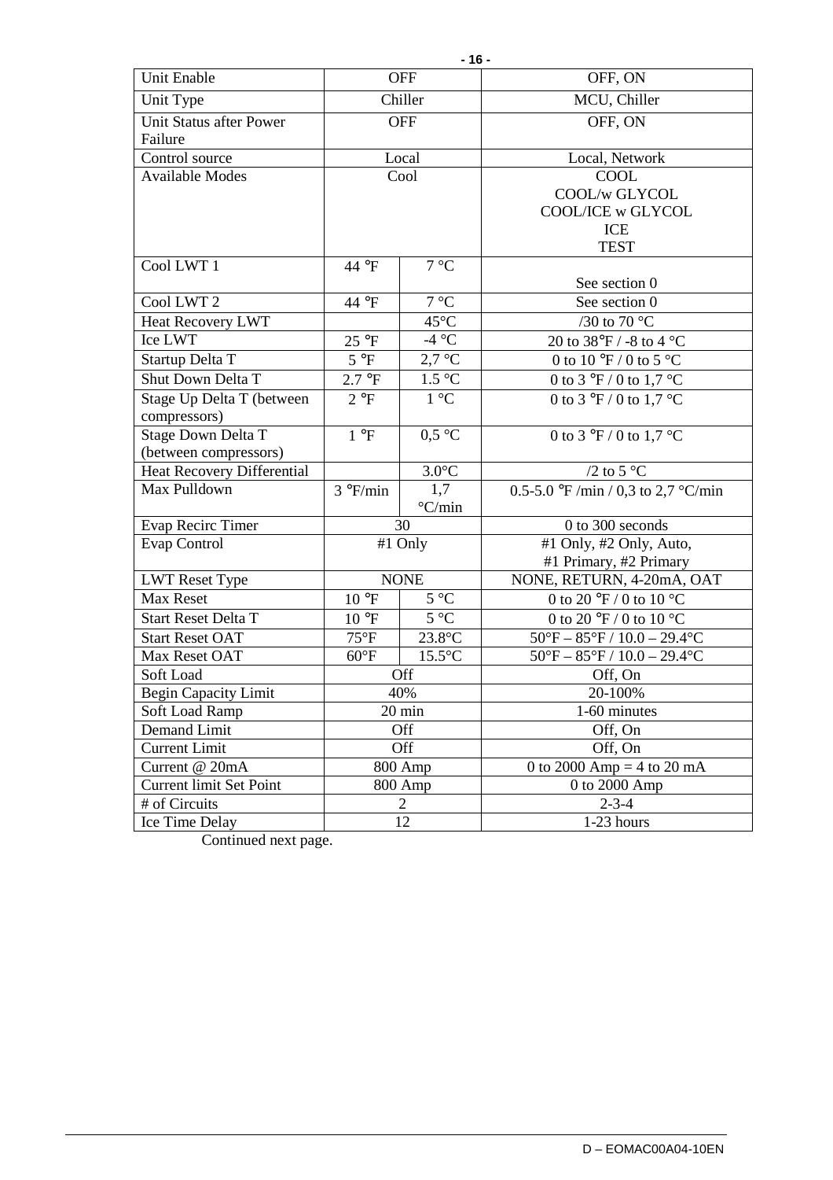| Unit Enable | OFF | | OFF, ON |
|---|---|---|---|
| Unit Type | Chiller | | MCU, Chiller |
| Unit Status after Power Failure | OFF | | OFF, ON |
| Control source | Local | | Local, Network |
| Available Modes | Cool | | COOL<br>COOL/w GLYCOL<br>COOL/ICE w GLYCOL<br>ICE<br>TEST |
| Cool LWT 1 | 44 °F | 7 °C | See section 0 |
| Cool LWT 2 | 44 °F | 7 °C | See section 0 |
| Heat Recovery LWT | | 45°C | /30 to 70 °C |
| Ice LWT | 25 °F | -4 °C | 20 to 38°F / -8 to 4 °C |
| Startup Delta T | 5 °F | 2,7 °C | 0 to 10 °F / 0 to 5 °C |
| Shut Down Delta T | 2.7 °F | 1.5 °C | 0 to 3 °F / 0 to 1,7 °C |
| Stage Up Delta T (between compressors) | 2 °F | 1 °C | 0 to 3 °F / 0 to 1,7 °C |
| Stage Down Delta T (between compressors) | 1 °F | 0,5 °C | 0 to 3 °F / 0 to 1,7 °C |
| Heat Recovery Differential | | 3.0°C | /2 to 5 °C |
| Max Pulldown | 3 °F/min | 1,7 °C/min | 0.5-5.0 °F /min / 0,3 to 2,7 °C/min |
| Evap Recirc Timer | 30 | | 0 to 300 seconds |
| Evap Control | #1 Only | | #1 Only, #2 Only, Auto,<br>#1 Primary, #2 Primary |
| LWT Reset Type | NONE | | NONE, RETURN, 4-20mA, OAT |
| Max Reset | 10 °F | 5 °C | 0 to 20 °F / 0 to 10 °C |
| Start Reset Delta T | 10 °F | 5 °C | 0 to 20 °F / 0 to 10 °C |
| Start Reset OAT | 75°F | 23.8°C | 50°F – 85°F / 10.0 – 29.4°C |
| Max Reset OAT | 60°F | 15.5°C | 50°F – 85°F / 10.0 – 29.4°C |
| Soft Load | Off | | Off, On |
| Begin Capacity Limit | 40% | | 20-100% |
| Soft Load Ramp | 20 min | | 1-60 minutes |
| Demand Limit | Off | | Off, On |
| Current Limit | Off | | Off, On |
| Current @ 20mA | 800 Amp | | 0 to 2000 Amp = 4 to 20 mA |
| Current limit Set Point | 800 Amp | | 0 to 2000 Amp |
| # of Circuits | 2 | | 2-3-4 |
| Ice Time Delay | 12 | | 1-23 hours |

Continued next page.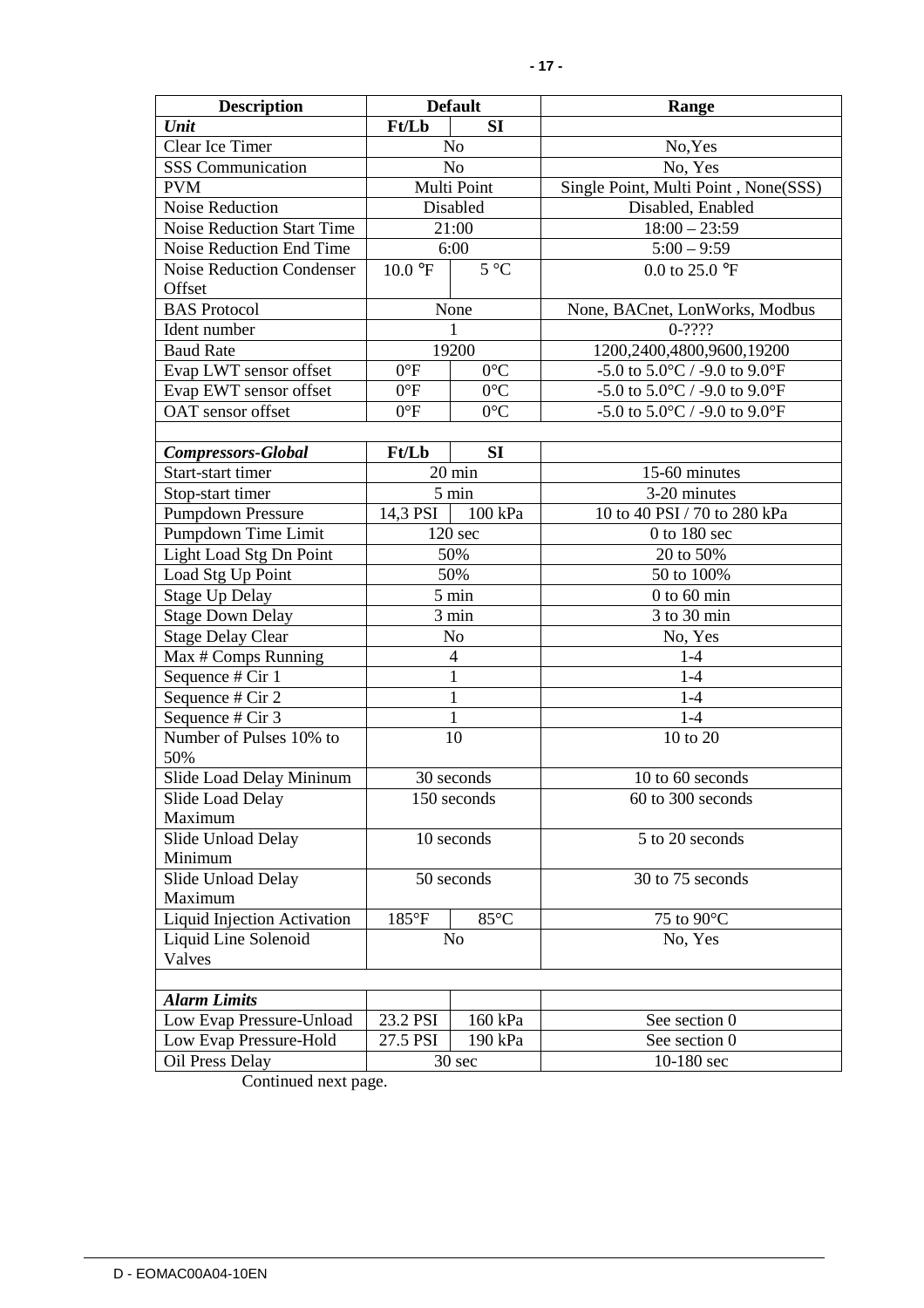| Description | Default | | Range |
|---|---|---|---|
| ***Unit*** | **Ft/Lb** | **SI** | |
| Clear Ice Timer | No | | No,Yes |
| SSS Communication | No | | No, Yes |
| PVM | Multi Point | | Single Point, Multi Point , None(SSS) |
| Noise Reduction | Disabled | | Disabled, Enabled |
| Noise Reduction Start Time | 21:00 | | 18:00 – 23:59 |
| Noise Reduction End Time | 6:00 | | 5:00 – 9:59 |
| Noise Reduction Condenser Offset | 10.0 °F | 5 °C | 0.0 to 25.0 °F |
| BAS Protocol | None | | None, BACnet, LonWorks, Modbus |
| Ident number | 1 | | 0-???? |
| Baud Rate | 19200 | | 1200,2400,4800,9600,19200 |
| Evap LWT sensor offset | 0°F | 0°C | -5.0 to 5.0°C / -9.0 to 9.0°F |
| Evap EWT sensor offset | 0°F | 0°C | -5.0 to 5.0°C / -9.0 to 9.0°F |
| OAT sensor offset | 0°F | 0°C | -5.0 to 5.0°C / -9.0 to 9.0°F |
| | | | |
| ***Compressors-Global*** | **Ft/Lb** | **SI** | |
| Start-start timer | 20 min | | 15-60 minutes |
| Stop-start timer | 5 min | | 3-20 minutes |
| Pumpdown Pressure | 14,3 PSI | 100 kPa | 10 to 40 PSI / 70 to 280 kPa |
| Pumpdown Time Limit | 120 sec | | 0 to 180 sec |
| Light Load Stg Dn Point | 50% | | 20 to 50% |
| Load Stg Up Point | 50% | | 50 to 100% |
| Stage Up Delay | 5 min | | 0 to 60 min |
| Stage Down Delay | 3 min | | 3 to 30 min |
| Stage Delay Clear | No | | No, Yes |
| Max # Comps Running | 4 | | 1-4 |
| Sequence # Cir 1 | 1 | | 1-4 |
| Sequence # Cir 2 | 1 | | 1-4 |
| Sequence # Cir 3 | 1 | | 1-4 |
| Number of Pulses 10% to 50% | 10 | | 10 to 20 |
| Slide Load Delay Mininum | 30 seconds | | 10 to 60 seconds |
| Slide Load Delay Maximum | 150 seconds | | 60 to 300 seconds |
| Slide Unload Delay Minimum | 10 seconds | | 5 to 20 seconds |
| Slide Unload Delay Maximum | 50 seconds | | 30 to 75 seconds |
| Liquid Injection Activation | 185°F | 85°C | 75 to 90°C |
| Liquid Line Solenoid Valves | No | | No, Yes |
| | | | |
| ***Alarm Limits*** | | | |
| Low Evap Pressure-Unload | 23.2 PSI | 160 kPa | See section 0 |
| Low Evap Pressure-Hold | 27.5 PSI | 190 kPa | See section 0 |
| Oil Press Delay | 30 sec | | 10-180 sec |

Continued next page.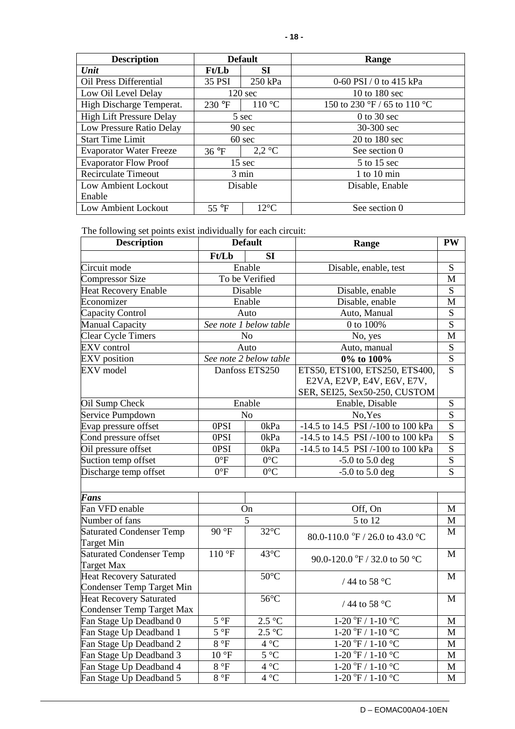| Description | Default | | Range |
|---|---|---|---|
| ***Unit*** | **Ft/Lb** | **SI** | |
| Oil Press Differential | 35 PSI | 250 kPa | 0-60 PSI / 0 to 415 kPa |
| Low Oil Level Delay | 120 sec | | 10 to 180 sec |
| High Discharge Temperat. | 230 °F | 110 °C | 150 to 230 °F / 65 to 110 °C |
| High Lift Pressure Delay | 5 sec | | 0 to 30 sec |
| Low Pressure Ratio Delay | 90 sec | | 30-300 sec |
| Start Time Limit | 60 sec | | 20 to 180 sec |
| Evaporator Water Freeze | 36 °F | 2,2 °C | See section 0 |
| Evaporator Flow Proof | 15 sec | | 5 to 15 sec |
| Recirculate Timeout | 3 min | | 1 to 10 min |
| Low Ambient Lockout Enable | Disable | | Disable, Enable |
| Low Ambient Lockout | 55 °F | 12°C | See section 0 |

The following set points exist individually for each circuit:

| Description | Default | | Range | PW |
|---|---|---|---|---|
| | **Ft/Lb** | **SI** | | |
| Circuit mode | Enable | | Disable, enable, test | S |
| Compressor Size | To be Verified | | | M |
| Heat Recovery Enable | Disable | | Disable, enable | S |
| Economizer | Enable | | Disable, enable | M |
| Capacity Control | Auto | | Auto, Manual | S |
| Manual Capacity | *See note 1 below table* | | 0 to 100% | S |
| Clear Cycle Timers | No | | No, yes | M |
| EXV control | Auto | | Auto, manual | S |
| EXV position | *See note 2 below table* | | **0% to 100%** | S |
| EXV model | Danfoss ETS250 | | ETS50, ETS100, ETS250, ETS400, E2VA, E2VP, E4V, E6V, E7V, SER, SEI25, Sex50-250, CUSTOM | S |
| Oil Sump Check | Enable | | Enable, Disable | S |
| Service Pumpdown | No | | No,Yes | S |
| Evap pressure offset | 0PSI | 0kPa | -14.5 to 14.5 PSI /-100 to 100 kPa | S |
| Cond pressure offset | 0PSI | 0kPa | -14.5 to 14.5 PSI /-100 to 100 kPa | S |
| Oil pressure offset | 0PSI | 0kPa | -14.5 to 14.5 PSI /-100 to 100 kPa | S |
| Suction temp offset | 0°F | 0°C | -5.0 to 5.0 deg | S |
| Discharge temp offset | 0°F | 0°C | -5.0 to 5.0 deg | S |
| | | | | |
| ***Fans*** | | | | |
| Fan VFD enable | On | | Off, On | M |
| Number of fans | 5 | | 5 to 12 | M |
| Saturated Condenser Temp Target Min | 90 °F | 32°C | 80.0-110.0 °F / 26.0 to 43.0 °C | M |
| Saturated Condenser Temp Target Max | 110 °F | 43°C | 90.0-120.0 °F / 32.0 to 50 °C | M |
| Heat Recovery Saturated Condenser Temp Target Min | | 50°C | / 44 to 58 °C | M |
| Heat Recovery Saturated Condenser Temp Target Max | | 56°C | / 44 to 58 °C | M |
| Fan Stage Up Deadband 0 | 5 °F | 2.5 °C | 1-20 °F / 1-10 °C | M |
| Fan Stage Up Deadband 1 | 5 °F | 2.5 °C | 1-20 °F / 1-10 °C | M |
| Fan Stage Up Deadband 2 | 8 °F | 4 °C | 1-20 °F / 1-10 °C | M |
| Fan Stage Up Deadband 3 | 10 °F | 5 °C | 1-20 °F / 1-10 °C | M |
| Fan Stage Up Deadband 4 | 8 °F | 4 °C | 1-20 °F / 1-10 °C | M |
| Fan Stage Up Deadband 5 | 8 °F | 4 °C | 1-20 °F / 1-10 °C | M |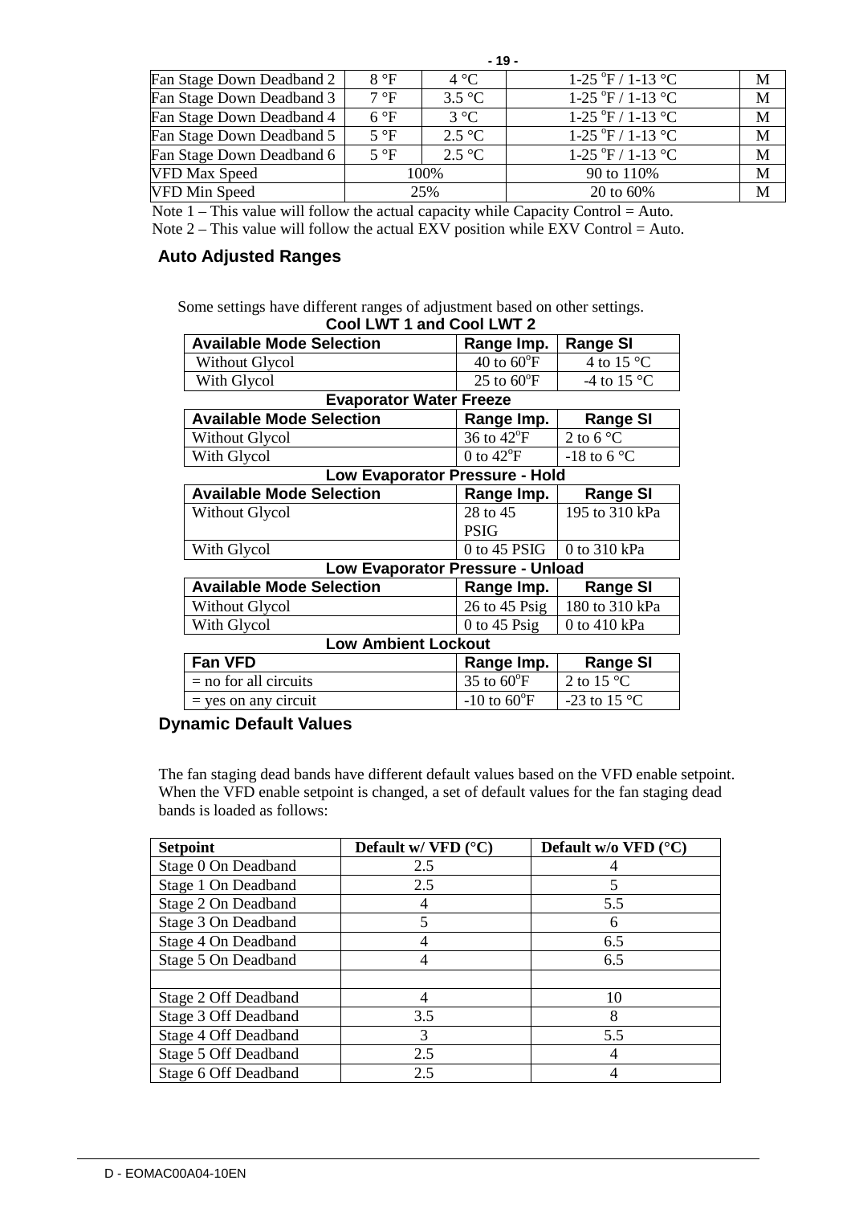| Fan Stage Down Deadband 2 | 8 °F | 4 °C | 1-25 °F / 1-13 °C | M |
|---|---|---|---|---|
| Fan Stage Down Deadband 3 | 7 °F | 3.5 °C | 1-25 °F / 1-13 °C | M |
| Fan Stage Down Deadband 4 | 6 °F | 3 °C | 1-25 °F / 1-13 °C | M |
| Fan Stage Down Deadband 5 | 5 °F | 2.5 °C | 1-25 °F / 1-13 °C | M |
| Fan Stage Down Deadband 6 | 5 °F | 2.5 °C | 1-25 °F / 1-13 °C | M |
| VFD Max Speed | 100% | | 90 to 110% | M |
| VFD Min Speed | 25% | | 20 to 60% | M |

Note 1 – This value will follow the actual capacity while Capacity Control = Auto.
Note 2 – This value will follow the actual EXV position while EXV Control = Auto.

## Auto Adjusted Ranges

Some settings have different ranges of adjustment based on other settings.

**Cool LWT 1 and Cool LWT 2**

| Available Mode Selection | Range Imp. | Range SI |
|---|---|---|
| Without Glycol | 40 to 60°F | 4 to 15 °C |
| With Glycol | 25 to 60°F | -4 to 15 °C |

**Evaporator Water Freeze**

| Available Mode Selection | Range Imp. | Range SI |
|---|---|---|
| Without Glycol | 36 to 42°F | 2 to 6 °C |
| With Glycol | 0 to 42°F | -18 to 6 °C |

**Low Evaporator Pressure - Hold**

| Available Mode Selection | Range Imp. | Range SI |
|---|---|---|
| Without Glycol | 28 to 45 PSIG | 195 to 310 kPa |
| With Glycol | 0 to 45 PSIG | 0 to 310 kPa |

**Low Evaporator Pressure - Unload**

| Available Mode Selection | Range Imp. | Range SI |
|---|---|---|
| Without Glycol | 26 to 45 Psig | 180 to 310 kPa |
| With Glycol | 0 to 45 Psig | 0 to 410 kPa |

**Low Ambient Lockout**

| Fan VFD | Range Imp. | Range SI |
|---|---|---|
| = no for all circuits | 35 to 60°F | 2 to 15 °C |
| = yes on any circuit | -10 to 60°F | -23 to 15 °C |

## Dynamic Default Values

The fan staging dead bands have different default values based on the VFD enable setpoint. When the VFD enable setpoint is changed, a set of default values for the fan staging dead bands is loaded as follows:

| Setpoint | Default w/ VFD (°C) | Default w/o VFD (°C) |
|---|---|---|
| Stage 0 On Deadband | 2.5 | 4 |
| Stage 1 On Deadband | 2.5 | 5 |
| Stage 2 On Deadband | 4 | 5.5 |
| Stage 3 On Deadband | 5 | 6 |
| Stage 4 On Deadband | 4 | 6.5 |
| Stage 5 On Deadband | 4 | 6.5 |
| | | |
| Stage 2 Off Deadband | 4 | 10 |
| Stage 3 Off Deadband | 3.5 | 8 |
| Stage 4 Off Deadband | 3 | 5.5 |
| Stage 5 Off Deadband | 2.5 | 4 |
| Stage 6 Off Deadband | 2.5 | 4 |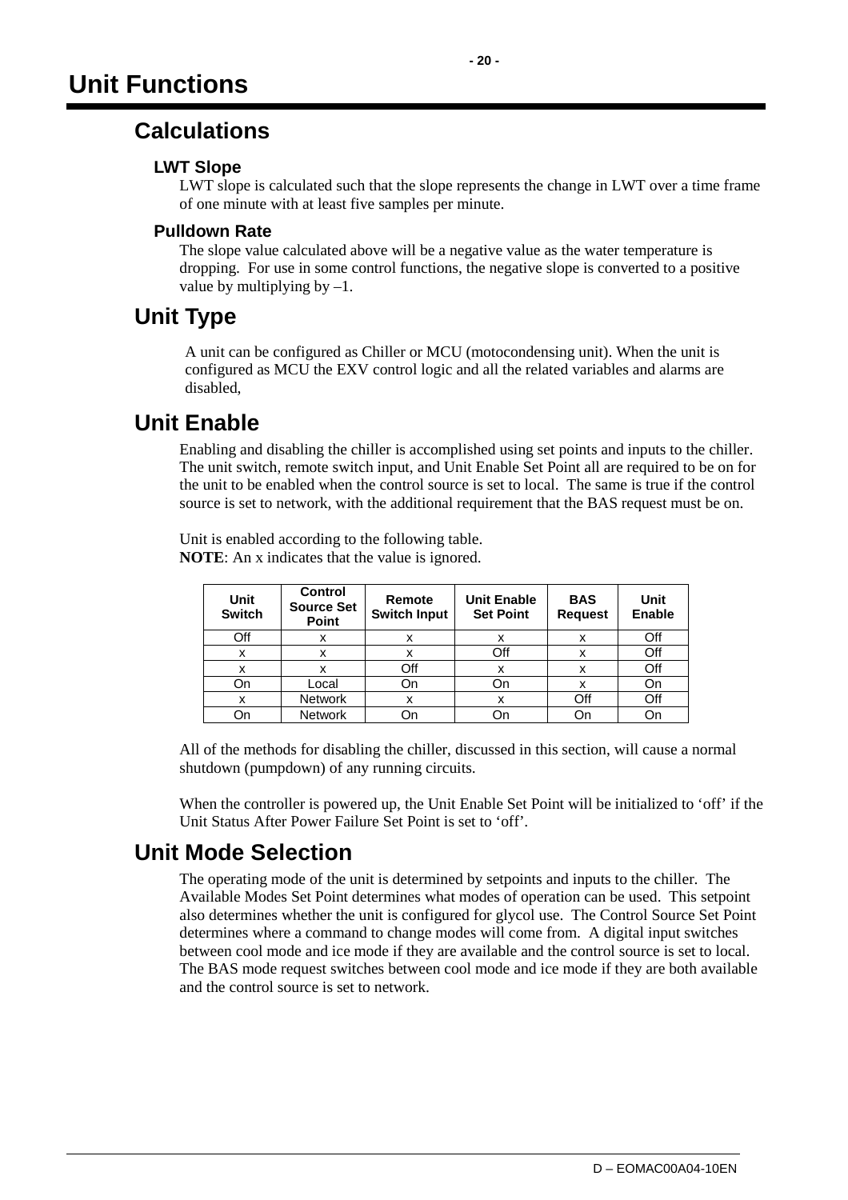# Unit Functions

## Calculations

### LWT Slope

LWT slope is calculated such that the slope represents the change in LWT over a time frame of one minute with at least five samples per minute.

### Pulldown Rate

The slope value calculated above will be a negative value as the water temperature is dropping. For use in some control functions, the negative slope is converted to a positive value by multiplying by –1.

## Unit Type

A unit can be configured as Chiller or MCU (motocondensing unit). When the unit is configured as MCU the EXV control logic and all the related variables and alarms are disabled,

## Unit Enable

Enabling and disabling the chiller is accomplished using set points and inputs to the chiller. The unit switch, remote switch input, and Unit Enable Set Point all are required to be on for the unit to be enabled when the control source is set to local. The same is true if the control source is set to network, with the additional requirement that the BAS request must be on.

Unit is enabled according to the following table.
**NOTE**: An x indicates that the value is ignored.

| Unit Switch | Control Source Set Point | Remote Switch Input | Unit Enable Set Point | BAS Request | Unit Enable |
|---|---|---|---|---|---|
| Off | x | x | x | x | Off |
| x | x | x | Off | x | Off |
| x | x | Off | x | x | Off |
| On | Local | On | On | x | On |
| x | Network | x | x | Off | Off |
| On | Network | On | On | On | On |

All of the methods for disabling the chiller, discussed in this section, will cause a normal shutdown (pumpdown) of any running circuits.

When the controller is powered up, the Unit Enable Set Point will be initialized to 'off' if the Unit Status After Power Failure Set Point is set to 'off'.

## Unit Mode Selection

The operating mode of the unit is determined by setpoints and inputs to the chiller. The Available Modes Set Point determines what modes of operation can be used. This setpoint also determines whether the unit is configured for glycol use. The Control Source Set Point determines where a command to change modes will come from. A digital input switches between cool mode and ice mode if they are available and the control source is set to local. The BAS mode request switches between cool mode and ice mode if they are both available and the control source is set to network.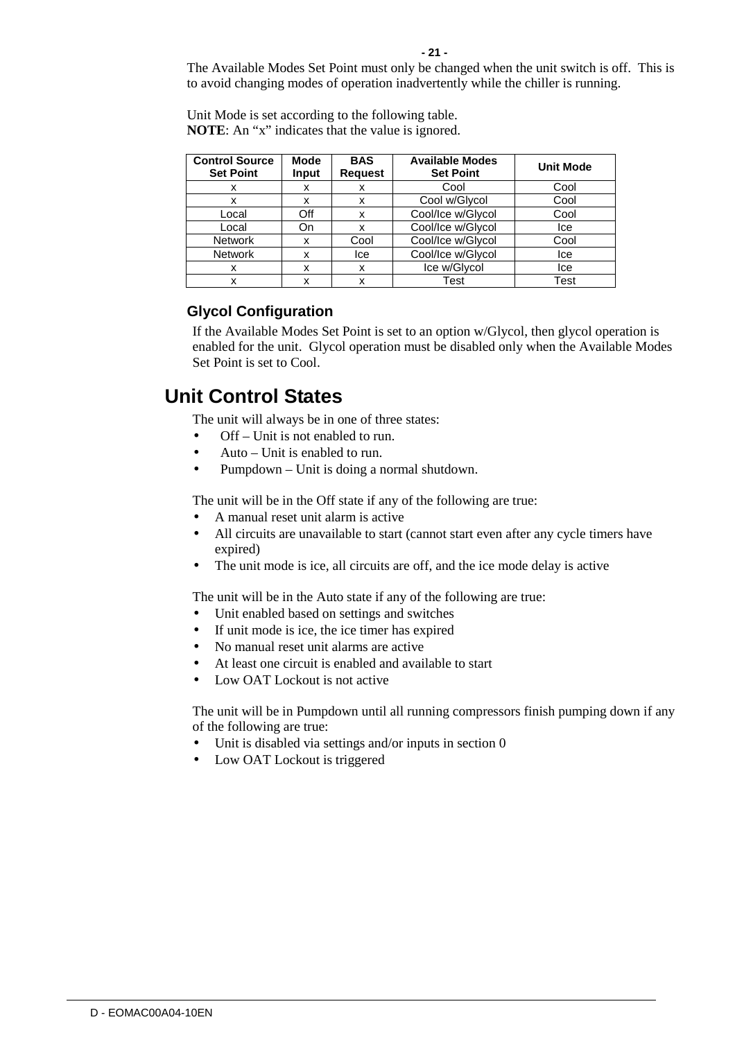The Available Modes Set Point must only be changed when the unit switch is off. This is to avoid changing modes of operation inadvertently while the chiller is running.

Unit Mode is set according to the following table.
**NOTE**: An "x" indicates that the value is ignored.

| Control Source Set Point | Mode Input | BAS Request | Available Modes Set Point | Unit Mode |
|---|---|---|---|---|
| x | x | x | Cool | Cool |
| x | x | x | Cool w/Glycol | Cool |
| Local | Off | x | Cool/Ice w/Glycol | Cool |
| Local | On | x | Cool/Ice w/Glycol | Ice |
| Network | x | Cool | Cool/Ice w/Glycol | Cool |
| Network | x | Ice | Cool/Ice w/Glycol | Ice |
| x | x | x | Ice w/Glycol | Ice |
| x | x | x | Test | Test |

### Glycol Configuration

If the Available Modes Set Point is set to an option w/Glycol, then glycol operation is enabled for the unit. Glycol operation must be disabled only when the Available Modes Set Point is set to Cool.

## Unit Control States

The unit will always be in one of three states:

- Off – Unit is not enabled to run.
- Auto – Unit is enabled to run.
- Pumpdown – Unit is doing a normal shutdown.

The unit will be in the Off state if any of the following are true:

- A manual reset unit alarm is active
- All circuits are unavailable to start (cannot start even after any cycle timers have expired)
- The unit mode is ice, all circuits are off, and the ice mode delay is active

The unit will be in the Auto state if any of the following are true:

- Unit enabled based on settings and switches
- If unit mode is ice, the ice timer has expired
- No manual reset unit alarms are active
- At least one circuit is enabled and available to start
- Low OAT Lockout is not active

The unit will be in Pumpdown until all running compressors finish pumping down if any of the following are true:

- Unit is disabled via settings and/or inputs in section 0
- Low OAT Lockout is triggered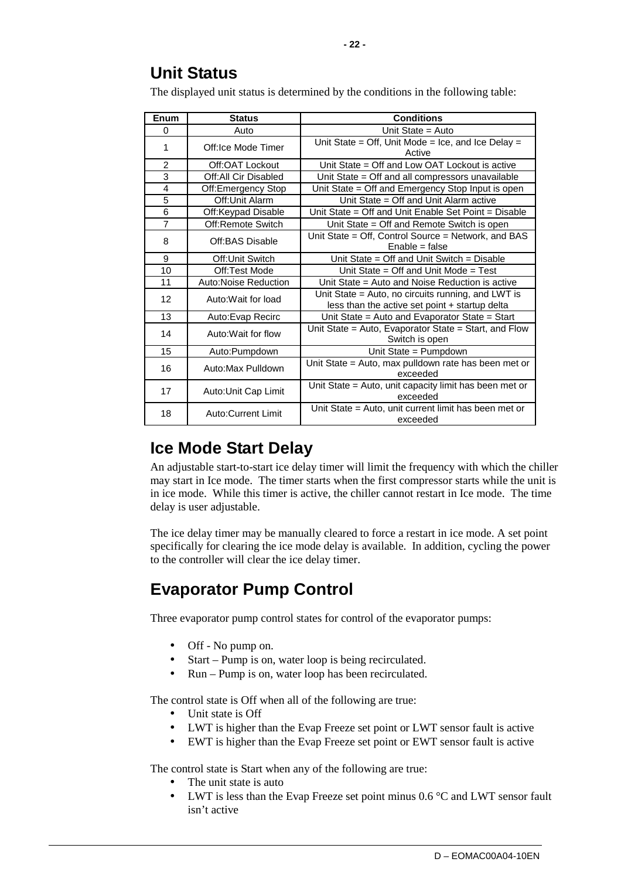## Unit Status

The displayed unit status is determined by the conditions in the following table:

| Enum | Status | Conditions |
|---|---|---|
| 0 | Auto | Unit State = Auto |
| 1 | Off:Ice Mode Timer | Unit State = Off, Unit Mode = Ice, and Ice Delay = Active |
| 2 | Off:OAT Lockout | Unit State = Off and Low OAT Lockout is active |
| 3 | Off:All Cir Disabled | Unit State = Off and all compressors unavailable |
| 4 | Off:Emergency Stop | Unit State = Off and Emergency Stop Input is open |
| 5 | Off:Unit Alarm | Unit State = Off and Unit Alarm active |
| 6 | Off:Keypad Disable | Unit State = Off and Unit Enable Set Point = Disable |
| 7 | Off:Remote Switch | Unit State = Off and Remote Switch is open |
| 8 | Off:BAS Disable | Unit State = Off, Control Source = Network, and BAS Enable = false |
| 9 | Off:Unit Switch | Unit State = Off and Unit Switch = Disable |
| 10 | Off:Test Mode | Unit State = Off and Unit Mode = Test |
| 11 | Auto:Noise Reduction | Unit State = Auto and Noise Reduction is active |
| 12 | Auto:Wait for load | Unit State = Auto, no circuits running, and LWT is less than the active set point + startup delta |
| 13 | Auto:Evap Recirc | Unit State = Auto and Evaporator State = Start |
| 14 | Auto:Wait for flow | Unit State = Auto, Evaporator State = Start, and Flow Switch is open |
| 15 | Auto:Pumpdown | Unit State = Pumpdown |
| 16 | Auto:Max Pulldown | Unit State = Auto, max pulldown rate has been met or exceeded |
| 17 | Auto:Unit Cap Limit | Unit State = Auto, unit capacity limit has been met or exceeded |
| 18 | Auto:Current Limit | Unit State = Auto, unit current limit has been met or exceeded |

## Ice Mode Start Delay

An adjustable start-to-start ice delay timer will limit the frequency with which the chiller may start in Ice mode. The timer starts when the first compressor starts while the unit is in ice mode. While this timer is active, the chiller cannot restart in Ice mode. The time delay is user adjustable.

The ice delay timer may be manually cleared to force a restart in ice mode. A set point specifically for clearing the ice mode delay is available. In addition, cycling the power to the controller will clear the ice delay timer.

## Evaporator Pump Control

Three evaporator pump control states for control of the evaporator pumps:

- Off - No pump on.
- Start – Pump is on, water loop is being recirculated.
- Run – Pump is on, water loop has been recirculated.

The control state is Off when all of the following are true:

- Unit state is Off
- LWT is higher than the Evap Freeze set point or LWT sensor fault is active
- EWT is higher than the Evap Freeze set point or EWT sensor fault is active

The control state is Start when any of the following are true:

- The unit state is auto
- LWT is less than the Evap Freeze set point minus 0.6 °C and LWT sensor fault isn't active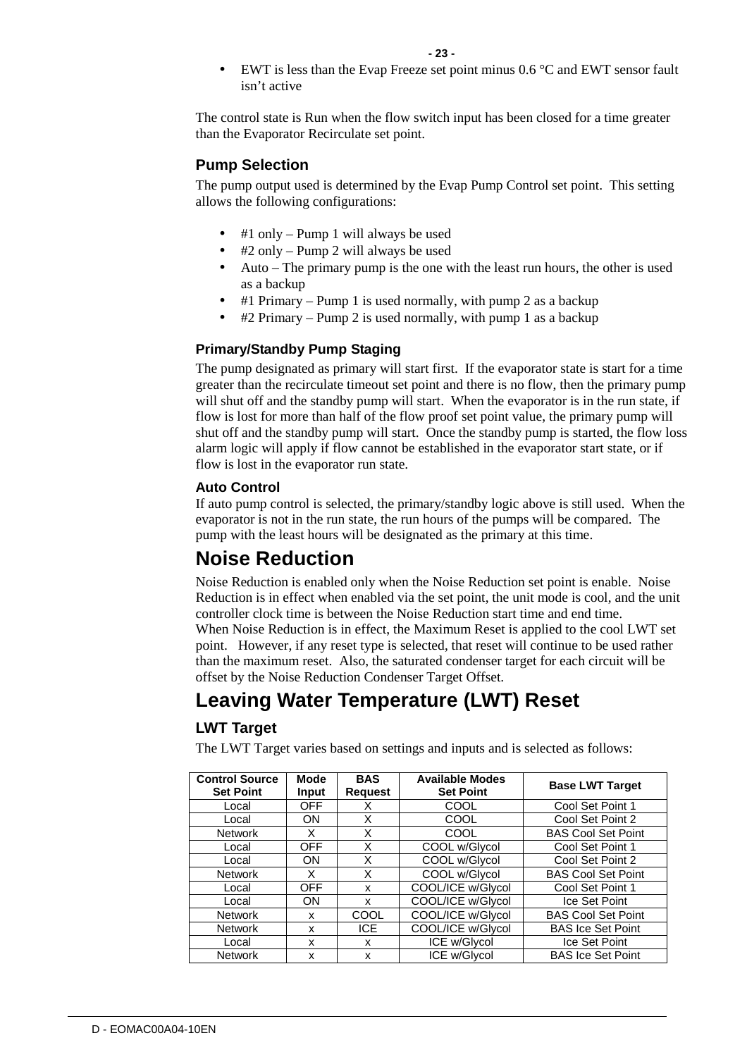- EWT is less than the Evap Freeze set point minus 0.6 °C and EWT sensor fault isn't active

The control state is Run when the flow switch input has been closed for a time greater than the Evaporator Recirculate set point.

### Pump Selection

The pump output used is determined by the Evap Pump Control set point. This setting allows the following configurations:

- #1 only – Pump 1 will always be used
- #2 only – Pump 2 will always be used
- Auto – The primary pump is the one with the least run hours, the other is used as a backup
- #1 Primary – Pump 1 is used normally, with pump 2 as a backup
- #2 Primary – Pump 2 is used normally, with pump 1 as a backup

#### Primary/Standby Pump Staging

The pump designated as primary will start first. If the evaporator state is start for a time greater than the recirculate timeout set point and there is no flow, then the primary pump will shut off and the standby pump will start. When the evaporator is in the run state, if flow is lost for more than half of the flow proof set point value, the primary pump will shut off and the standby pump will start. Once the standby pump is started, the flow loss alarm logic will apply if flow cannot be established in the evaporator start state, or if flow is lost in the evaporator run state.

#### Auto Control

If auto pump control is selected, the primary/standby logic above is still used. When the evaporator is not in the run state, the run hours of the pumps will be compared. The pump with the least hours will be designated as the primary at this time.

## Noise Reduction

Noise Reduction is enabled only when the Noise Reduction set point is enable. Noise Reduction is in effect when enabled via the set point, the unit mode is cool, and the unit controller clock time is between the Noise Reduction start time and end time.
When Noise Reduction is in effect, the Maximum Reset is applied to the cool LWT set point. However, if any reset type is selected, that reset will continue to be used rather than the maximum reset. Also, the saturated condenser target for each circuit will be offset by the Noise Reduction Condenser Target Offset.

## Leaving Water Temperature (LWT) Reset

### LWT Target

The LWT Target varies based on settings and inputs and is selected as follows:

| Control Source Set Point | Mode Input | BAS Request | Available Modes Set Point | Base LWT Target |
|---|---|---|---|---|
| Local | OFF | X | COOL | Cool Set Point 1 |
| Local | ON | X | COOL | Cool Set Point 2 |
| Network | X | X | COOL | BAS Cool Set Point |
| Local | OFF | X | COOL w/Glycol | Cool Set Point 1 |
| Local | ON | X | COOL w/Glycol | Cool Set Point 2 |
| Network | X | X | COOL w/Glycol | BAS Cool Set Point |
| Local | OFF | x | COOL/ICE w/Glycol | Cool Set Point 1 |
| Local | ON | x | COOL/ICE w/Glycol | Ice Set Point |
| Network | x | COOL | COOL/ICE w/Glycol | BAS Cool Set Point |
| Network | x | ICE | COOL/ICE w/Glycol | BAS Ice Set Point |
| Local | x | x | ICE w/Glycol | Ice Set Point |
| Network | x | x | ICE w/Glycol | BAS Ice Set Point |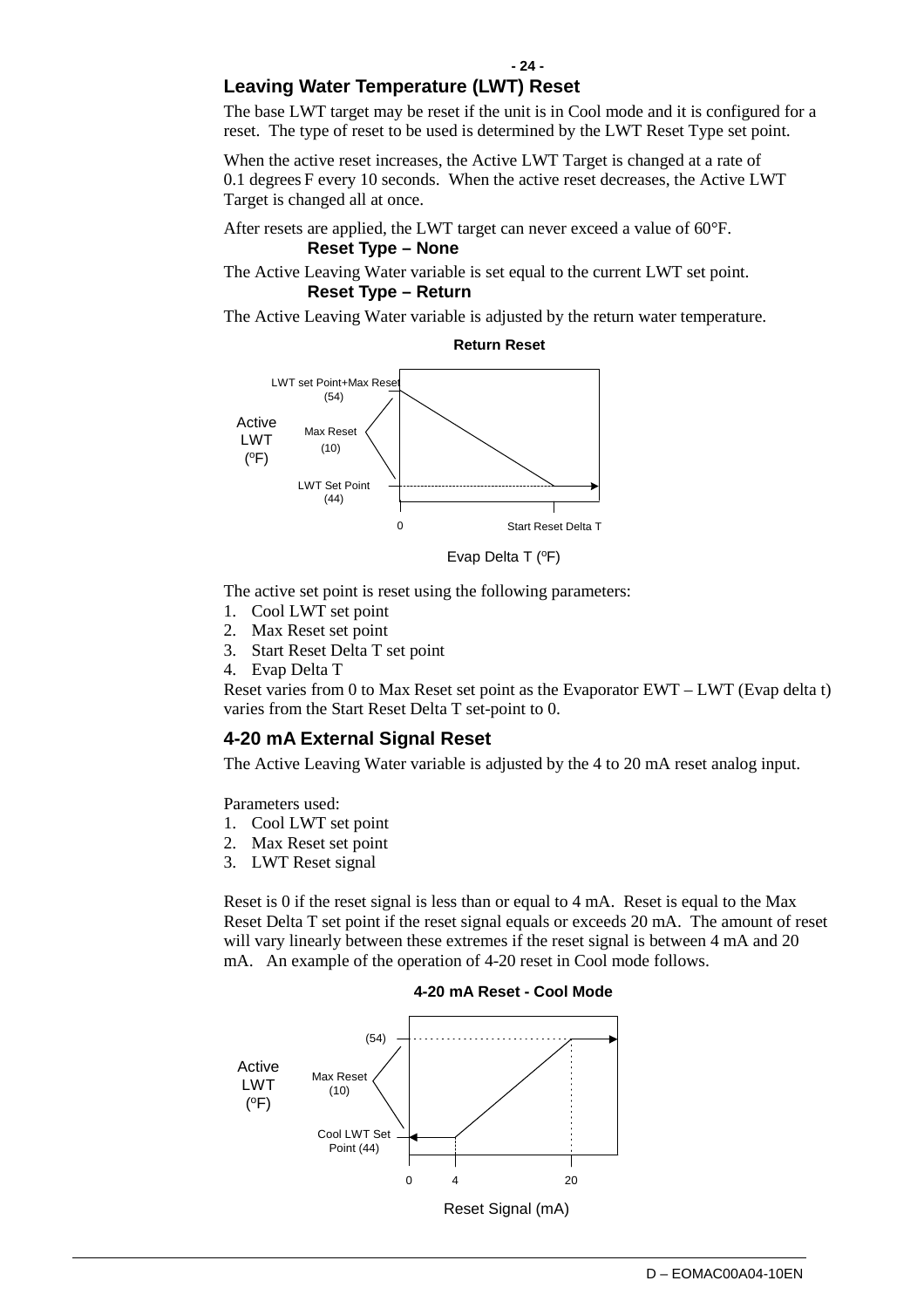## Leaving Water Temperature (LWT) Reset

The base LWT target may be reset if the unit is in Cool mode and it is configured for a reset. The type of reset to be used is determined by the LWT Reset Type set point.

When the active reset increases, the Active LWT Target is changed at a rate of 0.1 degrees F every 10 seconds. When the active reset decreases, the Active LWT Target is changed all at once.

After resets are applied, the LWT target can never exceed a value of 60°F.

### Reset Type – None

The Active Leaving Water variable is set equal to the current LWT set point.

### Reset Type – Return

The Active Leaving Water variable is adjusted by the return water temperature.

**Return Reset**

Active LWT (ºF)

LWT set Point+Max Reset (54)

Max Reset (10)

LWT Set Point (44)

0 Start Reset Delta T

Evap Delta T (ºF)

The active set point is reset using the following parameters:

1. Cool LWT set point
2. Max Reset set point
3. Start Reset Delta T set point
4. Evap Delta T

Reset varies from 0 to Max Reset set point as the Evaporator EWT – LWT (Evap delta t) varies from the Start Reset Delta T set-point to 0.

## 4-20 mA External Signal Reset

The Active Leaving Water variable is adjusted by the 4 to 20 mA reset analog input.

Parameters used:

1. Cool LWT set point
2. Max Reset set point
3. LWT Reset signal

Reset is 0 if the reset signal is less than or equal to 4 mA. Reset is equal to the Max Reset Delta T set point if the reset signal equals or exceeds 20 mA. The amount of reset will vary linearly between these extremes if the reset signal is between 4 mA and 20 mA. An example of the operation of 4-20 reset in Cool mode follows.

**4-20 mA Reset - Cool Mode**

Active LWT (ºF)

(54)

Max Reset (10)

Cool LWT Set Point (44)

0 4 20

Reset Signal (mA)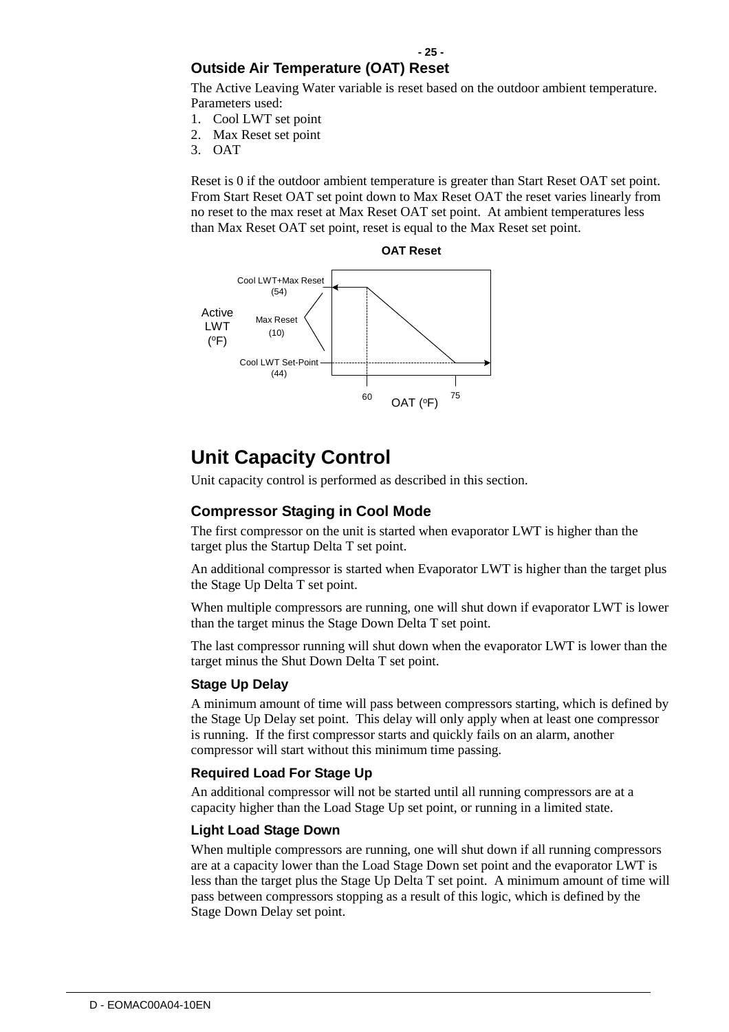## Outside Air Temperature (OAT) Reset

The Active Leaving Water variable is reset based on the outdoor ambient temperature. Parameters used:

1. Cool LWT set point
2. Max Reset set point
3. OAT

Reset is 0 if the outdoor ambient temperature is greater than Start Reset OAT set point. From Start Reset OAT set point down to Max Reset OAT the reset varies linearly from no reset to the max reset at Max Reset OAT set point. At ambient temperatures less than Max Reset OAT set point, reset is equal to the Max Reset set point.

**OAT Reset**

Active LWT (°F)

Cool LWT+Max Reset (54)

Max Reset (10)

Cool LWT Set-Point (44)

60 OAT (°F) 75

# Unit Capacity Control

Unit capacity control is performed as described in this section.

## Compressor Staging in Cool Mode

The first compressor on the unit is started when evaporator LWT is higher than the target plus the Startup Delta T set point.

An additional compressor is started when Evaporator LWT is higher than the target plus the Stage Up Delta T set point.

When multiple compressors are running, one will shut down if evaporator LWT is lower than the target minus the Stage Down Delta T set point.

The last compressor running will shut down when the evaporator LWT is lower than the target minus the Shut Down Delta T set point.

### Stage Up Delay

A minimum amount of time will pass between compressors starting, which is defined by the Stage Up Delay set point. This delay will only apply when at least one compressor is running. If the first compressor starts and quickly fails on an alarm, another compressor will start without this minimum time passing.

### Required Load For Stage Up

An additional compressor will not be started until all running compressors are at a capacity higher than the Load Stage Up set point, or running in a limited state.

### Light Load Stage Down

When multiple compressors are running, one will shut down if all running compressors are at a capacity lower than the Load Stage Down set point and the evaporator LWT is less than the target plus the Stage Up Delta T set point. A minimum amount of time will pass between compressors stopping as a result of this logic, which is defined by the Stage Down Delay set point.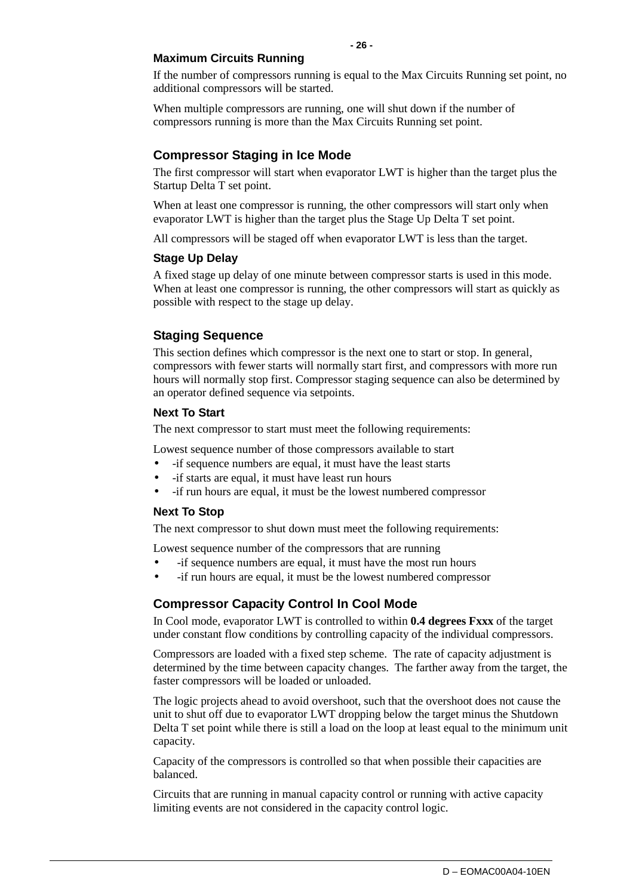### Maximum Circuits Running

If the number of compressors running is equal to the Max Circuits Running set point, no additional compressors will be started.

When multiple compressors are running, one will shut down if the number of compressors running is more than the Max Circuits Running set point.

## Compressor Staging in Ice Mode

The first compressor will start when evaporator LWT is higher than the target plus the Startup Delta T set point.

When at least one compressor is running, the other compressors will start only when evaporator LWT is higher than the target plus the Stage Up Delta T set point.

All compressors will be staged off when evaporator LWT is less than the target.

### Stage Up Delay

A fixed stage up delay of one minute between compressor starts is used in this mode. When at least one compressor is running, the other compressors will start as quickly as possible with respect to the stage up delay.

## Staging Sequence

This section defines which compressor is the next one to start or stop. In general, compressors with fewer starts will normally start first, and compressors with more run hours will normally stop first. Compressor staging sequence can also be determined by an operator defined sequence via setpoints.

### Next To Start

The next compressor to start must meet the following requirements:

Lowest sequence number of those compressors available to start

- -if sequence numbers are equal, it must have the least starts
- -if starts are equal, it must have least run hours
- -if run hours are equal, it must be the lowest numbered compressor

### Next To Stop

The next compressor to shut down must meet the following requirements:

Lowest sequence number of the compressors that are running

- -if sequence numbers are equal, it must have the most run hours
- -if run hours are equal, it must be the lowest numbered compressor

## Compressor Capacity Control In Cool Mode

In Cool mode, evaporator LWT is controlled to within **0.4 degrees Fxxx** of the target under constant flow conditions by controlling capacity of the individual compressors.

Compressors are loaded with a fixed step scheme. The rate of capacity adjustment is determined by the time between capacity changes. The farther away from the target, the faster compressors will be loaded or unloaded.

The logic projects ahead to avoid overshoot, such that the overshoot does not cause the unit to shut off due to evaporator LWT dropping below the target minus the Shutdown Delta T set point while there is still a load on the loop at least equal to the minimum unit capacity.

Capacity of the compressors is controlled so that when possible their capacities are balanced.

Circuits that are running in manual capacity control or running with active capacity limiting events are not considered in the capacity control logic.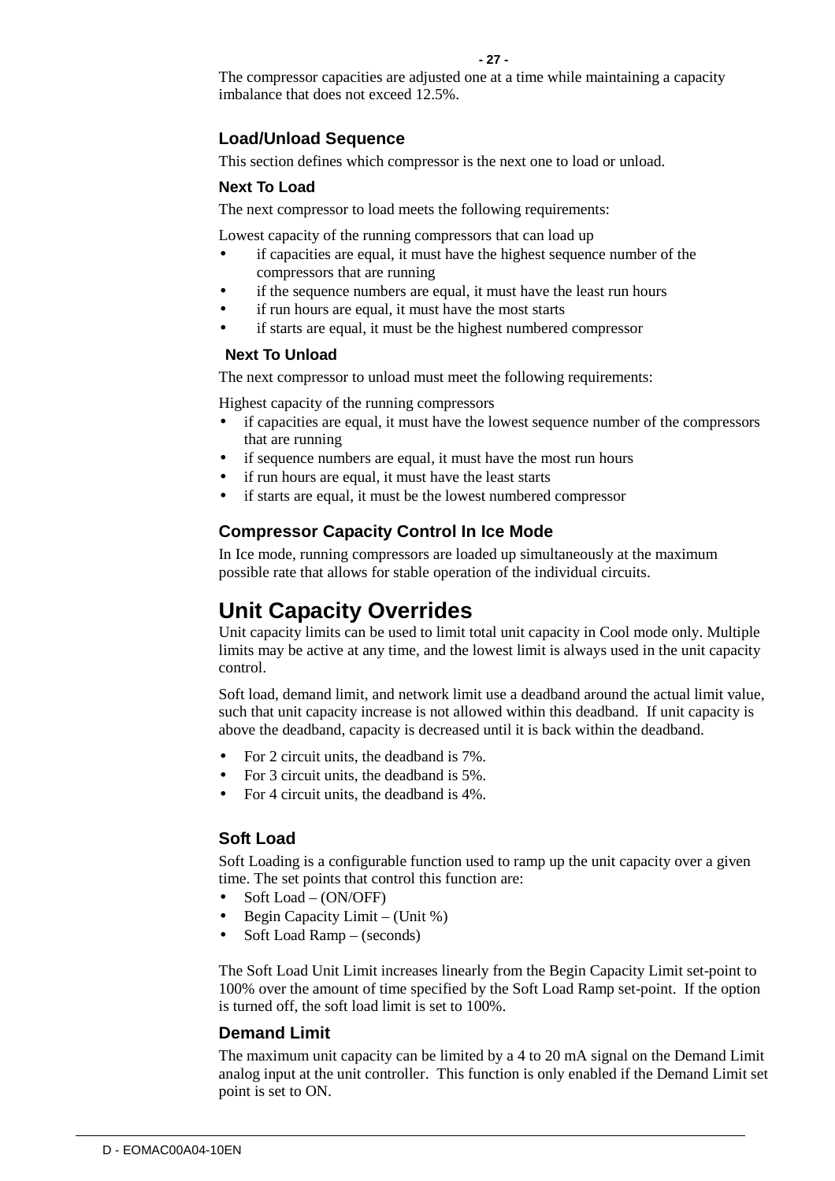The compressor capacities are adjusted one at a time while maintaining a capacity imbalance that does not exceed 12.5%.

### Load/Unload Sequence

This section defines which compressor is the next one to load or unload.

#### Next To Load

The next compressor to load meets the following requirements:

Lowest capacity of the running compressors that can load up

- if capacities are equal, it must have the highest sequence number of the compressors that are running
- if the sequence numbers are equal, it must have the least run hours
- if run hours are equal, it must have the most starts
- if starts are equal, it must be the highest numbered compressor

#### Next To Unload

The next compressor to unload must meet the following requirements:

Highest capacity of the running compressors

- if capacities are equal, it must have the lowest sequence number of the compressors that are running
- if sequence numbers are equal, it must have the most run hours
- if run hours are equal, it must have the least starts
- if starts are equal, it must be the lowest numbered compressor

### Compressor Capacity Control In Ice Mode

In Ice mode, running compressors are loaded up simultaneously at the maximum possible rate that allows for stable operation of the individual circuits.

## Unit Capacity Overrides

Unit capacity limits can be used to limit total unit capacity in Cool mode only. Multiple limits may be active at any time, and the lowest limit is always used in the unit capacity control.

Soft load, demand limit, and network limit use a deadband around the actual limit value, such that unit capacity increase is not allowed within this deadband. If unit capacity is above the deadband, capacity is decreased until it is back within the deadband.

- For 2 circuit units, the deadband is 7%.
- For 3 circuit units, the deadband is 5%.
- For 4 circuit units, the deadband is 4%.

### Soft Load

Soft Loading is a configurable function used to ramp up the unit capacity over a given time. The set points that control this function are:

- Soft Load – (ON/OFF)
- Begin Capacity Limit – (Unit %)
- Soft Load Ramp – (seconds)

The Soft Load Unit Limit increases linearly from the Begin Capacity Limit set-point to 100% over the amount of time specified by the Soft Load Ramp set-point. If the option is turned off, the soft load limit is set to 100%.

### Demand Limit

The maximum unit capacity can be limited by a 4 to 20 mA signal on the Demand Limit analog input at the unit controller. This function is only enabled if the Demand Limit set point is set to ON.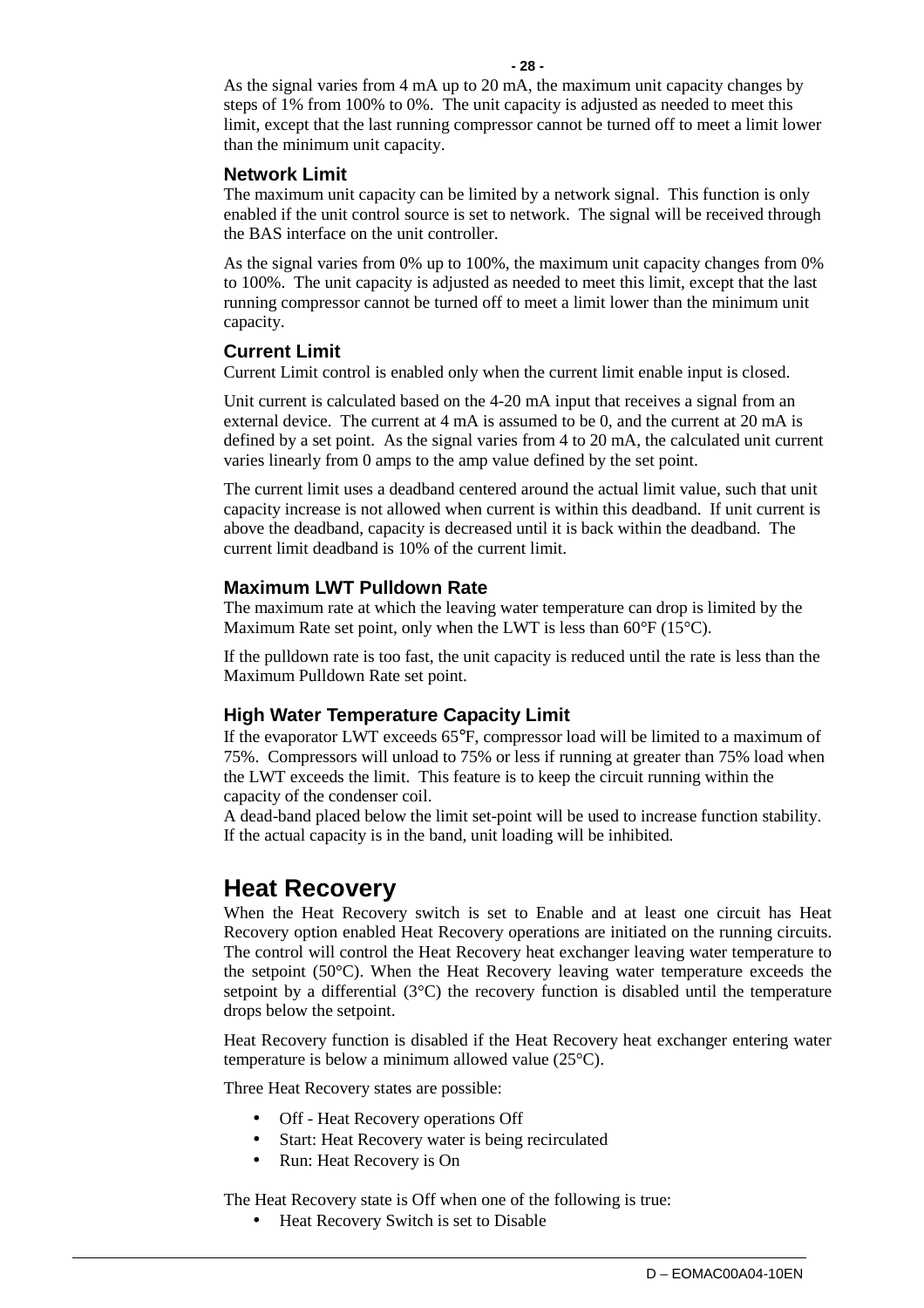As the signal varies from 4 mA up to 20 mA, the maximum unit capacity changes by steps of 1% from 100% to 0%. The unit capacity is adjusted as needed to meet this limit, except that the last running compressor cannot be turned off to meet a limit lower than the minimum unit capacity.

### Network Limit

The maximum unit capacity can be limited by a network signal. This function is only enabled if the unit control source is set to network. The signal will be received through the BAS interface on the unit controller.

As the signal varies from 0% up to 100%, the maximum unit capacity changes from 0% to 100%. The unit capacity is adjusted as needed to meet this limit, except that the last running compressor cannot be turned off to meet a limit lower than the minimum unit capacity.

### Current Limit

Current Limit control is enabled only when the current limit enable input is closed.

Unit current is calculated based on the 4-20 mA input that receives a signal from an external device. The current at 4 mA is assumed to be 0, and the current at 20 mA is defined by a set point. As the signal varies from 4 to 20 mA, the calculated unit current varies linearly from 0 amps to the amp value defined by the set point.

The current limit uses a deadband centered around the actual limit value, such that unit capacity increase is not allowed when current is within this deadband. If unit current is above the deadband, capacity is decreased until it is back within the deadband. The current limit deadband is 10% of the current limit.

### Maximum LWT Pulldown Rate

The maximum rate at which the leaving water temperature can drop is limited by the Maximum Rate set point, only when the LWT is less than 60°F (15°C).

If the pulldown rate is too fast, the unit capacity is reduced until the rate is less than the Maximum Pulldown Rate set point.

### High Water Temperature Capacity Limit

If the evaporator LWT exceeds 65°F, compressor load will be limited to a maximum of 75%. Compressors will unload to 75% or less if running at greater than 75% load when the LWT exceeds the limit. This feature is to keep the circuit running within the capacity of the condenser coil.
A dead-band placed below the limit set-point will be used to increase function stability. If the actual capacity is in the band, unit loading will be inhibited.

## Heat Recovery

When the Heat Recovery switch is set to Enable and at least one circuit has Heat Recovery option enabled Heat Recovery operations are initiated on the running circuits. The control will control the Heat Recovery heat exchanger leaving water temperature to the setpoint (50°C). When the Heat Recovery leaving water temperature exceeds the setpoint by a differential (3°C) the recovery function is disabled until the temperature drops below the setpoint.

Heat Recovery function is disabled if the Heat Recovery heat exchanger entering water temperature is below a minimum allowed value (25°C).

Three Heat Recovery states are possible:

- Off - Heat Recovery operations Off
- Start: Heat Recovery water is being recirculated
- Run: Heat Recovery is On

The Heat Recovery state is Off when one of the following is true:

- Heat Recovery Switch is set to Disable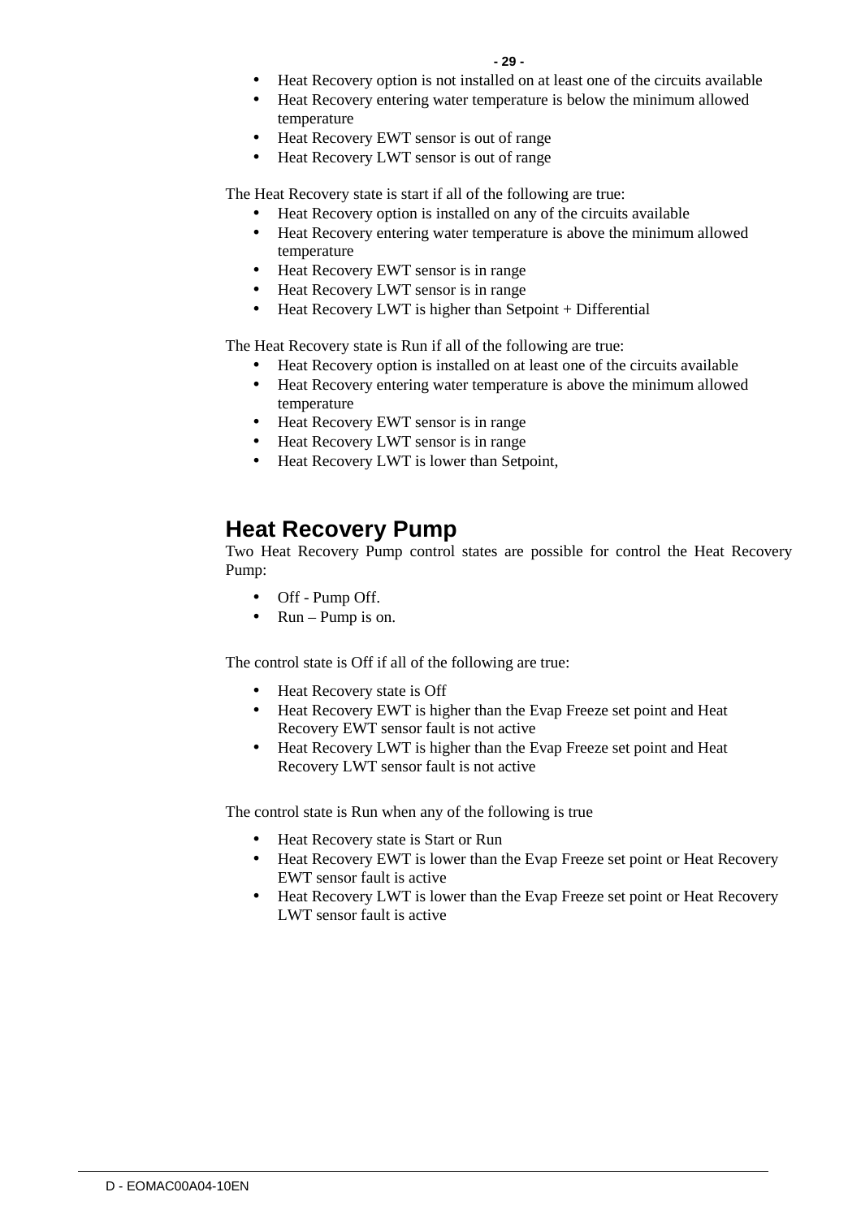- Heat Recovery option is not installed on at least one of the circuits available
- Heat Recovery entering water temperature is below the minimum allowed temperature
- Heat Recovery EWT sensor is out of range
- Heat Recovery LWT sensor is out of range

The Heat Recovery state is start if all of the following are true:

- Heat Recovery option is installed on any of the circuits available
- Heat Recovery entering water temperature is above the minimum allowed temperature
- Heat Recovery EWT sensor is in range
- Heat Recovery LWT sensor is in range
- Heat Recovery LWT is higher than Setpoint + Differential

The Heat Recovery state is Run if all of the following are true:

- Heat Recovery option is installed on at least one of the circuits available
- Heat Recovery entering water temperature is above the minimum allowed temperature
- Heat Recovery EWT sensor is in range
- Heat Recovery LWT sensor is in range
- Heat Recovery LWT is lower than Setpoint,

## Heat Recovery Pump

Two Heat Recovery Pump control states are possible for control the Heat Recovery Pump:

- Off - Pump Off.
- Run – Pump is on.

The control state is Off if all of the following are true:

- Heat Recovery state is Off
- Heat Recovery EWT is higher than the Evap Freeze set point and Heat Recovery EWT sensor fault is not active
- Heat Recovery LWT is higher than the Evap Freeze set point and Heat Recovery LWT sensor fault is not active

The control state is Run when any of the following is true

- Heat Recovery state is Start or Run
- Heat Recovery EWT is lower than the Evap Freeze set point or Heat Recovery EWT sensor fault is active
- Heat Recovery LWT is lower than the Evap Freeze set point or Heat Recovery LWT sensor fault is active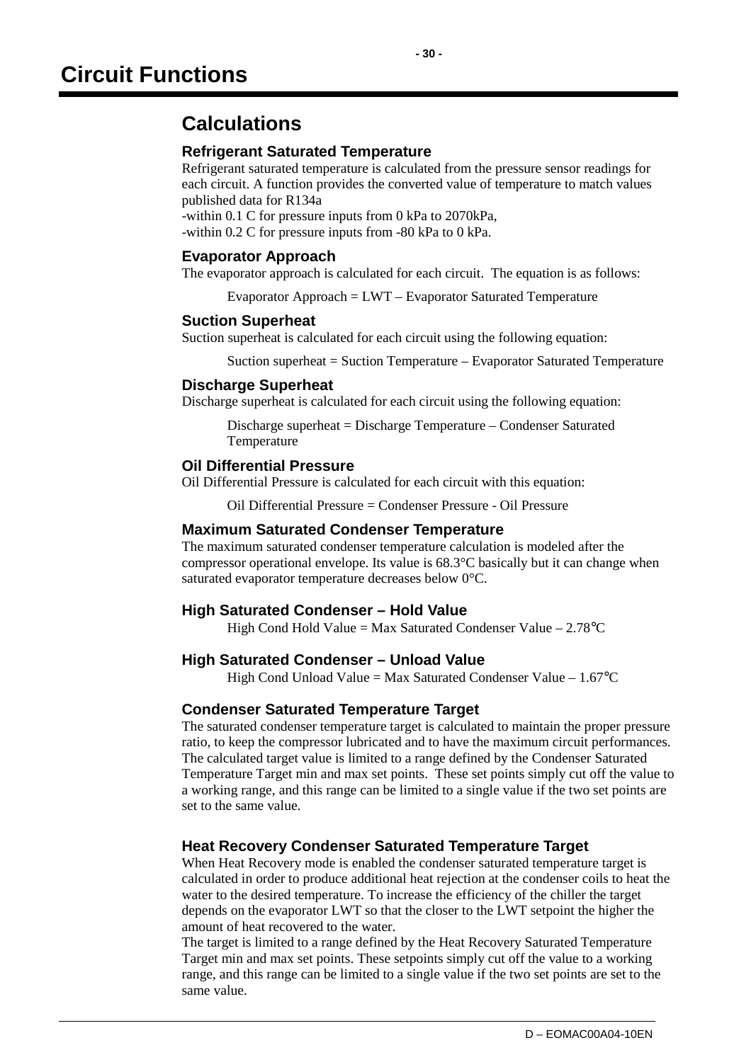# Circuit Functions

## Calculations

### Refrigerant Saturated Temperature

Refrigerant saturated temperature is calculated from the pressure sensor readings for each circuit. A function provides the converted value of temperature to match values published data for R134a
-within 0.1 C for pressure inputs from 0 kPa to 2070kPa,
-within 0.2 C for pressure inputs from -80 kPa to 0 kPa.

### Evaporator Approach

The evaporator approach is calculated for each circuit. The equation is as follows:

Evaporator Approach = LWT – Evaporator Saturated Temperature

### Suction Superheat

Suction superheat is calculated for each circuit using the following equation:

Suction superheat = Suction Temperature – Evaporator Saturated Temperature

### Discharge Superheat

Discharge superheat is calculated for each circuit using the following equation:

Discharge superheat = Discharge Temperature – Condenser Saturated Temperature

### Oil Differential Pressure

Oil Differential Pressure is calculated for each circuit with this equation:

Oil Differential Pressure = Condenser Pressure - Oil Pressure

### Maximum Saturated Condenser Temperature

The maximum saturated condenser temperature calculation is modeled after the compressor operational envelope. Its value is 68.3°C basically but it can change when saturated evaporator temperature decreases below 0°C.

### High Saturated Condenser – Hold Value

High Cond Hold Value = Max Saturated Condenser Value – 2.78°C

### High Saturated Condenser – Unload Value

High Cond Unload Value = Max Saturated Condenser Value – 1.67°C

### Condenser Saturated Temperature Target

The saturated condenser temperature target is calculated to maintain the proper pressure ratio, to keep the compressor lubricated and to have the maximum circuit performances. The calculated target value is limited to a range defined by the Condenser Saturated Temperature Target min and max set points. These set points simply cut off the value to a working range, and this range can be limited to a single value if the two set points are set to the same value.

### Heat Recovery Condenser Saturated Temperature Target

When Heat Recovery mode is enabled the condenser saturated temperature target is calculated in order to produce additional heat rejection at the condenser coils to heat the water to the desired temperature. To increase the efficiency of the chiller the target depends on the evaporator LWT so that the closer to the LWT setpoint the higher the amount of heat recovered to the water.
The target is limited to a range defined by the Heat Recovery Saturated Temperature Target min and max set points. These setpoints simply cut off the value to a working range, and this range can be limited to a single value if the two set points are set to the same value.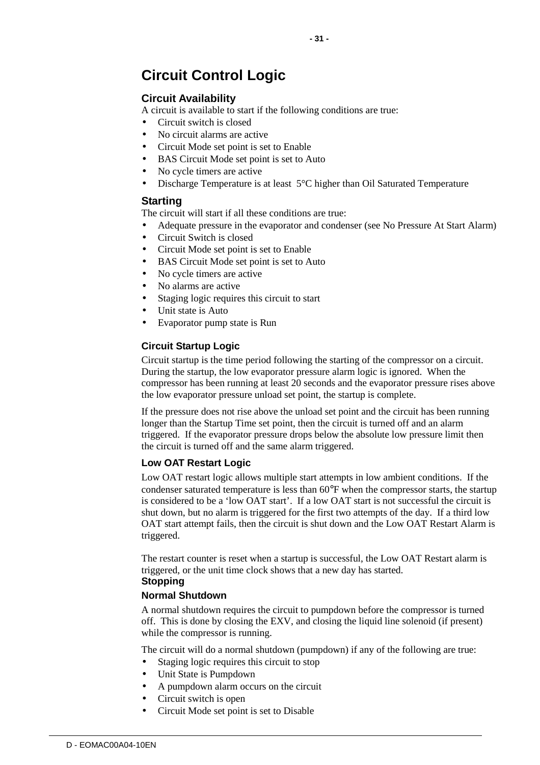# Circuit Control Logic

## Circuit Availability

A circuit is available to start if the following conditions are true:

- Circuit switch is closed
- No circuit alarms are active
- Circuit Mode set point is set to Enable
- BAS Circuit Mode set point is set to Auto
- No cycle timers are active
- Discharge Temperature is at least 5°C higher than Oil Saturated Temperature

## Starting

The circuit will start if all these conditions are true:

- Adequate pressure in the evaporator and condenser (see No Pressure At Start Alarm)
- Circuit Switch is closed
- Circuit Mode set point is set to Enable
- BAS Circuit Mode set point is set to Auto
- No cycle timers are active
- No alarms are active
- Staging logic requires this circuit to start
- Unit state is Auto
- Evaporator pump state is Run

### Circuit Startup Logic

Circuit startup is the time period following the starting of the compressor on a circuit. During the startup, the low evaporator pressure alarm logic is ignored. When the compressor has been running at least 20 seconds and the evaporator pressure rises above the low evaporator pressure unload set point, the startup is complete.

If the pressure does not rise above the unload set point and the circuit has been running longer than the Startup Time set point, then the circuit is turned off and an alarm triggered. If the evaporator pressure drops below the absolute low pressure limit then the circuit is turned off and the same alarm triggered.

### Low OAT Restart Logic

Low OAT restart logic allows multiple start attempts in low ambient conditions. If the condenser saturated temperature is less than 60°F when the compressor starts, the startup is considered to be a 'low OAT start'. If a low OAT start is not successful the circuit is shut down, but no alarm is triggered for the first two attempts of the day. If a third low OAT start attempt fails, then the circuit is shut down and the Low OAT Restart Alarm is triggered.

The restart counter is reset when a startup is successful, the Low OAT Restart alarm is triggered, or the unit time clock shows that a new day has started.

## Stopping

### Normal Shutdown

A normal shutdown requires the circuit to pumpdown before the compressor is turned off. This is done by closing the EXV, and closing the liquid line solenoid (if present) while the compressor is running.

The circuit will do a normal shutdown (pumpdown) if any of the following are true:

- Staging logic requires this circuit to stop
- Unit State is Pumpdown
- A pumpdown alarm occurs on the circuit
- Circuit switch is open
- Circuit Mode set point is set to Disable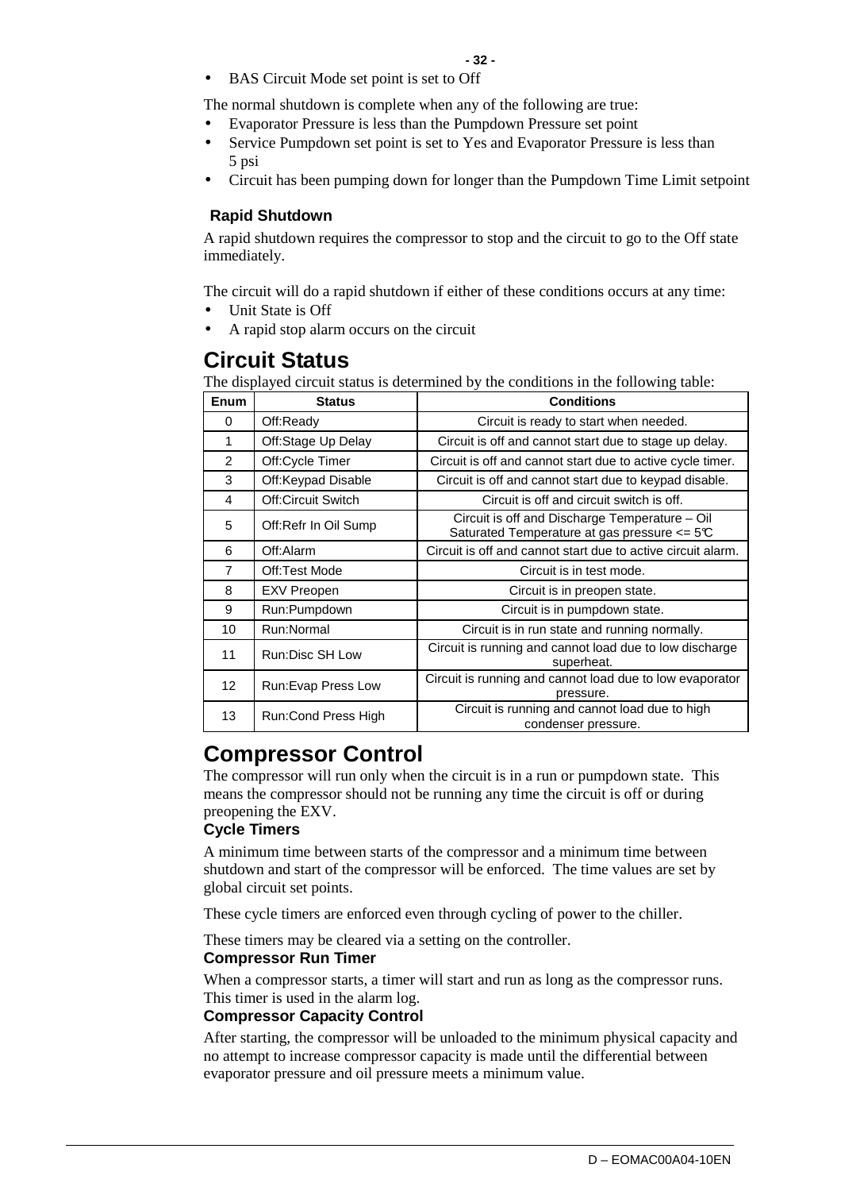- BAS Circuit Mode set point is set to Off

The normal shutdown is complete when any of the following are true:

- Evaporator Pressure is less than the Pumpdown Pressure set point
- Service Pumpdown set point is set to Yes and Evaporator Pressure is less than 5 psi
- Circuit has been pumping down for longer than the Pumpdown Time Limit setpoint

### Rapid Shutdown

A rapid shutdown requires the compressor to stop and the circuit to go to the Off state immediately.

The circuit will do a rapid shutdown if either of these conditions occurs at any time:

- Unit State is Off
- A rapid stop alarm occurs on the circuit

## Circuit Status

The displayed circuit status is determined by the conditions in the following table:

| Enum | Status | Conditions |
|---|---|---|
| 0 | Off:Ready | Circuit is ready to start when needed. |
| 1 | Off:Stage Up Delay | Circuit is off and cannot start due to stage up delay. |
| 2 | Off:Cycle Timer | Circuit is off and cannot start due to active cycle timer. |
| 3 | Off:Keypad Disable | Circuit is off and cannot start due to keypad disable. |
| 4 | Off:Circuit Switch | Circuit is off and circuit switch is off. |
| 5 | Off:Refr In Oil Sump | Circuit is off and Discharge Temperature – Oil Saturated Temperature at gas pressure <= 5°C |
| 6 | Off:Alarm | Circuit is off and cannot start due to active circuit alarm. |
| 7 | Off:Test Mode | Circuit is in test mode. |
| 8 | EXV Preopen | Circuit is in preopen state. |
| 9 | Run:Pumpdown | Circuit is in pumpdown state. |
| 10 | Run:Normal | Circuit is in run state and running normally. |
| 11 | Run:Disc SH Low | Circuit is running and cannot load due to low discharge superheat. |
| 12 | Run:Evap Press Low | Circuit is running and cannot load due to low evaporator pressure. |
| 13 | Run:Cond Press High | Circuit is running and cannot load due to high condenser pressure. |

## Compressor Control

The compressor will run only when the circuit is in a run or pumpdown state. This means the compressor should not be running any time the circuit is off or during preopening the EXV.

### Cycle Timers

A minimum time between starts of the compressor and a minimum time between shutdown and start of the compressor will be enforced. The time values are set by global circuit set points.

These cycle timers are enforced even through cycling of power to the chiller.

These timers may be cleared via a setting on the controller.

### Compressor Run Timer

When a compressor starts, a timer will start and run as long as the compressor runs. This timer is used in the alarm log.

### Compressor Capacity Control

After starting, the compressor will be unloaded to the minimum physical capacity and no attempt to increase compressor capacity is made until the differential between evaporator pressure and oil pressure meets a minimum value.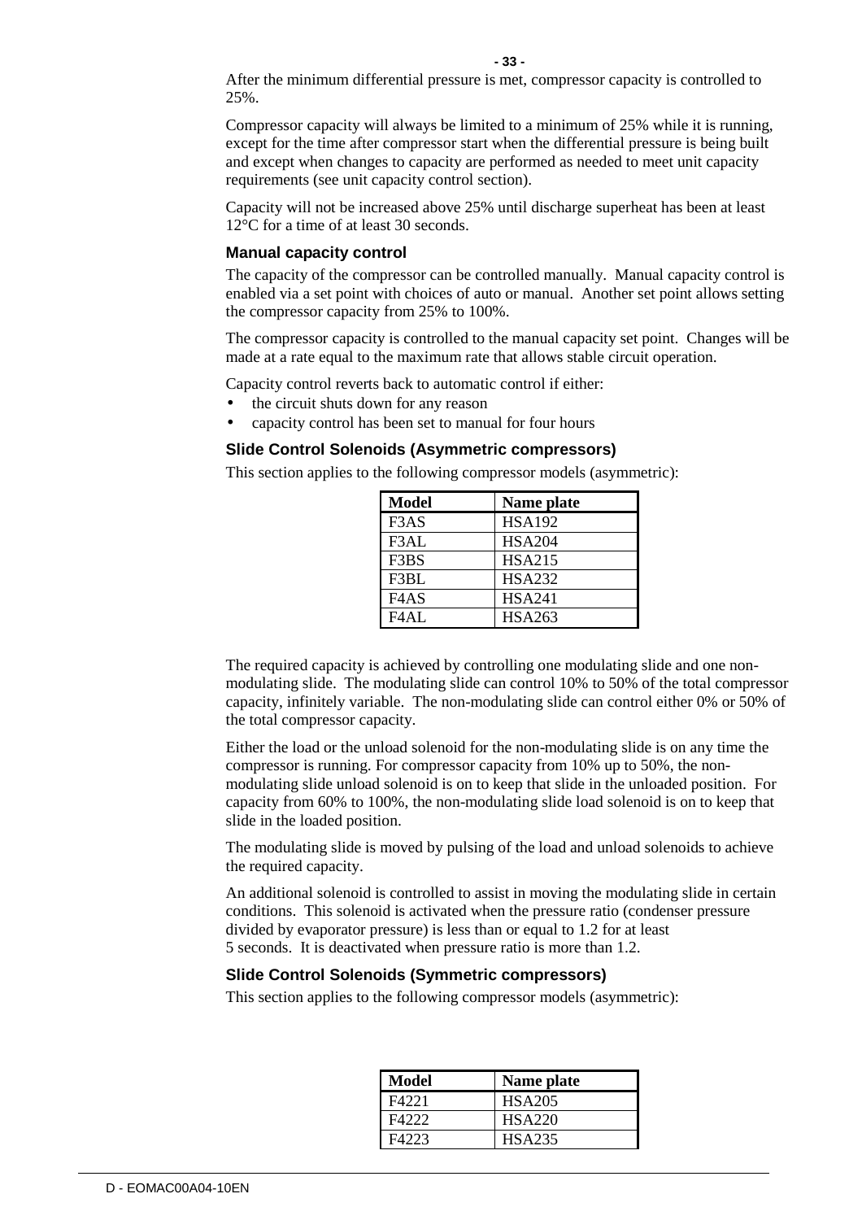After the minimum differential pressure is met, compressor capacity is controlled to 25%.

Compressor capacity will always be limited to a minimum of 25% while it is running, except for the time after compressor start when the differential pressure is being built and except when changes to capacity are performed as needed to meet unit capacity requirements (see unit capacity control section).

Capacity will not be increased above 25% until discharge superheat has been at least 12°C for a time of at least 30 seconds.

### Manual capacity control

The capacity of the compressor can be controlled manually. Manual capacity control is enabled via a set point with choices of auto or manual. Another set point allows setting the compressor capacity from 25% to 100%.

The compressor capacity is controlled to the manual capacity set point. Changes will be made at a rate equal to the maximum rate that allows stable circuit operation.

Capacity control reverts back to automatic control if either:

- the circuit shuts down for any reason
- capacity control has been set to manual for four hours

### Slide Control Solenoids (Asymmetric compressors)

This section applies to the following compressor models (asymmetric):

| Model | Name plate |
|---|---|
| F3AS | HSA192 |
| F3AL | HSA204 |
| F3BS | HSA215 |
| F3BL | HSA232 |
| F4AS | HSA241 |
| F4AL | HSA263 |

The required capacity is achieved by controlling one modulating slide and one non-modulating slide. The modulating slide can control 10% to 50% of the total compressor capacity, infinitely variable. The non-modulating slide can control either 0% or 50% of the total compressor capacity.

Either the load or the unload solenoid for the non-modulating slide is on any time the compressor is running. For compressor capacity from 10% up to 50%, the non-modulating slide unload solenoid is on to keep that slide in the unloaded position. For capacity from 60% to 100%, the non-modulating slide load solenoid is on to keep that slide in the loaded position.

The modulating slide is moved by pulsing of the load and unload solenoids to achieve the required capacity.

An additional solenoid is controlled to assist in moving the modulating slide in certain conditions. This solenoid is activated when the pressure ratio (condenser pressure divided by evaporator pressure) is less than or equal to 1.2 for at least 5 seconds. It is deactivated when pressure ratio is more than 1.2.

### Slide Control Solenoids (Symmetric compressors)

This section applies to the following compressor models (asymmetric):

| Model | Name plate |
|---|---|
| F4221 | HSA205 |
| F4222 | HSA220 |
| F4223 | HSA235 |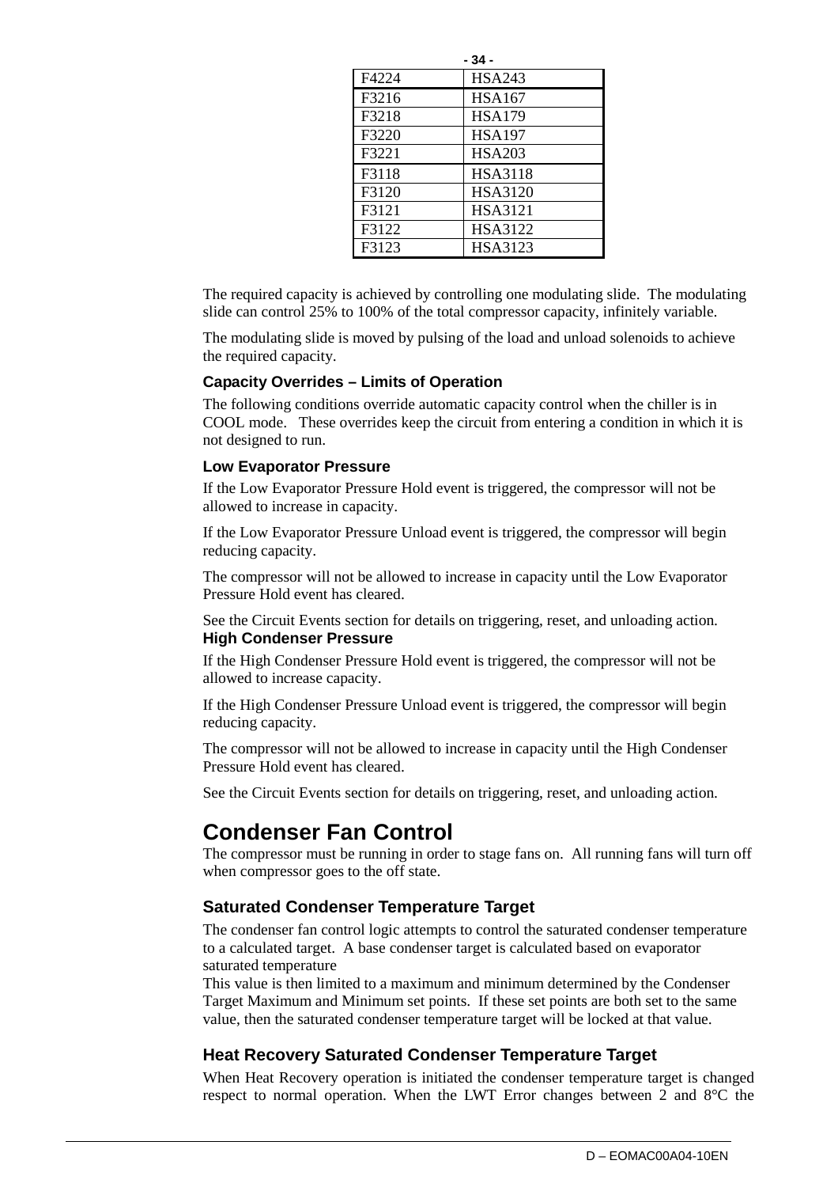| F4224 | HSA243 |
|---|---|
| F3216 | HSA167 |
| F3218 | HSA179 |
| F3220 | HSA197 |
| F3221 | HSA203 |
| F3118 | HSA3118 |
| F3120 | HSA3120 |
| F3121 | HSA3121 |
| F3122 | HSA3122 |
| F3123 | HSA3123 |

The required capacity is achieved by controlling one modulating slide. The modulating slide can control 25% to 100% of the total compressor capacity, infinitely variable.

The modulating slide is moved by pulsing of the load and unload solenoids to achieve the required capacity.

### Capacity Overrides – Limits of Operation

The following conditions override automatic capacity control when the chiller is in COOL mode. These overrides keep the circuit from entering a condition in which it is not designed to run.

### Low Evaporator Pressure

If the Low Evaporator Pressure Hold event is triggered, the compressor will not be allowed to increase in capacity.

If the Low Evaporator Pressure Unload event is triggered, the compressor will begin reducing capacity.

The compressor will not be allowed to increase in capacity until the Low Evaporator Pressure Hold event has cleared.

See the Circuit Events section for details on triggering, reset, and unloading action.

### High Condenser Pressure

If the High Condenser Pressure Hold event is triggered, the compressor will not be allowed to increase capacity.

If the High Condenser Pressure Unload event is triggered, the compressor will begin reducing capacity.

The compressor will not be allowed to increase in capacity until the High Condenser Pressure Hold event has cleared.

See the Circuit Events section for details on triggering, reset, and unloading action.

# Condenser Fan Control

The compressor must be running in order to stage fans on. All running fans will turn off when compressor goes to the off state.

## Saturated Condenser Temperature Target

The condenser fan control logic attempts to control the saturated condenser temperature to a calculated target. A base condenser target is calculated based on evaporator saturated temperature

This value is then limited to a maximum and minimum determined by the Condenser Target Maximum and Minimum set points. If these set points are both set to the same value, then the saturated condenser temperature target will be locked at that value.

## Heat Recovery Saturated Condenser Temperature Target

When Heat Recovery operation is initiated the condenser temperature target is changed respect to normal operation. When the LWT Error changes between 2 and 8°C the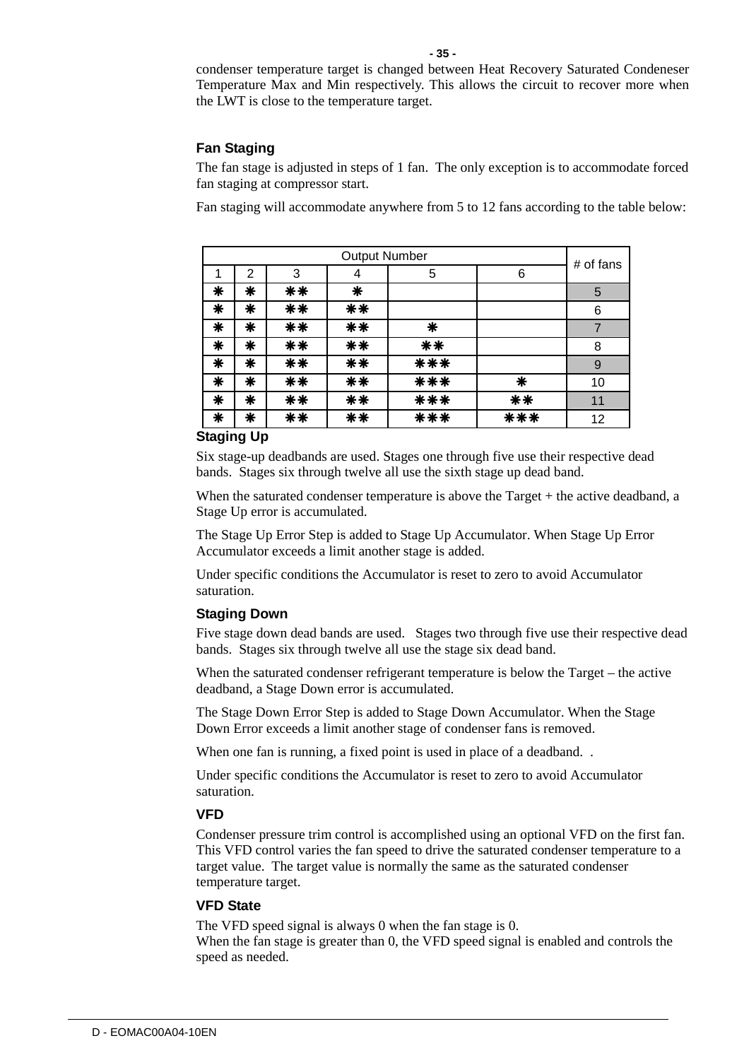condenser temperature target is changed between Heat Recovery Saturated Condeneser Temperature Max and Min respectively. This allows the circuit to recover more when the LWT is close to the temperature target.

### Fan Staging

The fan stage is adjusted in steps of 1 fan. The only exception is to accommodate forced fan staging at compressor start.

Fan staging will accommodate anywhere from 5 to 12 fans according to the table below:

| Output Number | | | | | | # of fans |
|---|---|---|---|---|---|---|
| 1 | 2 | 3 | 4 | 5 | 6 | |
| ✳ | ✳ | ✳✳ | ✳ | | | 5 |
| ✳ | ✳ | ✳✳ | ✳✳ | | | 6 |
| ✳ | ✳ | ✳✳ | ✳✳ | ✳ | | 7 |
| ✳ | ✳ | ✳✳ | ✳✳ | ✳✳ | | 8 |
| ✳ | ✳ | ✳✳ | ✳✳ | ✳✳✳ | | 9 |
| ✳ | ✳ | ✳✳ | ✳✳ | ✳✳✳ | ✳ | 10 |
| ✳ | ✳ | ✳✳ | ✳✳ | ✳✳✳ | ✳✳ | 11 |
| ✳ | ✳ | ✳✳ | ✳✳ | ✳✳✳ | ✳✳✳ | 12 |

### Staging Up

Six stage-up deadbands are used. Stages one through five use their respective dead bands. Stages six through twelve all use the sixth stage up dead band.

When the saturated condenser temperature is above the Target + the active deadband, a Stage Up error is accumulated.

The Stage Up Error Step is added to Stage Up Accumulator. When Stage Up Error Accumulator exceeds a limit another stage is added.

Under specific conditions the Accumulator is reset to zero to avoid Accumulator saturation.

### Staging Down

Five stage down dead bands are used. Stages two through five use their respective dead bands. Stages six through twelve all use the stage six dead band.

When the saturated condenser refrigerant temperature is below the Target – the active deadband, a Stage Down error is accumulated.

The Stage Down Error Step is added to Stage Down Accumulator. When the Stage Down Error exceeds a limit another stage of condenser fans is removed.

When one fan is running, a fixed point is used in place of a deadband. .

Under specific conditions the Accumulator is reset to zero to avoid Accumulator saturation.

### VFD

Condenser pressure trim control is accomplished using an optional VFD on the first fan. This VFD control varies the fan speed to drive the saturated condenser temperature to a target value. The target value is normally the same as the saturated condenser temperature target.

### VFD State

The VFD speed signal is always 0 when the fan stage is 0.
When the fan stage is greater than 0, the VFD speed signal is enabled and controls the speed as needed.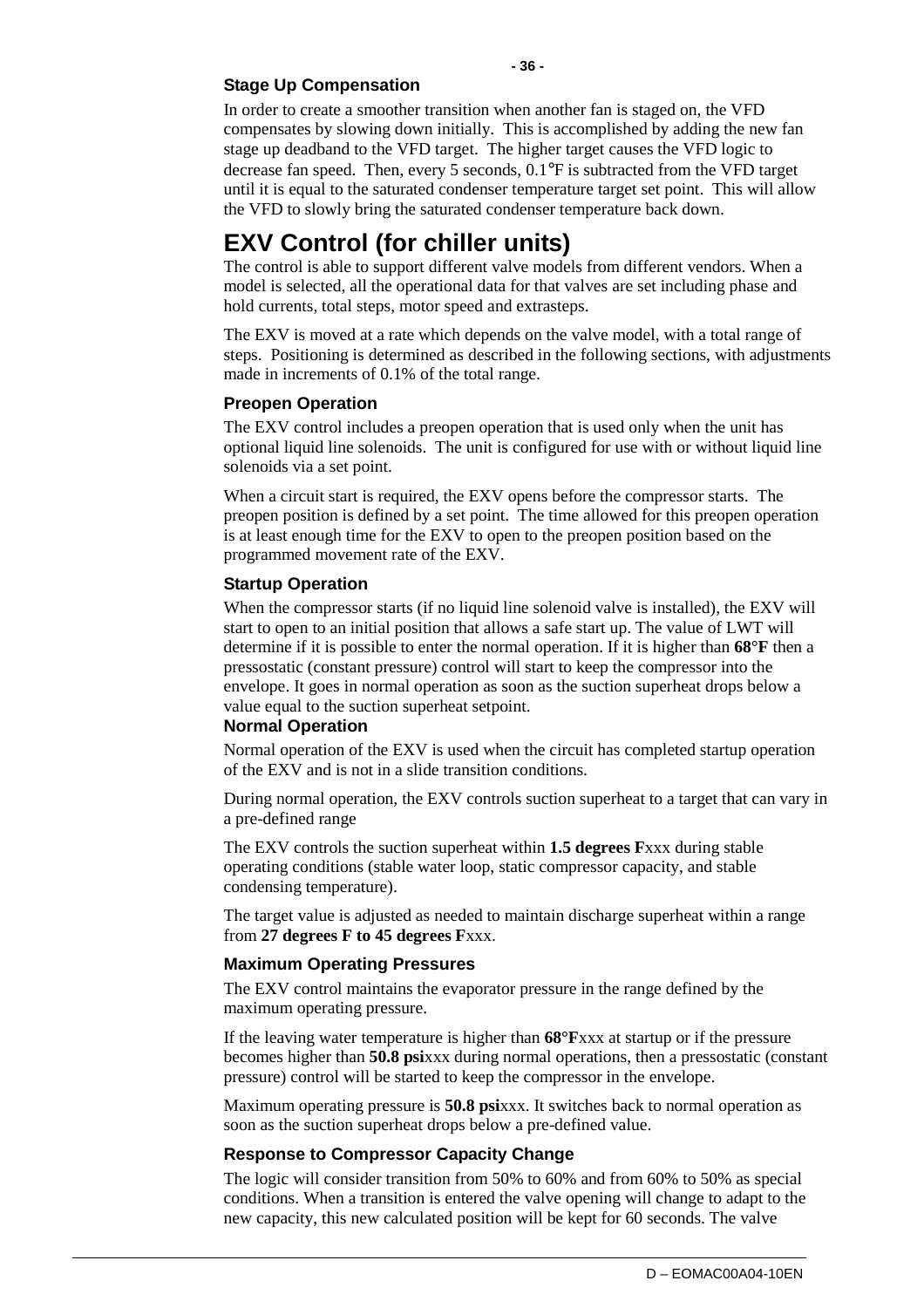### Stage Up Compensation

In order to create a smoother transition when another fan is staged on, the VFD compensates by slowing down initially. This is accomplished by adding the new fan stage up deadband to the VFD target. The higher target causes the VFD logic to decrease fan speed. Then, every 5 seconds, 0.1°F is subtracted from the VFD target until it is equal to the saturated condenser temperature target set point. This will allow the VFD to slowly bring the saturated condenser temperature back down.

# EXV Control (for chiller units)

The control is able to support different valve models from different vendors. When a model is selected, all the operational data for that valves are set including phase and hold currents, total steps, motor speed and extrasteps.

The EXV is moved at a rate which depends on the valve model, with a total range of steps. Positioning is determined as described in the following sections, with adjustments made in increments of 0.1% of the total range.

### Preopen Operation

The EXV control includes a preopen operation that is used only when the unit has optional liquid line solenoids. The unit is configured for use with or without liquid line solenoids via a set point.

When a circuit start is required, the EXV opens before the compressor starts. The preopen position is defined by a set point. The time allowed for this preopen operation is at least enough time for the EXV to open to the preopen position based on the programmed movement rate of the EXV.

### Startup Operation

When the compressor starts (if no liquid line solenoid valve is installed), the EXV will start to open to an initial position that allows a safe start up. The value of LWT will determine if it is possible to enter the normal operation. If it is higher than **68°F** then a pressostatic (constant pressure) control will start to keep the compressor into the envelope. It goes in normal operation as soon as the suction superheat drops below a value equal to the suction superheat setpoint.

### Normal Operation

Normal operation of the EXV is used when the circuit has completed startup operation of the EXV and is not in a slide transition conditions.

During normal operation, the EXV controls suction superheat to a target that can vary in a pre-defined range

The EXV controls the suction superheat within **1.5 degrees F**xxx during stable operating conditions (stable water loop, static compressor capacity, and stable condensing temperature).

The target value is adjusted as needed to maintain discharge superheat within a range from **27 degrees F to 45 degrees F**xxx.

### Maximum Operating Pressures

The EXV control maintains the evaporator pressure in the range defined by the maximum operating pressure.

If the leaving water temperature is higher than **68°F**xxx at startup or if the pressure becomes higher than **50.8 psi**xxx during normal operations, then a pressostatic (constant pressure) control will be started to keep the compressor in the envelope.

Maximum operating pressure is **50.8 psi**xxx. It switches back to normal operation as soon as the suction superheat drops below a pre-defined value.

### Response to Compressor Capacity Change

The logic will consider transition from 50% to 60% and from 60% to 50% as special conditions. When a transition is entered the valve opening will change to adapt to the new capacity, this new calculated position will be kept for 60 seconds. The valve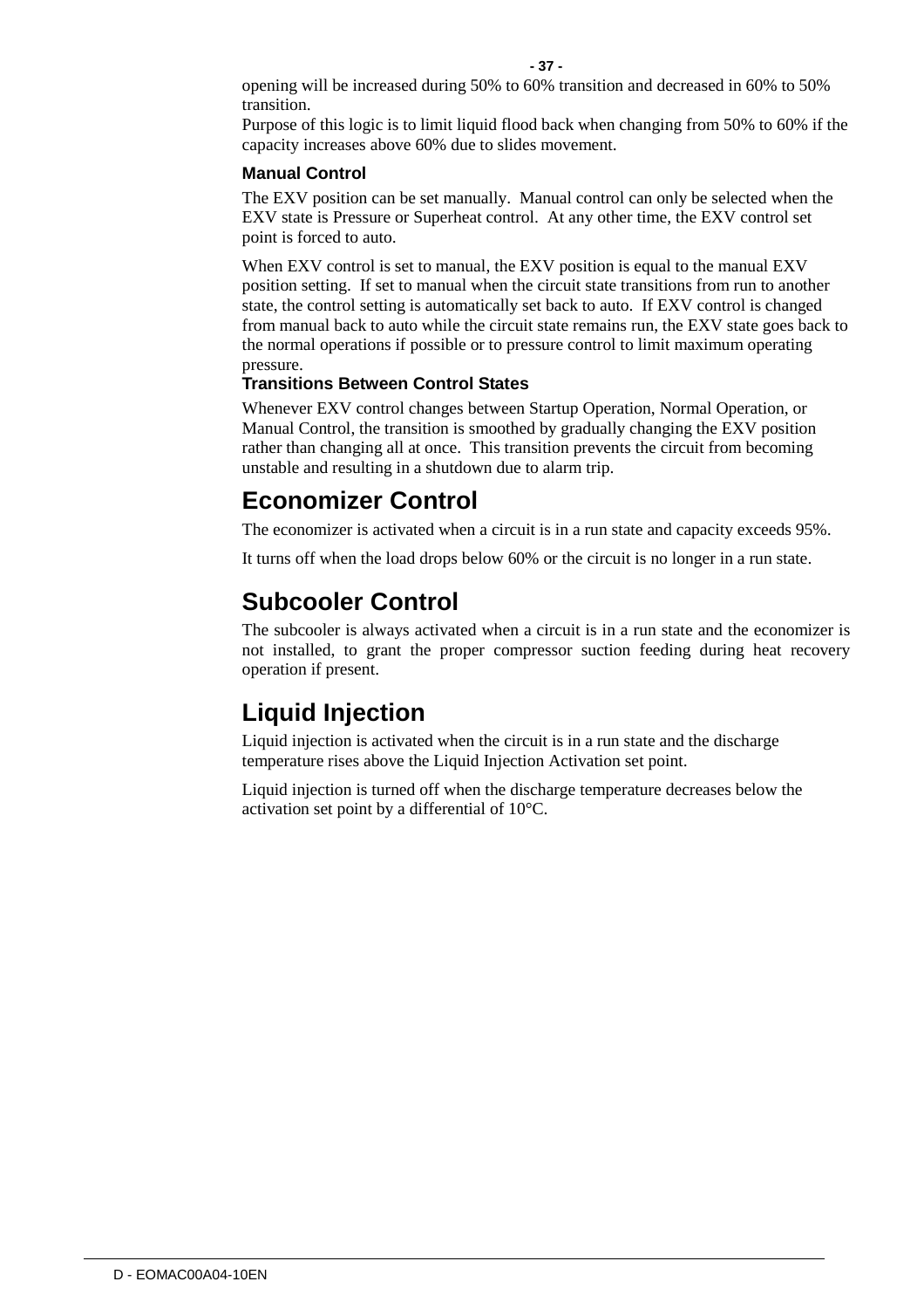opening will be increased during 50% to 60% transition and decreased in 60% to 50% transition.

Purpose of this logic is to limit liquid flood back when changing from 50% to 60% if the capacity increases above 60% due to slides movement.

### Manual Control

The EXV position can be set manually. Manual control can only be selected when the EXV state is Pressure or Superheat control. At any other time, the EXV control set point is forced to auto.

When EXV control is set to manual, the EXV position is equal to the manual EXV position setting. If set to manual when the circuit state transitions from run to another state, the control setting is automatically set back to auto. If EXV control is changed from manual back to auto while the circuit state remains run, the EXV state goes back to the normal operations if possible or to pressure control to limit maximum operating pressure.

### Transitions Between Control States

Whenever EXV control changes between Startup Operation, Normal Operation, or Manual Control, the transition is smoothed by gradually changing the EXV position rather than changing all at once. This transition prevents the circuit from becoming unstable and resulting in a shutdown due to alarm trip.

## Economizer Control

The economizer is activated when a circuit is in a run state and capacity exceeds 95%.

It turns off when the load drops below 60% or the circuit is no longer in a run state.

## Subcooler Control

The subcooler is always activated when a circuit is in a run state and the economizer is not installed, to grant the proper compressor suction feeding during heat recovery operation if present.

## Liquid Injection

Liquid injection is activated when the circuit is in a run state and the discharge temperature rises above the Liquid Injection Activation set point.

Liquid injection is turned off when the discharge temperature decreases below the activation set point by a differential of 10°C.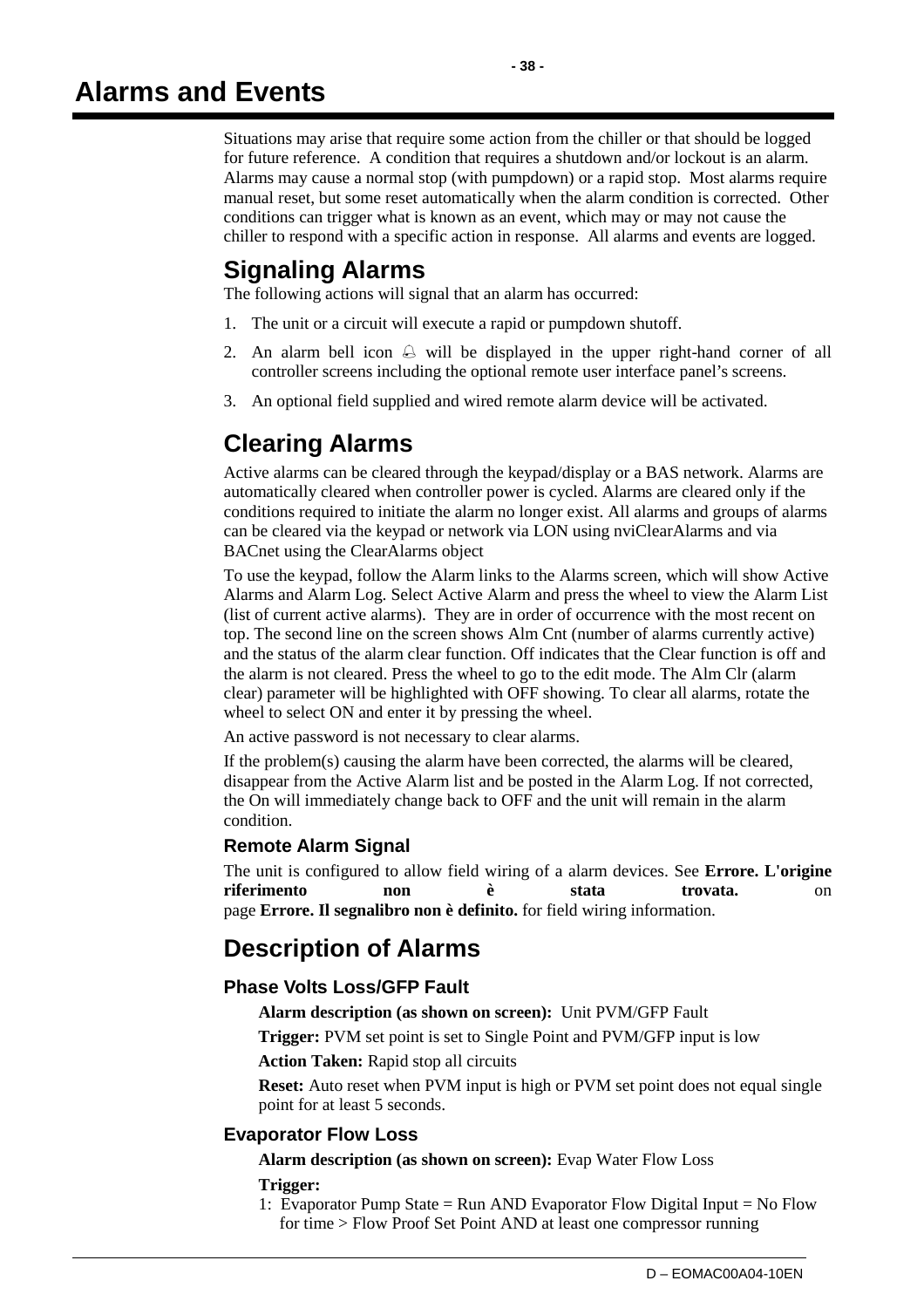# Alarms and Events

Situations may arise that require some action from the chiller or that should be logged for future reference. A condition that requires a shutdown and/or lockout is an alarm. Alarms may cause a normal stop (with pumpdown) or a rapid stop. Most alarms require manual reset, but some reset automatically when the alarm condition is corrected. Other conditions can trigger what is known as an event, which may or may not cause the chiller to respond with a specific action in response. All alarms and events are logged.

## Signaling Alarms

The following actions will signal that an alarm has occurred:

1. The unit or a circuit will execute a rapid or pumpdown shutoff.
2. An alarm bell icon 🔔 will be displayed in the upper right-hand corner of all controller screens including the optional remote user interface panel's screens.
3. An optional field supplied and wired remote alarm device will be activated.

## Clearing Alarms

Active alarms can be cleared through the keypad/display or a BAS network. Alarms are automatically cleared when controller power is cycled. Alarms are cleared only if the conditions required to initiate the alarm no longer exist. All alarms and groups of alarms can be cleared via the keypad or network via LON using nviClearAlarms and via BACnet using the ClearAlarms object

To use the keypad, follow the Alarm links to the Alarms screen, which will show Active Alarms and Alarm Log. Select Active Alarm and press the wheel to view the Alarm List (list of current active alarms). They are in order of occurrence with the most recent on top. The second line on the screen shows Alm Cnt (number of alarms currently active) and the status of the alarm clear function. Off indicates that the Clear function is off and the alarm is not cleared. Press the wheel to go to the edit mode. The Alm Clr (alarm clear) parameter will be highlighted with OFF showing. To clear all alarms, rotate the wheel to select ON and enter it by pressing the wheel.

An active password is not necessary to clear alarms.

If the problem(s) causing the alarm have been corrected, the alarms will be cleared, disappear from the Active Alarm list and be posted in the Alarm Log. If not corrected, the On will immediately change back to OFF and the unit will remain in the alarm condition.

### Remote Alarm Signal

The unit is configured to allow field wiring of a alarm devices. See **Errore. L'origine riferimento non è stata trovata.** on page **Errore. Il segnalibro non è definito.** for field wiring information.

## Description of Alarms

### Phase Volts Loss/GFP Fault

**Alarm description (as shown on screen):** Unit PVM/GFP Fault

**Trigger:** PVM set point is set to Single Point and PVM/GFP input is low

**Action Taken:** Rapid stop all circuits

**Reset:** Auto reset when PVM input is high or PVM set point does not equal single point for at least 5 seconds.

### Evaporator Flow Loss

**Alarm description (as shown on screen):** Evap Water Flow Loss

**Trigger:**

1: Evaporator Pump State = Run AND Evaporator Flow Digital Input = No Flow for time > Flow Proof Set Point AND at least one compressor running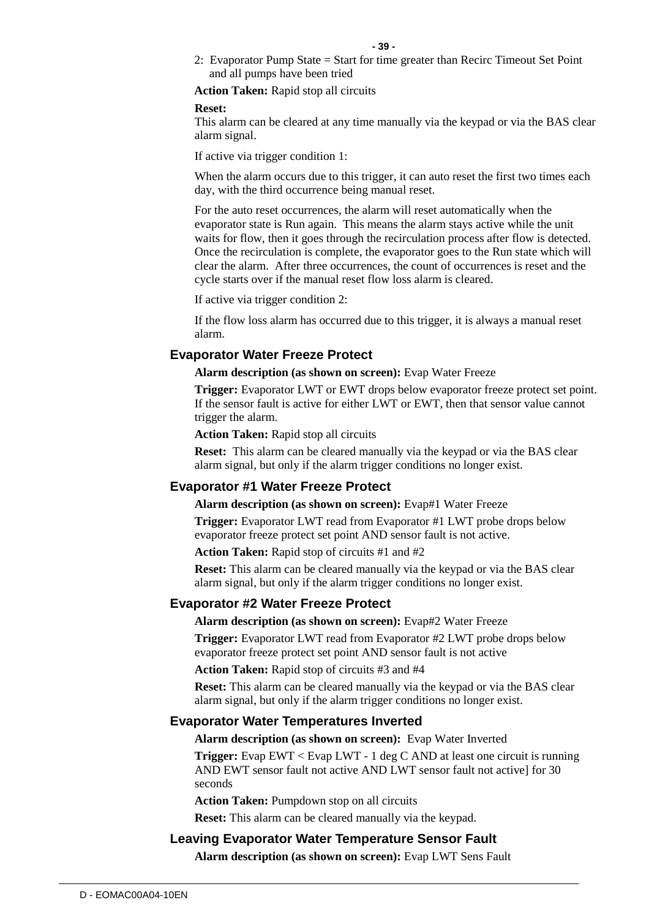2: Evaporator Pump State = Start for time greater than Recirc Timeout Set Point and all pumps have been tried

**Action Taken:** Rapid stop all circuits

**Reset:**
This alarm can be cleared at any time manually via the keypad or via the BAS clear alarm signal.

If active via trigger condition 1:

When the alarm occurs due to this trigger, it can auto reset the first two times each day, with the third occurrence being manual reset.

For the auto reset occurrences, the alarm will reset automatically when the evaporator state is Run again. This means the alarm stays active while the unit waits for flow, then it goes through the recirculation process after flow is detected. Once the recirculation is complete, the evaporator goes to the Run state which will clear the alarm. After three occurrences, the count of occurrences is reset and the cycle starts over if the manual reset flow loss alarm is cleared.

If active via trigger condition 2:

If the flow loss alarm has occurred due to this trigger, it is always a manual reset alarm.

### Evaporator Water Freeze Protect

**Alarm description (as shown on screen):** Evap Water Freeze

**Trigger:** Evaporator LWT or EWT drops below evaporator freeze protect set point. If the sensor fault is active for either LWT or EWT, then that sensor value cannot trigger the alarm.

**Action Taken:** Rapid stop all circuits

**Reset:** This alarm can be cleared manually via the keypad or via the BAS clear alarm signal, but only if the alarm trigger conditions no longer exist.

### Evaporator #1 Water Freeze Protect

**Alarm description (as shown on screen):** Evap#1 Water Freeze

**Trigger:** Evaporator LWT read from Evaporator #1 LWT probe drops below evaporator freeze protect set point AND sensor fault is not active.

**Action Taken:** Rapid stop of circuits #1 and #2

**Reset:** This alarm can be cleared manually via the keypad or via the BAS clear alarm signal, but only if the alarm trigger conditions no longer exist.

### Evaporator #2 Water Freeze Protect

**Alarm description (as shown on screen):** Evap#2 Water Freeze

**Trigger:** Evaporator LWT read from Evaporator #2 LWT probe drops below evaporator freeze protect set point AND sensor fault is not active

**Action Taken:** Rapid stop of circuits #3 and #4

**Reset:** This alarm can be cleared manually via the keypad or via the BAS clear alarm signal, but only if the alarm trigger conditions no longer exist.

### Evaporator Water Temperatures Inverted

**Alarm description (as shown on screen):** Evap Water Inverted

**Trigger:** Evap EWT < Evap LWT - 1 deg C AND at least one circuit is running AND EWT sensor fault not active AND LWT sensor fault not active] for 30 seconds

**Action Taken:** Pumpdown stop on all circuits

**Reset:** This alarm can be cleared manually via the keypad.

### Leaving Evaporator Water Temperature Sensor Fault

**Alarm description (as shown on screen):** Evap LWT Sens Fault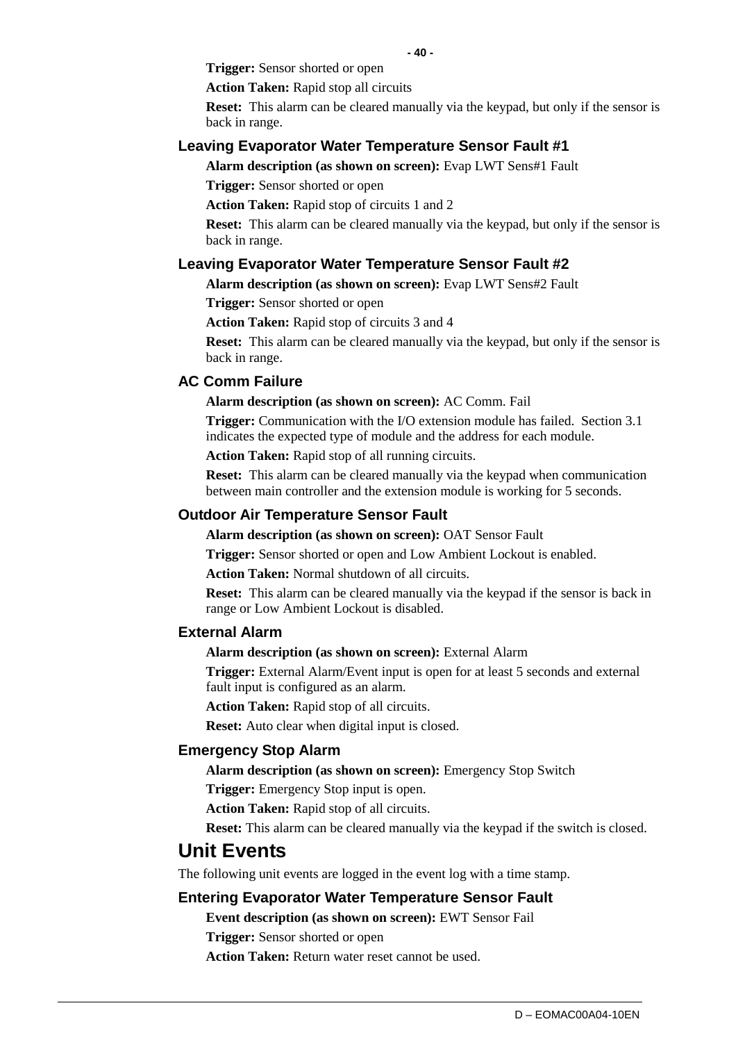**Trigger:** Sensor shorted or open

**Action Taken:** Rapid stop all circuits

**Reset:** This alarm can be cleared manually via the keypad, but only if the sensor is back in range.

### Leaving Evaporator Water Temperature Sensor Fault #1

**Alarm description (as shown on screen):** Evap LWT Sens#1 Fault

**Trigger:** Sensor shorted or open

**Action Taken:** Rapid stop of circuits 1 and 2

**Reset:** This alarm can be cleared manually via the keypad, but only if the sensor is back in range.

### Leaving Evaporator Water Temperature Sensor Fault #2

**Alarm description (as shown on screen):** Evap LWT Sens#2 Fault

**Trigger:** Sensor shorted or open

**Action Taken:** Rapid stop of circuits 3 and 4

**Reset:** This alarm can be cleared manually via the keypad, but only if the sensor is back in range.

### AC Comm Failure

**Alarm description (as shown on screen):** AC Comm. Fail

**Trigger:** Communication with the I/O extension module has failed. Section 3.1 indicates the expected type of module and the address for each module.

**Action Taken:** Rapid stop of all running circuits.

**Reset:** This alarm can be cleared manually via the keypad when communication between main controller and the extension module is working for 5 seconds.

### Outdoor Air Temperature Sensor Fault

**Alarm description (as shown on screen):** OAT Sensor Fault

**Trigger:** Sensor shorted or open and Low Ambient Lockout is enabled.

**Action Taken:** Normal shutdown of all circuits.

**Reset:** This alarm can be cleared manually via the keypad if the sensor is back in range or Low Ambient Lockout is disabled.

### External Alarm

**Alarm description (as shown on screen):** External Alarm

**Trigger:** External Alarm/Event input is open for at least 5 seconds and external fault input is configured as an alarm.

**Action Taken:** Rapid stop of all circuits.

**Reset:** Auto clear when digital input is closed.

### Emergency Stop Alarm

**Alarm description (as shown on screen):** Emergency Stop Switch

**Trigger:** Emergency Stop input is open.

**Action Taken:** Rapid stop of all circuits.

**Reset:** This alarm can be cleared manually via the keypad if the switch is closed.

## Unit Events

The following unit events are logged in the event log with a time stamp.

### Entering Evaporator Water Temperature Sensor Fault

**Event description (as shown on screen):** EWT Sensor Fail

**Trigger:** Sensor shorted or open

**Action Taken:** Return water reset cannot be used.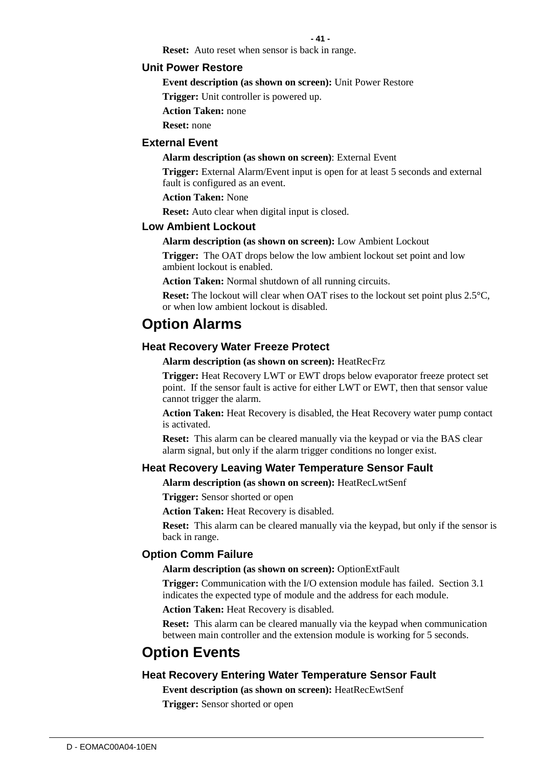**Reset:** Auto reset when sensor is back in range.

### Unit Power Restore

**Event description (as shown on screen):** Unit Power Restore

**Trigger:** Unit controller is powered up.

**Action Taken:** none

**Reset:** none

### External Event

**Alarm description (as shown on screen)**: External Event

**Trigger:** External Alarm/Event input is open for at least 5 seconds and external fault is configured as an event.

**Action Taken:** None

**Reset:** Auto clear when digital input is closed.

### Low Ambient Lockout

**Alarm description (as shown on screen):** Low Ambient Lockout

**Trigger:** The OAT drops below the low ambient lockout set point and low ambient lockout is enabled.

**Action Taken:** Normal shutdown of all running circuits.

**Reset:** The lockout will clear when OAT rises to the lockout set point plus 2.5°C, or when low ambient lockout is disabled.

## Option Alarms

### Heat Recovery Water Freeze Protect

**Alarm description (as shown on screen):** HeatRecFrz

**Trigger:** Heat Recovery LWT or EWT drops below evaporator freeze protect set point. If the sensor fault is active for either LWT or EWT, then that sensor value cannot trigger the alarm.

**Action Taken:** Heat Recovery is disabled, the Heat Recovery water pump contact is activated.

**Reset:** This alarm can be cleared manually via the keypad or via the BAS clear alarm signal, but only if the alarm trigger conditions no longer exist.

### Heat Recovery Leaving Water Temperature Sensor Fault

**Alarm description (as shown on screen):** HeatRecLwtSenf

**Trigger:** Sensor shorted or open

**Action Taken:** Heat Recovery is disabled.

**Reset:** This alarm can be cleared manually via the keypad, but only if the sensor is back in range.

### Option Comm Failure

**Alarm description (as shown on screen):** OptionExtFault

**Trigger:** Communication with the I/O extension module has failed. Section 3.1 indicates the expected type of module and the address for each module.

**Action Taken:** Heat Recovery is disabled.

**Reset:** This alarm can be cleared manually via the keypad when communication between main controller and the extension module is working for 5 seconds.

## Option Events

### Heat Recovery Entering Water Temperature Sensor Fault

**Event description (as shown on screen):** HeatRecEwtSenf

**Trigger:** Sensor shorted or open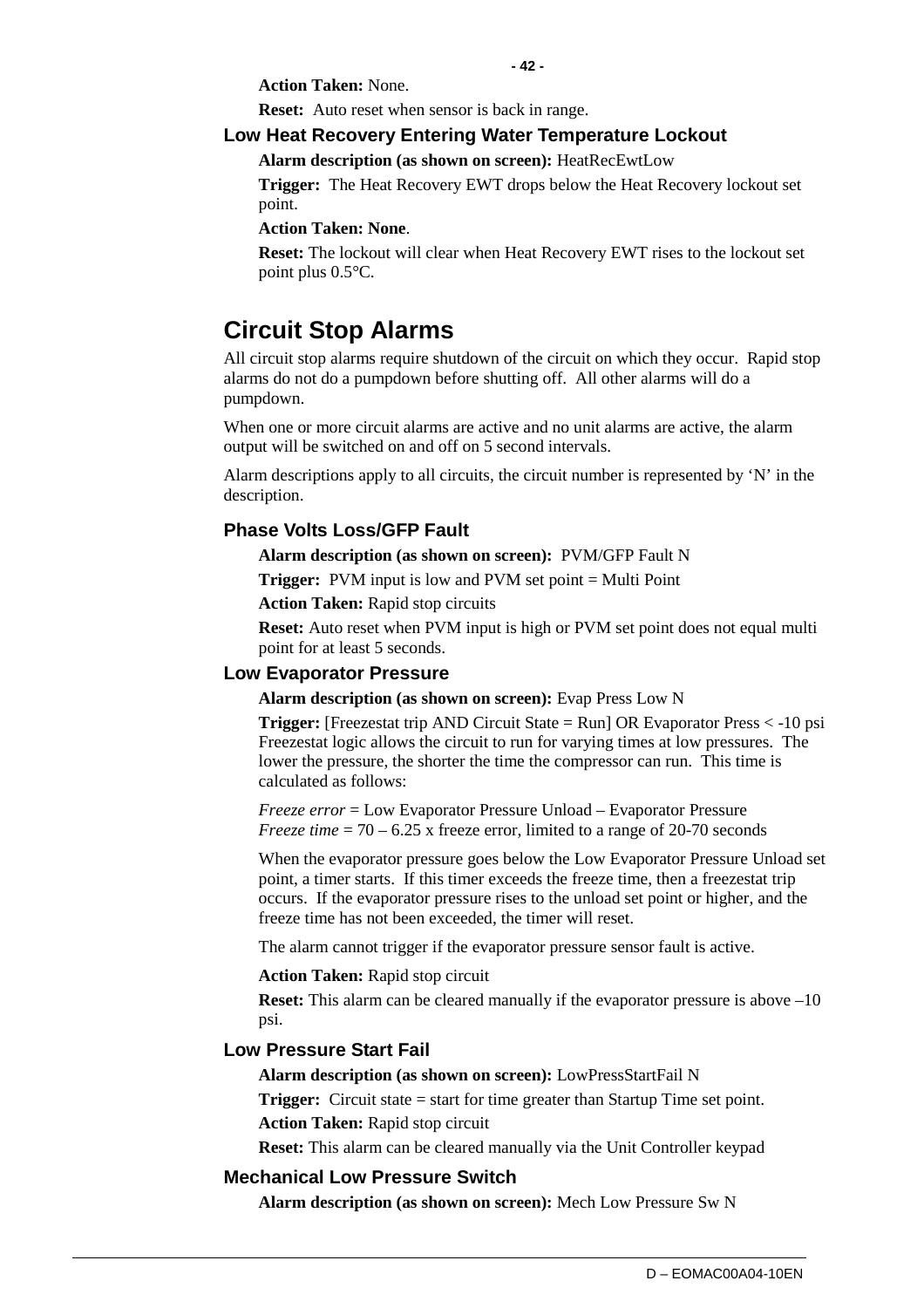**Action Taken:** None.

**Reset:** Auto reset when sensor is back in range.

### Low Heat Recovery Entering Water Temperature Lockout

**Alarm description (as shown on screen):** HeatRecEwtLow

**Trigger:** The Heat Recovery EWT drops below the Heat Recovery lockout set point.

**Action Taken: None**.

**Reset:** The lockout will clear when Heat Recovery EWT rises to the lockout set point plus 0.5°C.

## Circuit Stop Alarms

All circuit stop alarms require shutdown of the circuit on which they occur. Rapid stop alarms do not do a pumpdown before shutting off. All other alarms will do a pumpdown.

When one or more circuit alarms are active and no unit alarms are active, the alarm output will be switched on and off on 5 second intervals.

Alarm descriptions apply to all circuits, the circuit number is represented by 'N' in the description.

### Phase Volts Loss/GFP Fault

**Alarm description (as shown on screen):** PVM/GFP Fault N

**Trigger:** PVM input is low and PVM set point = Multi Point

**Action Taken:** Rapid stop circuits

**Reset:** Auto reset when PVM input is high or PVM set point does not equal multi point for at least 5 seconds.

### Low Evaporator Pressure

**Alarm description (as shown on screen):** Evap Press Low N

**Trigger:** [Freezestat trip AND Circuit State = Run] OR Evaporator Press < -10 psi Freezestat logic allows the circuit to run for varying times at low pressures. The lower the pressure, the shorter the time the compressor can run. This time is calculated as follows:

*Freeze error* = Low Evaporator Pressure Unload – Evaporator Pressure
*Freeze time* = 70 – 6.25 x freeze error, limited to a range of 20-70 seconds

When the evaporator pressure goes below the Low Evaporator Pressure Unload set point, a timer starts. If this timer exceeds the freeze time, then a freezestat trip occurs. If the evaporator pressure rises to the unload set point or higher, and the freeze time has not been exceeded, the timer will reset.

The alarm cannot trigger if the evaporator pressure sensor fault is active.

**Action Taken:** Rapid stop circuit

**Reset:** This alarm can be cleared manually if the evaporator pressure is above –10 psi.

### Low Pressure Start Fail

**Alarm description (as shown on screen):** LowPressStartFail N

**Trigger:** Circuit state = start for time greater than Startup Time set point.

**Action Taken:** Rapid stop circuit

**Reset:** This alarm can be cleared manually via the Unit Controller keypad

### Mechanical Low Pressure Switch

**Alarm description (as shown on screen):** Mech Low Pressure Sw N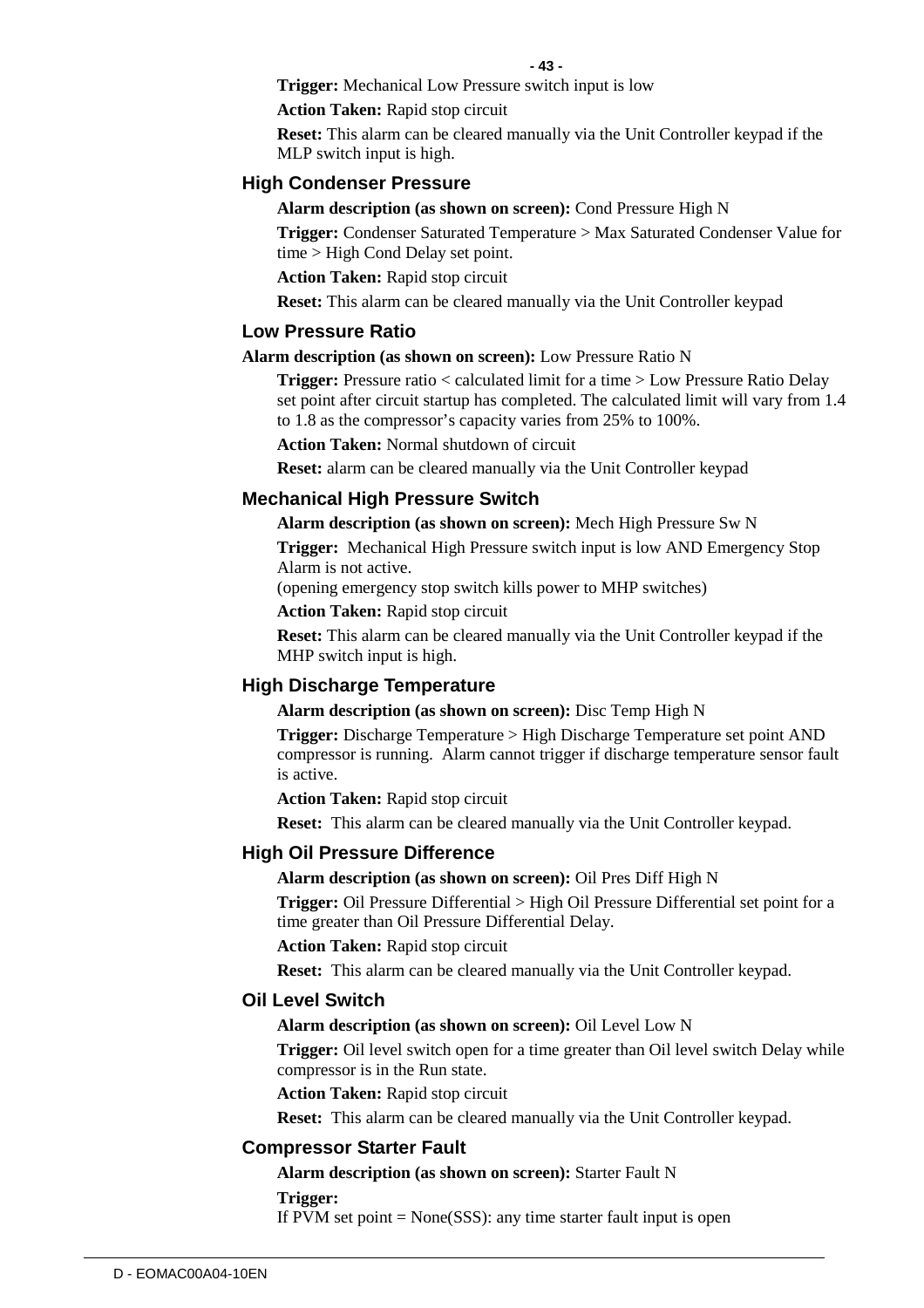**Trigger:** Mechanical Low Pressure switch input is low

**Action Taken:** Rapid stop circuit

**Reset:** This alarm can be cleared manually via the Unit Controller keypad if the MLP switch input is high.

### High Condenser Pressure

**Alarm description (as shown on screen):** Cond Pressure High N

**Trigger:** Condenser Saturated Temperature > Max Saturated Condenser Value for time > High Cond Delay set point.

**Action Taken:** Rapid stop circuit

**Reset:** This alarm can be cleared manually via the Unit Controller keypad

### Low Pressure Ratio

**Alarm description (as shown on screen):** Low Pressure Ratio N

**Trigger:** Pressure ratio < calculated limit for a time > Low Pressure Ratio Delay set point after circuit startup has completed. The calculated limit will vary from 1.4 to 1.8 as the compressor's capacity varies from 25% to 100%.

**Action Taken:** Normal shutdown of circuit

**Reset:** alarm can be cleared manually via the Unit Controller keypad

### Mechanical High Pressure Switch

**Alarm description (as shown on screen):** Mech High Pressure Sw N

**Trigger:** Mechanical High Pressure switch input is low AND Emergency Stop Alarm is not active.
(opening emergency stop switch kills power to MHP switches)

**Action Taken:** Rapid stop circuit

**Reset:** This alarm can be cleared manually via the Unit Controller keypad if the MHP switch input is high.

### High Discharge Temperature

**Alarm description (as shown on screen):** Disc Temp High N

**Trigger:** Discharge Temperature > High Discharge Temperature set point AND compressor is running. Alarm cannot trigger if discharge temperature sensor fault is active.

**Action Taken:** Rapid stop circuit

**Reset:** This alarm can be cleared manually via the Unit Controller keypad.

### High Oil Pressure Difference

**Alarm description (as shown on screen):** Oil Pres Diff High N

**Trigger:** Oil Pressure Differential > High Oil Pressure Differential set point for a time greater than Oil Pressure Differential Delay.

**Action Taken:** Rapid stop circuit

**Reset:** This alarm can be cleared manually via the Unit Controller keypad.

### Oil Level Switch

**Alarm description (as shown on screen):** Oil Level Low N

**Trigger:** Oil level switch open for a time greater than Oil level switch Delay while compressor is in the Run state.

**Action Taken:** Rapid stop circuit

**Reset:** This alarm can be cleared manually via the Unit Controller keypad.

### Compressor Starter Fault

**Alarm description (as shown on screen):** Starter Fault N

**Trigger:**
If PVM set point = None(SSS): any time starter fault input is open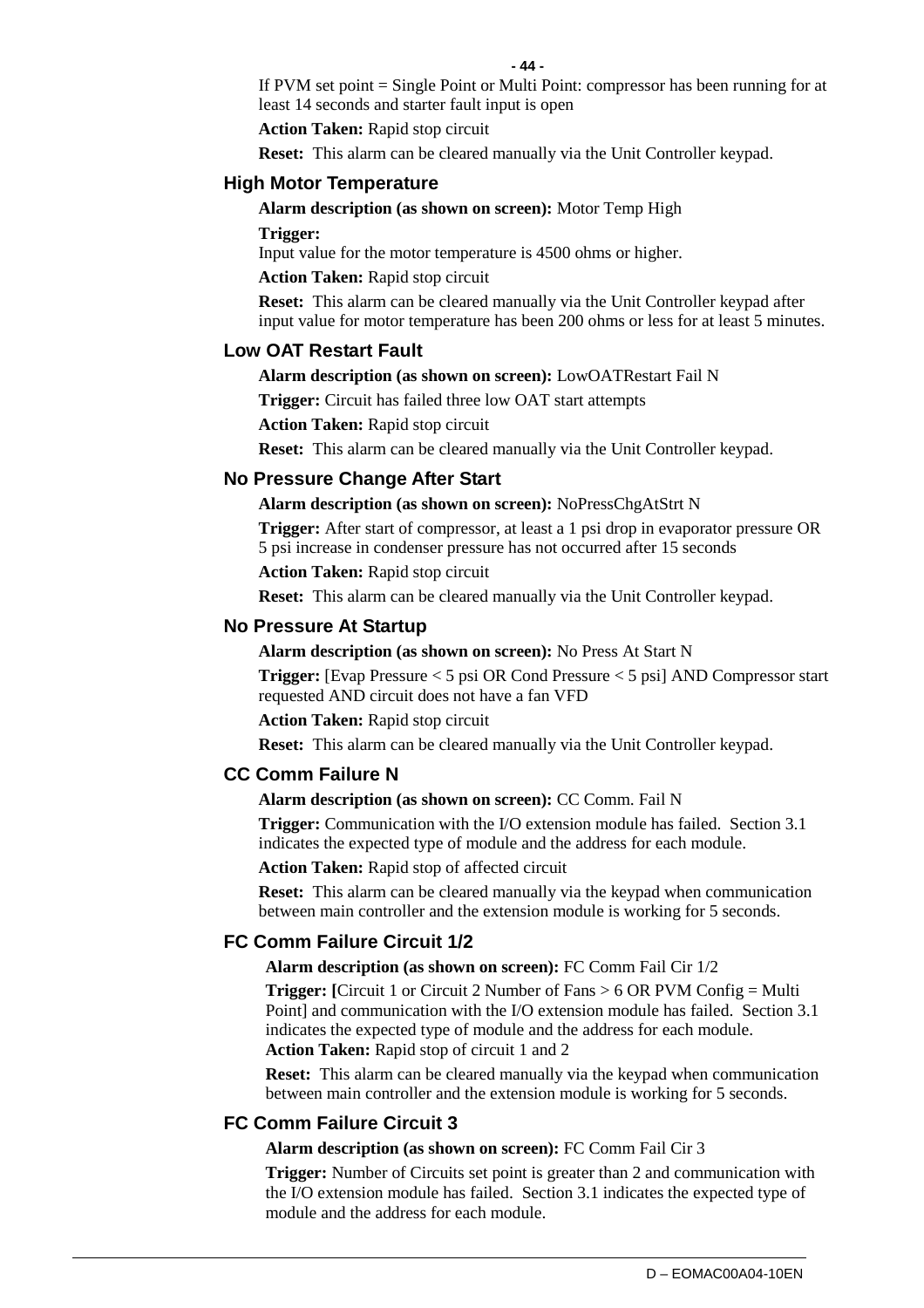If PVM set point = Single Point or Multi Point: compressor has been running for at least 14 seconds and starter fault input is open

**Action Taken:** Rapid stop circuit

**Reset:** This alarm can be cleared manually via the Unit Controller keypad.

### High Motor Temperature

**Alarm description (as shown on screen):** Motor Temp High

**Trigger:**

Input value for the motor temperature is 4500 ohms or higher.

**Action Taken:** Rapid stop circuit

**Reset:** This alarm can be cleared manually via the Unit Controller keypad after input value for motor temperature has been 200 ohms or less for at least 5 minutes.

### Low OAT Restart Fault

**Alarm description (as shown on screen):** LowOATRestart Fail N

**Trigger:** Circuit has failed three low OAT start attempts

**Action Taken:** Rapid stop circuit

**Reset:** This alarm can be cleared manually via the Unit Controller keypad.

### No Pressure Change After Start

**Alarm description (as shown on screen):** NoPressChgAtStrt N

**Trigger:** After start of compressor, at least a 1 psi drop in evaporator pressure OR 5 psi increase in condenser pressure has not occurred after 15 seconds

**Action Taken:** Rapid stop circuit

**Reset:** This alarm can be cleared manually via the Unit Controller keypad.

### No Pressure At Startup

**Alarm description (as shown on screen):** No Press At Start N

**Trigger:** [Evap Pressure < 5 psi OR Cond Pressure < 5 psi] AND Compressor start requested AND circuit does not have a fan VFD

**Action Taken:** Rapid stop circuit

**Reset:** This alarm can be cleared manually via the Unit Controller keypad.

### CC Comm Failure N

**Alarm description (as shown on screen):** CC Comm. Fail N

**Trigger:** Communication with the I/O extension module has failed. Section 3.1 indicates the expected type of module and the address for each module.

**Action Taken:** Rapid stop of affected circuit

**Reset:** This alarm can be cleared manually via the keypad when communication between main controller and the extension module is working for 5 seconds.

### FC Comm Failure Circuit 1/2

**Alarm description (as shown on screen):** FC Comm Fail Cir 1/2

**Trigger: [**Circuit 1 or Circuit 2 Number of Fans > 6 OR PVM Config = Multi Point] and communication with the I/O extension module has failed. Section 3.1 indicates the expected type of module and the address for each module.

**Action Taken:** Rapid stop of circuit 1 and 2

**Reset:** This alarm can be cleared manually via the keypad when communication between main controller and the extension module is working for 5 seconds.

### FC Comm Failure Circuit 3

**Alarm description (as shown on screen):** FC Comm Fail Cir 3

**Trigger:** Number of Circuits set point is greater than 2 and communication with the I/O extension module has failed. Section 3.1 indicates the expected type of module and the address for each module.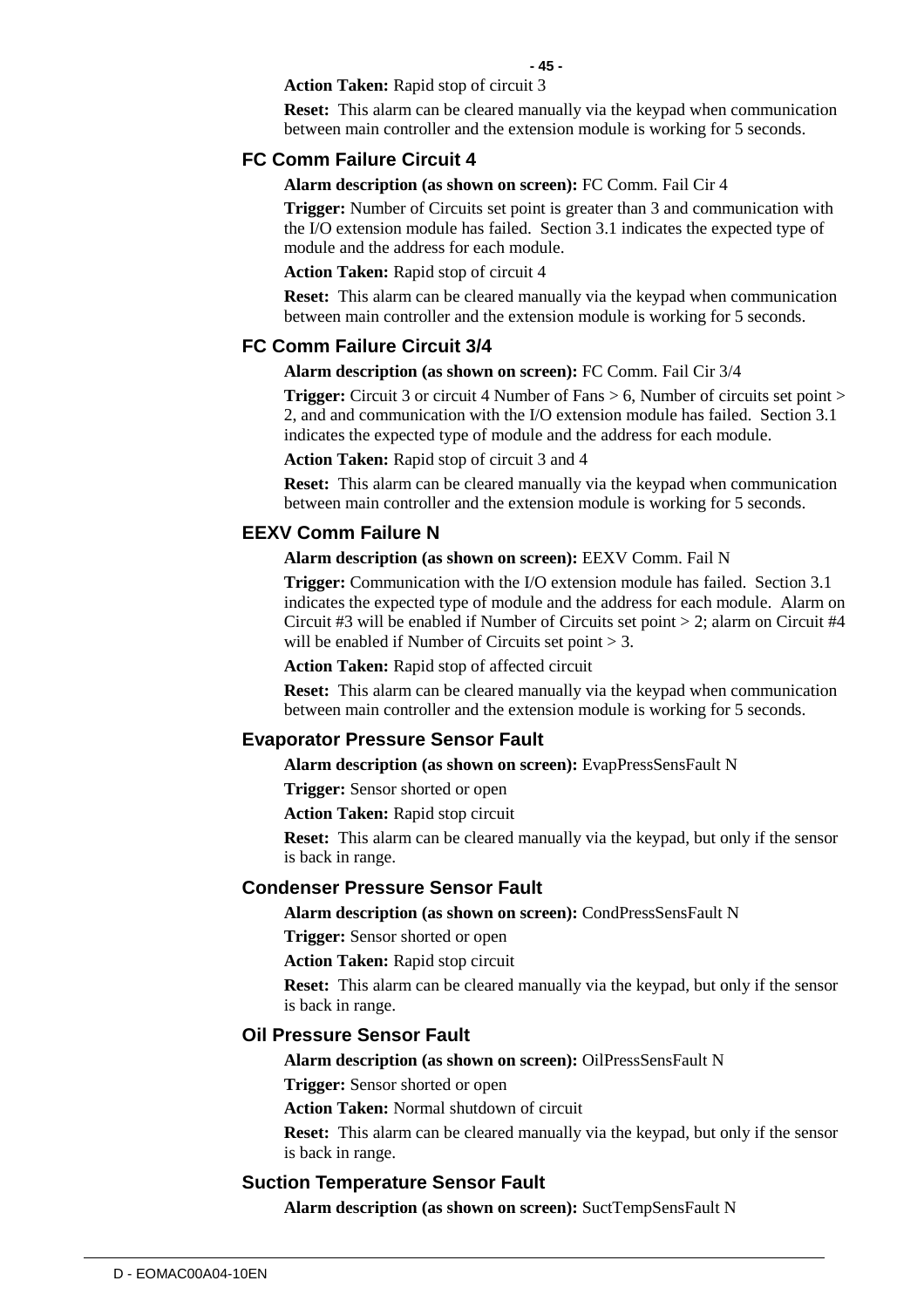**Action Taken:** Rapid stop of circuit 3

**Reset:** This alarm can be cleared manually via the keypad when communication between main controller and the extension module is working for 5 seconds.

### FC Comm Failure Circuit 4

**Alarm description (as shown on screen):** FC Comm. Fail Cir 4

**Trigger:** Number of Circuits set point is greater than 3 and communication with the I/O extension module has failed. Section 3.1 indicates the expected type of module and the address for each module.

**Action Taken:** Rapid stop of circuit 4

**Reset:** This alarm can be cleared manually via the keypad when communication between main controller and the extension module is working for 5 seconds.

### FC Comm Failure Circuit 3/4

**Alarm description (as shown on screen):** FC Comm. Fail Cir 3/4

**Trigger:** Circuit 3 or circuit 4 Number of Fans > 6, Number of circuits set point > 2, and and communication with the I/O extension module has failed. Section 3.1 indicates the expected type of module and the address for each module.

**Action Taken:** Rapid stop of circuit 3 and 4

**Reset:** This alarm can be cleared manually via the keypad when communication between main controller and the extension module is working for 5 seconds.

### EEXV Comm Failure N

**Alarm description (as shown on screen):** EEXV Comm. Fail N

**Trigger:** Communication with the I/O extension module has failed. Section 3.1 indicates the expected type of module and the address for each module. Alarm on Circuit #3 will be enabled if Number of Circuits set point > 2; alarm on Circuit #4 will be enabled if Number of Circuits set point > 3.

**Action Taken:** Rapid stop of affected circuit

**Reset:** This alarm can be cleared manually via the keypad when communication between main controller and the extension module is working for 5 seconds.

### Evaporator Pressure Sensor Fault

**Alarm description (as shown on screen):** EvapPressSensFault N

**Trigger:** Sensor shorted or open

**Action Taken:** Rapid stop circuit

**Reset:** This alarm can be cleared manually via the keypad, but only if the sensor is back in range.

### Condenser Pressure Sensor Fault

**Alarm description (as shown on screen):** CondPressSensFault N

**Trigger:** Sensor shorted or open

**Action Taken:** Rapid stop circuit

**Reset:** This alarm can be cleared manually via the keypad, but only if the sensor is back in range.

### Oil Pressure Sensor Fault

**Alarm description (as shown on screen):** OilPressSensFault N

**Trigger:** Sensor shorted or open

**Action Taken:** Normal shutdown of circuit

**Reset:** This alarm can be cleared manually via the keypad, but only if the sensor is back in range.

### Suction Temperature Sensor Fault

**Alarm description (as shown on screen):** SuctTempSensFault N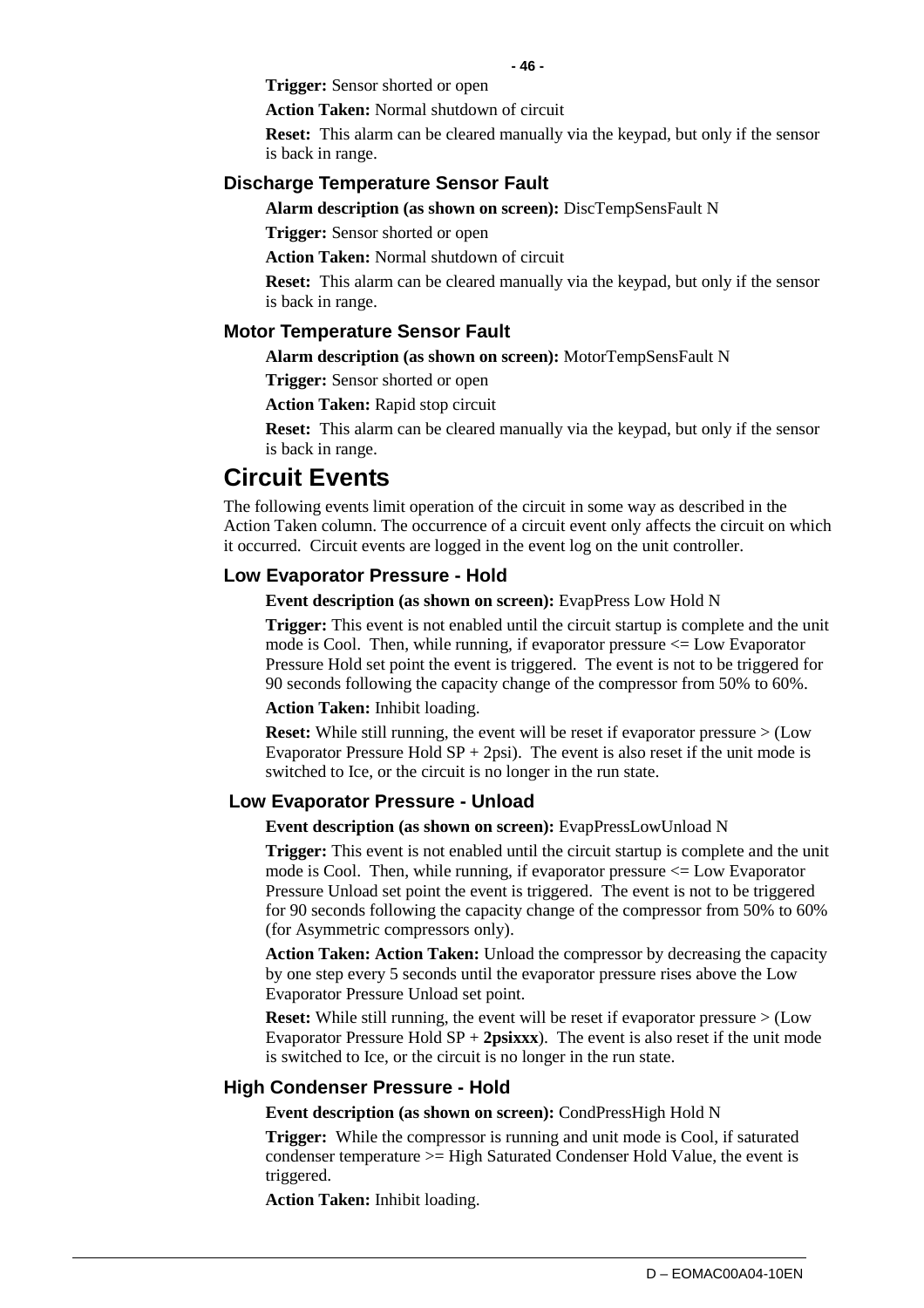**Trigger:** Sensor shorted or open

**Action Taken:** Normal shutdown of circuit

**Reset:** This alarm can be cleared manually via the keypad, but only if the sensor is back in range.

### Discharge Temperature Sensor Fault

**Alarm description (as shown on screen):** DiscTempSensFault N

**Trigger:** Sensor shorted or open

**Action Taken:** Normal shutdown of circuit

**Reset:** This alarm can be cleared manually via the keypad, but only if the sensor is back in range.

### Motor Temperature Sensor Fault

**Alarm description (as shown on screen):** MotorTempSensFault N

**Trigger:** Sensor shorted or open

**Action Taken:** Rapid stop circuit

**Reset:** This alarm can be cleared manually via the keypad, but only if the sensor is back in range.

## Circuit Events

The following events limit operation of the circuit in some way as described in the Action Taken column. The occurrence of a circuit event only affects the circuit on which it occurred. Circuit events are logged in the event log on the unit controller.

### Low Evaporator Pressure - Hold

**Event description (as shown on screen):** EvapPress Low Hold N

**Trigger:** This event is not enabled until the circuit startup is complete and the unit mode is Cool. Then, while running, if evaporator pressure <= Low Evaporator Pressure Hold set point the event is triggered. The event is not to be triggered for 90 seconds following the capacity change of the compressor from 50% to 60%.

**Action Taken:** Inhibit loading.

**Reset:** While still running, the event will be reset if evaporator pressure > (Low Evaporator Pressure Hold SP + 2psi). The event is also reset if the unit mode is switched to Ice, or the circuit is no longer in the run state.

### Low Evaporator Pressure - Unload

**Event description (as shown on screen):** EvapPressLowUnload N

**Trigger:** This event is not enabled until the circuit startup is complete and the unit mode is Cool. Then, while running, if evaporator pressure <= Low Evaporator Pressure Unload set point the event is triggered. The event is not to be triggered for 90 seconds following the capacity change of the compressor from 50% to 60% (for Asymmetric compressors only).

**Action Taken: Action Taken:** Unload the compressor by decreasing the capacity by one step every 5 seconds until the evaporator pressure rises above the Low Evaporator Pressure Unload set point.

**Reset:** While still running, the event will be reset if evaporator pressure > (Low Evaporator Pressure Hold SP + **2psixxx**). The event is also reset if the unit mode is switched to Ice, or the circuit is no longer in the run state.

### High Condenser Pressure - Hold

**Event description (as shown on screen):** CondPressHigh Hold N

**Trigger:** While the compressor is running and unit mode is Cool, if saturated condenser temperature >= High Saturated Condenser Hold Value, the event is triggered.

**Action Taken:** Inhibit loading.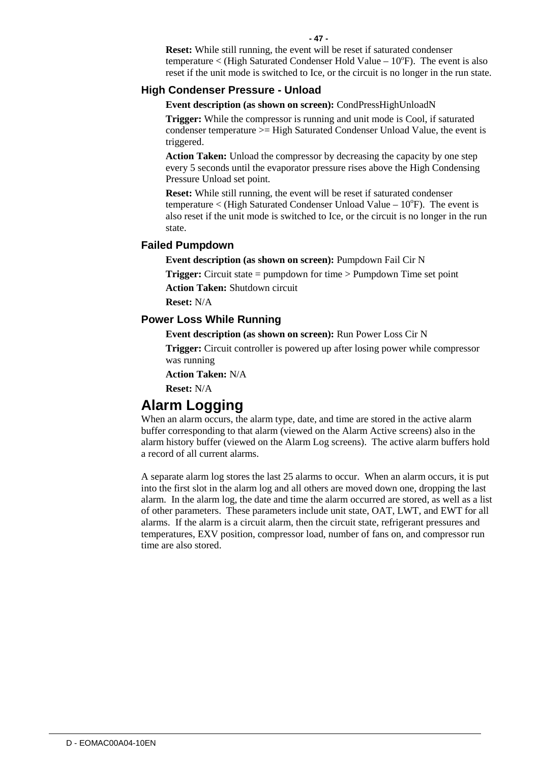**Reset:** While still running, the event will be reset if saturated condenser temperature < (High Saturated Condenser Hold Value – 10°F). The event is also reset if the unit mode is switched to Ice, or the circuit is no longer in the run state.

### High Condenser Pressure - Unload

**Event description (as shown on screen):** CondPressHighUnloadN

**Trigger:** While the compressor is running and unit mode is Cool, if saturated condenser temperature >= High Saturated Condenser Unload Value, the event is triggered.

**Action Taken:** Unload the compressor by decreasing the capacity by one step every 5 seconds until the evaporator pressure rises above the High Condensing Pressure Unload set point.

**Reset:** While still running, the event will be reset if saturated condenser temperature < (High Saturated Condenser Unload Value – 10°F). The event is also reset if the unit mode is switched to Ice, or the circuit is no longer in the run state.

### Failed Pumpdown

**Event description (as shown on screen):** Pumpdown Fail Cir N

**Trigger:** Circuit state = pumpdown for time > Pumpdown Time set point

**Action Taken:** Shutdown circuit

**Reset:** N/A

### Power Loss While Running

**Event description (as shown on screen):** Run Power Loss Cir N

**Trigger:** Circuit controller is powered up after losing power while compressor was running

**Action Taken:** N/A

**Reset:** N/A

## Alarm Logging

When an alarm occurs, the alarm type, date, and time are stored in the active alarm buffer corresponding to that alarm (viewed on the Alarm Active screens) also in the alarm history buffer (viewed on the Alarm Log screens). The active alarm buffers hold a record of all current alarms.

A separate alarm log stores the last 25 alarms to occur. When an alarm occurs, it is put into the first slot in the alarm log and all others are moved down one, dropping the last alarm. In the alarm log, the date and time the alarm occurred are stored, as well as a list of other parameters. These parameters include unit state, OAT, LWT, and EWT for all alarms. If the alarm is a circuit alarm, then the circuit state, refrigerant pressures and temperatures, EXV position, compressor load, number of fans on, and compressor run time are also stored.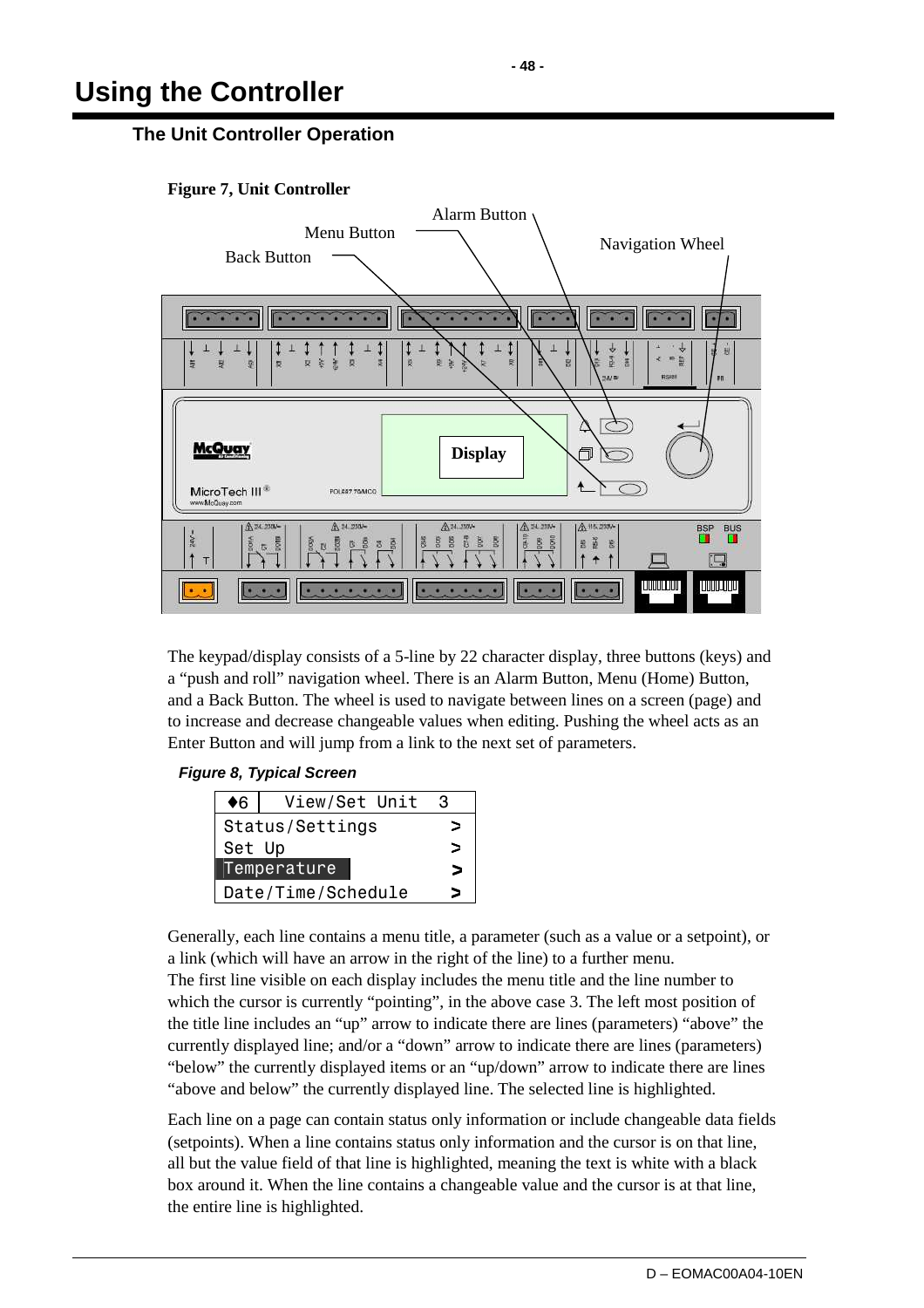# Using the Controller

## The Unit Controller Operation

**Figure 7, Unit Controller**

The keypad/display consists of a 5-line by 22 character display, three buttons (keys) and a "push and roll" navigation wheel. There is an Alarm Button, Menu (Home) Button, and a Back Button. The wheel is used to navigate between lines on a screen (page) and to increase and decrease changeable values when editing. Pushing the wheel acts as an Enter Button and will jump from a link to the next set of parameters.

***Figure 8, Typical Screen***

| ♦6 | View/Set Unit 3 |
|---|---|
| Status/Settings | > |
| Set Up | > |
| Temperature | > |
| Date/Time/Schedule | > |

Generally, each line contains a menu title, a parameter (such as a value or a setpoint), or a link (which will have an arrow in the right of the line) to a further menu.
The first line visible on each display includes the menu title and the line number to which the cursor is currently "pointing", in the above case 3. The left most position of the title line includes an "up" arrow to indicate there are lines (parameters) "above" the currently displayed line; and/or a "down" arrow to indicate there are lines (parameters) "below" the currently displayed items or an "up/down" arrow to indicate there are lines "above and below" the currently displayed line. The selected line is highlighted.

Each line on a page can contain status only information or include changeable data fields (setpoints). When a line contains status only information and the cursor is on that line, all but the value field of that line is highlighted, meaning the text is white with a black box around it. When the line contains a changeable value and the cursor is at that line, the entire line is highlighted.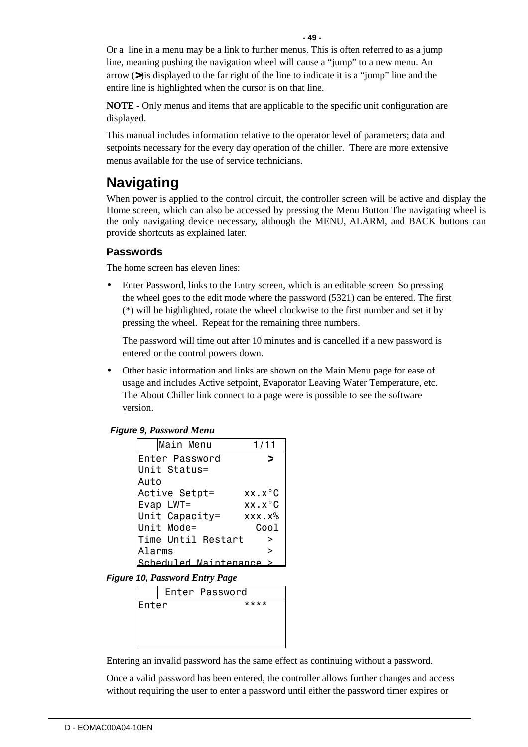Or a line in a menu may be a link to further menus. This is often referred to as a jump line, meaning pushing the navigation wheel will cause a "jump" to a new menu. An arrow (>) is displayed to the far right of the line to indicate it is a "jump" line and the entire line is highlighted when the cursor is on that line.

**NOTE** - Only menus and items that are applicable to the specific unit configuration are displayed.

This manual includes information relative to the operator level of parameters; data and setpoints necessary for the every day operation of the chiller. There are more extensive menus available for the use of service technicians.

## Navigating

When power is applied to the control circuit, the controller screen will be active and display the Home screen, which can also be accessed by pressing the Menu Button The navigating wheel is the only navigating device necessary, although the MENU, ALARM, and BACK buttons can provide shortcuts as explained later.

### Passwords

The home screen has eleven lines:

- Enter Password, links to the Entry screen, which is an editable screen So pressing the wheel goes to the edit mode where the password (5321) can be entered. The first (*) will be highlighted, rotate the wheel clockwise to the first number and set it by pressing the wheel. Repeat for the remaining three numbers.

  The password will time out after 10 minutes and is cancelled if a new password is entered or the control powers down.

- Other basic information and links are shown on the Main Menu page for ease of usage and includes Active setpoint, Evaporator Leaving Water Temperature, etc. The About Chiller link connect to a page were is possible to see the software version.

***Figure 9, Password Menu***

```
    Main Menu       1/11
Enter Password         >
Unit Status=
Auto
Active Setpt=     xx.x°C
Evap LWT=         xx.x°C
Unit Capacity=    xxx.x%
Unit Mode=          Cool
Time Until Restart     >
Alarms                 >
Scheduled Maintenance  >
```

***Figure 10, Password Entry Page***

```
     Enter Password
Enter              ****
```

Entering an invalid password has the same effect as continuing without a password.

Once a valid password has been entered, the controller allows further changes and access without requiring the user to enter a password until either the password timer expires or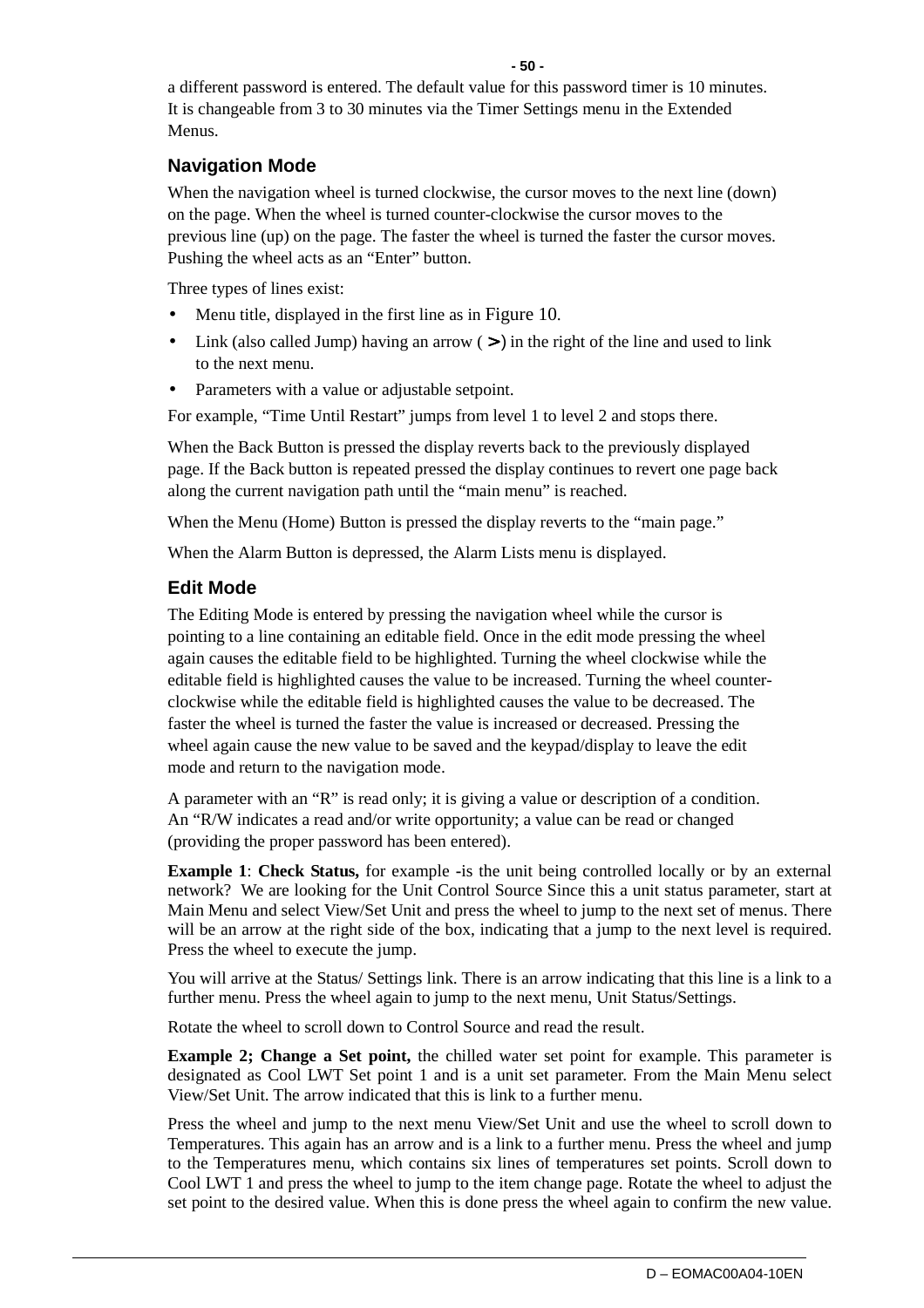a different password is entered. The default value for this password timer is 10 minutes. It is changeable from 3 to 30 minutes via the Timer Settings menu in the Extended Menus.

### Navigation Mode

When the navigation wheel is turned clockwise, the cursor moves to the next line (down) on the page. When the wheel is turned counter-clockwise the cursor moves to the previous line (up) on the page. The faster the wheel is turned the faster the cursor moves. Pushing the wheel acts as an "Enter" button.

Three types of lines exist:

- Menu title, displayed in the first line as in Figure 10.
- Link (also called Jump) having an arrow ( **>**) in the right of the line and used to link to the next menu.
- Parameters with a value or adjustable setpoint.

For example, "Time Until Restart" jumps from level 1 to level 2 and stops there.

When the Back Button is pressed the display reverts back to the previously displayed page. If the Back button is repeated pressed the display continues to revert one page back along the current navigation path until the "main menu" is reached.

When the Menu (Home) Button is pressed the display reverts to the "main page."

When the Alarm Button is depressed, the Alarm Lists menu is displayed.

### Edit Mode

The Editing Mode is entered by pressing the navigation wheel while the cursor is pointing to a line containing an editable field. Once in the edit mode pressing the wheel again causes the editable field to be highlighted. Turning the wheel clockwise while the editable field is highlighted causes the value to be increased. Turning the wheel counter-clockwise while the editable field is highlighted causes the value to be decreased. The faster the wheel is turned the faster the value is increased or decreased. Pressing the wheel again cause the new value to be saved and the keypad/display to leave the edit mode and return to the navigation mode.

A parameter with an "R" is read only; it is giving a value or description of a condition. An "R/W indicates a read and/or write opportunity; a value can be read or changed (providing the proper password has been entered).

**Example 1**: **Check Status,** for example -is the unit being controlled locally or by an external network? We are looking for the Unit Control Source Since this a unit status parameter, start at Main Menu and select View/Set Unit and press the wheel to jump to the next set of menus. There will be an arrow at the right side of the box, indicating that a jump to the next level is required. Press the wheel to execute the jump.

You will arrive at the Status/ Settings link. There is an arrow indicating that this line is a link to a further menu. Press the wheel again to jump to the next menu, Unit Status/Settings.

Rotate the wheel to scroll down to Control Source and read the result.

**Example 2; Change a Set point,** the chilled water set point for example. This parameter is designated as Cool LWT Set point 1 and is a unit set parameter. From the Main Menu select View/Set Unit. The arrow indicated that this is link to a further menu.

Press the wheel and jump to the next menu View/Set Unit and use the wheel to scroll down to Temperatures. This again has an arrow and is a link to a further menu. Press the wheel and jump to the Temperatures menu, which contains six lines of temperatures set points. Scroll down to Cool LWT 1 and press the wheel to jump to the item change page. Rotate the wheel to adjust the set point to the desired value. When this is done press the wheel again to confirm the new value.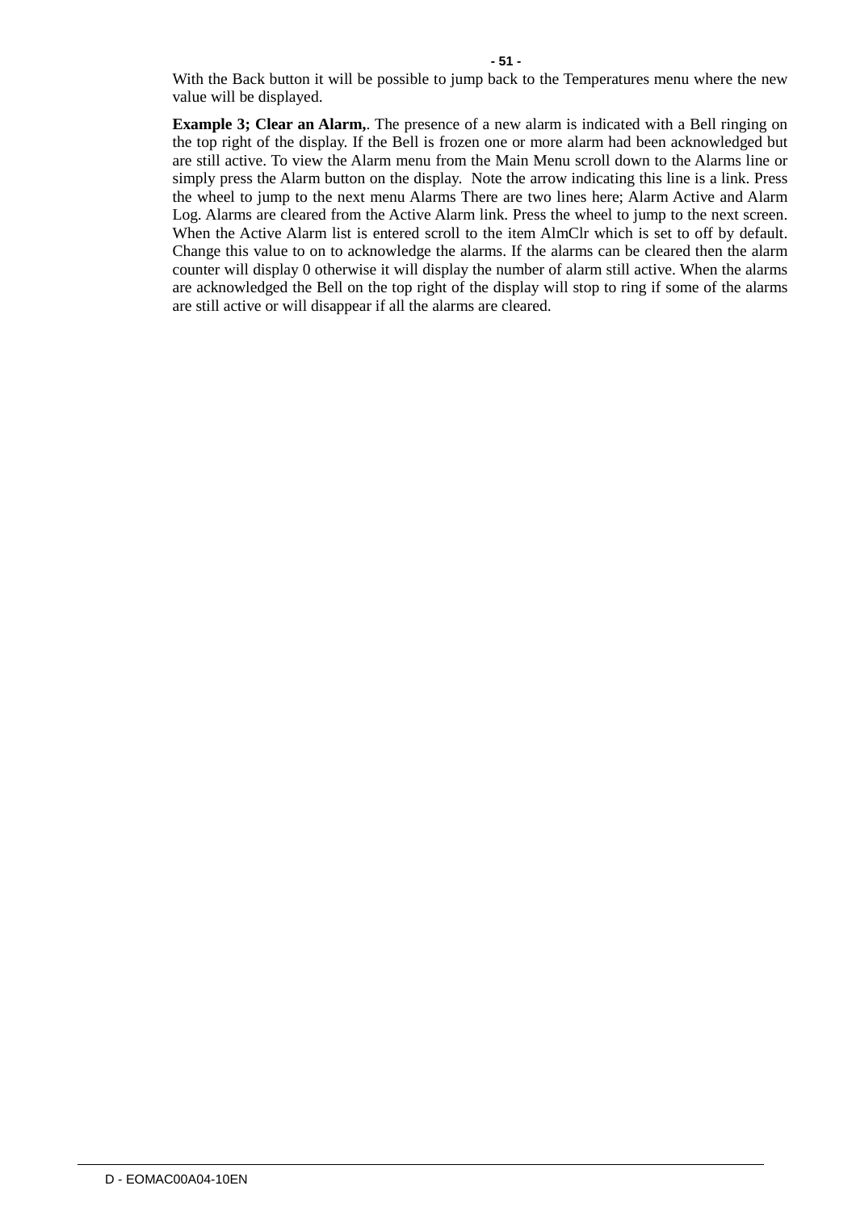With the Back button it will be possible to jump back to the Temperatures menu where the new value will be displayed.

**Example 3; Clear an Alarm,**. The presence of a new alarm is indicated with a Bell ringing on the top right of the display. If the Bell is frozen one or more alarm had been acknowledged but are still active. To view the Alarm menu from the Main Menu scroll down to the Alarms line or simply press the Alarm button on the display. Note the arrow indicating this line is a link. Press the wheel to jump to the next menu Alarms There are two lines here; Alarm Active and Alarm Log. Alarms are cleared from the Active Alarm link. Press the wheel to jump to the next screen. When the Active Alarm list is entered scroll to the item AlmClr which is set to off by default. Change this value to on to acknowledge the alarms. If the alarms can be cleared then the alarm counter will display 0 otherwise it will display the number of alarm still active. When the alarms are acknowledged the Bell on the top right of the display will stop to ring if some of the alarms are still active or will disappear if all the alarms are cleared.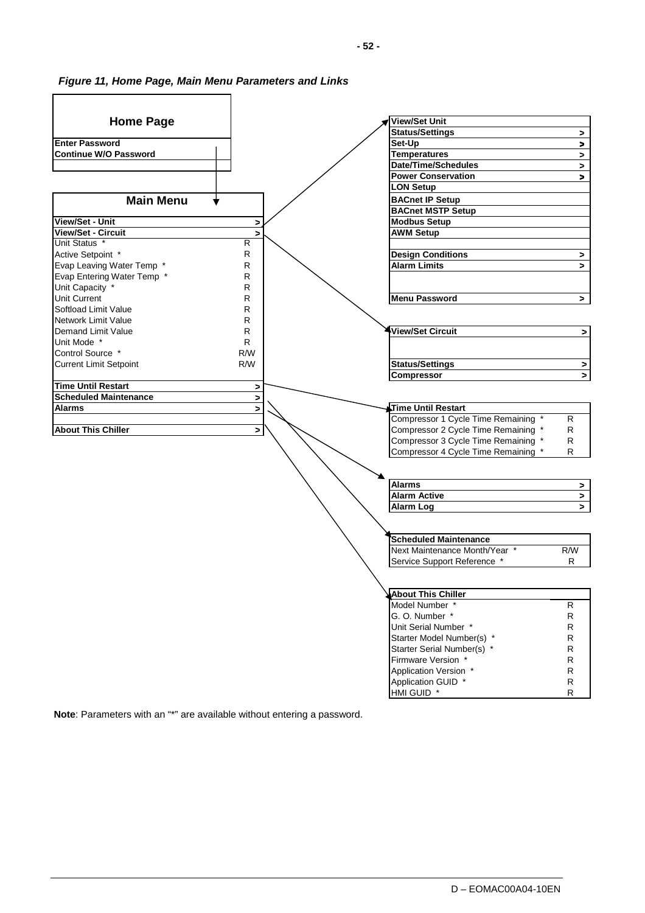***Figure 11, Home Page, Main Menu Parameters and Links***

| Home Page | |
|---|---|
| **Enter Password** | |
| **Continue W/O Password** | |

| Main Menu | |
|---|---|
| **View/Set - Unit** | > |
| **View/Set - Circuit** | > |
| Unit Status * | R |
| Active Setpoint * | R |
| Evap Leaving Water Temp * | R |
| Evap Entering Water Temp * | R |
| Unit Capacity * | R |
| Unit Current | R |
| Softload Limit Value | R |
| Network Limit Value | R |
| Demand Limit Value | R |
| Unit Mode * | R |
| Control Source * | R/W |
| Current Limit Setpoint | R/W |
| **Time Until Restart** | > |
| **Scheduled Maintenance** | > |
| **Alarms** | > |
| **About This Chiller** | > |

| View/Set Unit | |
|---|---|
| **Status/Settings** | > |
| **Set-Up** | > |
| **Temperatures** | > |
| **Date/Time/Schedules** | > |
| **Power Conservation** | > |
| **LON Setup** | |
| **BACnet IP Setup** | |
| **BACnet MSTP Setup** | |
| **Modbus Setup** | |
| **AWM Setup** | |
| **Design Conditions** | > |
| **Alarm Limits** | > |
| **Menu Password** | > |

| View/Set Circuit | > |
|---|---|
| **Status/Settings** | > |
| **Compressor** | > |

| Time Until Restart | |
|---|---|
| Compressor 1 Cycle Time Remaining * | R |
| Compressor 2 Cycle Time Remaining * | R |
| Compressor 3 Cycle Time Remaining * | R |
| Compressor 4 Cycle Time Remaining * | R |

| Alarms | > |
|---|---|
| **Alarm Active** | > |
| **Alarm Log** | > |

| Scheduled Maintenance | |
|---|---|
| Next Maintenance Month/Year * | R/W |
| Service Support Reference * | R |

| About This Chiller | |
|---|---|
| Model Number * | R |
| G. O. Number * | R |
| Unit Serial Number * | R |
| Starter Model Number(s) * | R |
| Starter Serial Number(s) * | R |
| Firmware Version * | R |
| Application Version * | R |
| Application GUID * | R |
| HMI GUID * | R |

**Note**: Parameters with an "*" are available without entering a password.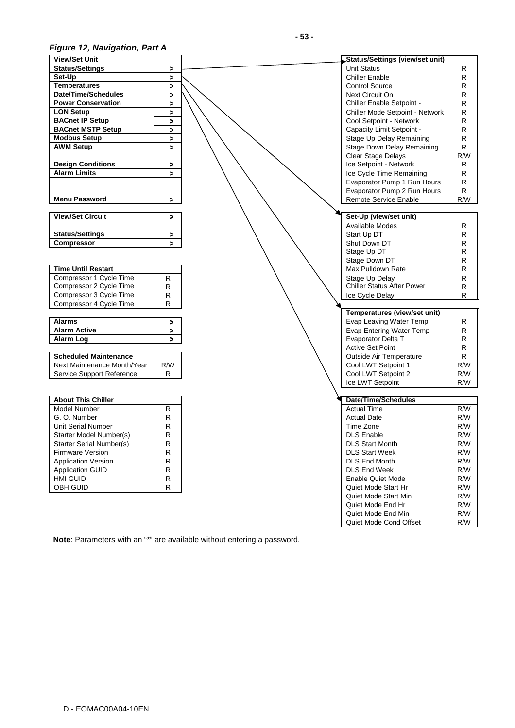*Figure 12, Navigation, Part A*

| View/Set Unit | |
|---|---|
| Status/Settings | > |
| Set-Up | > |
| Temperatures | > |
| Date/Time/Schedules | > |
| Power Conservation | > |
| LON Setup | > |
| BACnet IP Setup | > |
| BACnet MSTP Setup | > |
| Modbus Setup | > |
| AWM Setup | > |
| | |
| Design Conditions | > |
| Alarm Limits | > |
| | |
| | |
| Menu Password | > |

| View/Set Circuit | > |
|---|---|
| | |
| Status/Settings | > |
| Compressor | > |

| Time Until Restart | |
|---|---|
| Compressor 1 Cycle Time | R |
| Compressor 2 Cycle Time | R |
| Compressor 3 Cycle Time | R |
| Compressor 4 Cycle Time | R |

| Alarms | > |
|---|---|
| Alarm Active | > |
| Alarm Log | > |

| Scheduled Maintenance | |
|---|---|
| Next Maintenance Month/Year | R/W |
| Service Support Reference | R |

| About This Chiller | |
|---|---|
| Model Number | R |
| G. O. Number | R |
| Unit Serial Number | R |
| Starter Model Number(s) | R |
| Starter Serial Number(s) | R |
| Firmware Version | R |
| Application Version | R |
| Application GUID | R |
| HMI GUID | R |
| OBH GUID | R |

| Status/Settings (view/set unit) | |
|---|---|
| Unit Status | R |
| Chiller Enable | R |
| Control Source | R |
| Next Circuit On | R |
| Chiller Enable Setpoint - | R |
| Chiller Mode Setpoint - Network | R |
| Cool Setpoint - Network | R |
| Capacity Limit Setpoint - | R |
| Stage Up Delay Remaining | R |
| Stage Down Delay Remaining | R |
| Clear Stage Delays | R/W |
| Ice Setpoint - Network | R |
| Ice Cycle Time Remaining | R |
| Evaporator Pump 1 Run Hours | R |
| Evaporator Pump 2 Run Hours | R |
| Remote Service Enable | R/W |

| Set-Up (view/set unit) | |
|---|---|
| Available Modes | R |
| Start Up DT | R |
| Shut Down DT | R |
| Stage Up DT | R |
| Stage Down DT | R |
| Max Pulldown Rate | R |
| Stage Up Delay | R |
| Chiller Status After Power | R |
| Ice Cycle Delay | R |

| Temperatures (view/set unit) | |
|---|---|
| Evap Leaving Water Temp | R |
| Evap Entering Water Temp | R |
| Evaporator Delta T | R |
| Active Set Point | R |
| Outside Air Temperature | R |
| Cool LWT Setpoint 1 | R/W |
| Cool LWT Setpoint 2 | R/W |
| Ice LWT Setpoint | R/W |

| Date/Time/Schedules | |
|---|---|
| Actual Time | R/W |
| Actual Date | R/W |
| Time Zone | R/W |
| DLS Enable | R/W |
| DLS Start Month | R/W |
| DLS Start Week | R/W |
| DLS End Month | R/W |
| DLS End Week | R/W |
| Enable Quiet Mode | R/W |
| Quiet Mode Start Hr | R/W |
| Quiet Mode Start Min | R/W |
| Quiet Mode End Hr | R/W |
| Quiet Mode End Min | R/W |
| Quiet Mode Cond Offset | R/W |

**Note**: Parameters with an "*" are available without entering a password.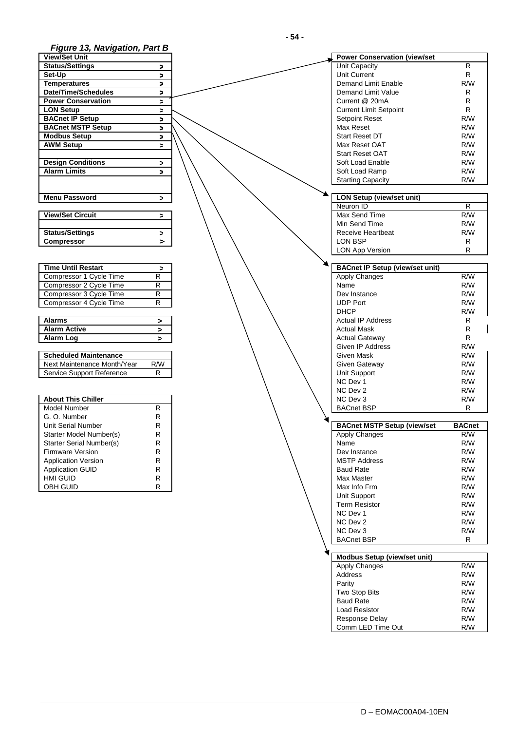*Figure 13, Navigation, Part B*

| View/Set Unit | |
|---|---|
| **Status/Settings** | > |
| **Set-Up** | > |
| **Temperatures** | > |
| **Date/Time/Schedules** | > |
| **Power Conservation** | > |
| **LON Setup** | > |
| **BACnet IP Setup** | > |
| **BACnet MSTP Setup** | > |
| **Modbus Setup** | > |
| **AWM Setup** | > |
| | |
| **Design Conditions** | > |
| **Alarm Limits** | > |
| | |
| **Menu Password** | > |

| View/Set Circuit | > |
|---|---|
| | |
| **Status/Settings** | > |
| **Compressor** | > |

| Time Until Restart | > |
|---|---|
| Compressor 1 Cycle Time | R |
| Compressor 2 Cycle Time | R |
| Compressor 3 Cycle Time | R |
| Compressor 4 Cycle Time | R |

| Alarms | > |
|---|---|
| **Alarm Active** | > |
| **Alarm Log** | > |

| Scheduled Maintenance | |
|---|---|
| Next Maintenance Month/Year | R/W |
| Service Support Reference | R |

| About This Chiller | |
|---|---|
| Model Number | R |
| G. O. Number | R |
| Unit Serial Number | R |
| Starter Model Number(s) | R |
| Starter Serial Number(s) | R |
| Firmware Version | R |
| Application Version | R |
| Application GUID | R |
| HMI GUID | R |
| OBH GUID | R |

| Power Conservation (view/set | |
|---|---|
| Unit Capacity | R |
| Unit Current | R |
| Demand Limit Enable | R/W |
| Demand Limit Value | R |
| Current @ 20mA | R |
| Current Limit Setpoint | R |
| Setpoint Reset | R/W |
| Max Reset | R/W |
| Start Reset DT | R/W |
| Max Reset OAT | R/W |
| Start Reset OAT | R/W |
| Soft Load Enable | R/W |
| Soft Load Ramp | R/W |
| Starting Capacity | R/W |

| LON Setup (view/set unit) | |
|---|---|
| Neuron ID | R |
| Max Send Time | R/W |
| Min Send Time | R/W |
| Receive Heartbeat | R/W |
| LON BSP | R |
| LON App Version | R |

| BACnet IP Setup (view/set unit) | |
|---|---|
| Apply Changes | R/W |
| Name | R/W |
| Dev Instance | R/W |
| UDP Port | R/W |
| DHCP | R/W |
| Actual IP Address | R |
| Actual Mask | R |
| Actual Gateway | R |
| Given IP Address | R/W |
| Given Mask | R/W |
| Given Gateway | R/W |
| Unit Support | R/W |
| NC Dev 1 | R/W |
| NC Dev 2 | R/W |
| NC Dev 3 | R/W |
| BACnet BSP | R |

| BACnet MSTP Setup (view/set | BACnet |
|---|---|
| Apply Changes | R/W |
| Name | R/W |
| Dev Instance | R/W |
| MSTP Address | R/W |
| Baud Rate | R/W |
| Max Master | R/W |
| Max Info Frm | R/W |
| Unit Support | R/W |
| Term Resistor | R/W |
| NC Dev 1 | R/W |
| NC Dev 2 | R/W |
| NC Dev 3 | R/W |
| BACnet BSP | R |

| Modbus Setup (view/set unit) | |
|---|---|
| Apply Changes | R/W |
| Address | R/W |
| Parity | R/W |
| Two Stop Bits | R/W |
| Baud Rate | R/W |
| Load Resistor | R/W |
| Response Delay | R/W |
| Comm LED Time Out | R/W |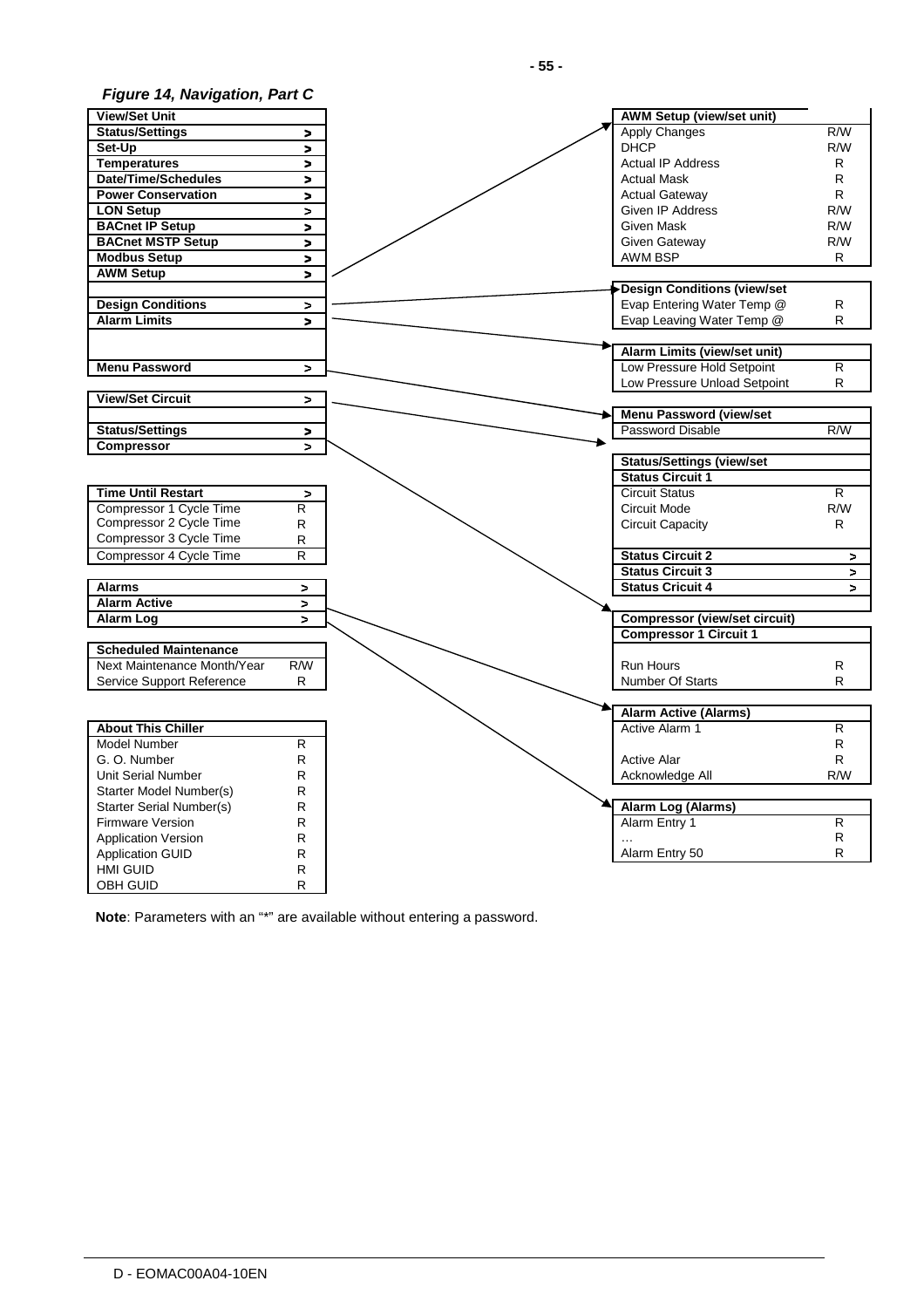***Figure 14, Navigation, Part C***

| View/Set Unit | |
|---|---|
| Status/Settings | > |
| Set-Up | > |
| Temperatures | > |
| Date/Time/Schedules | > |
| Power Conservation | > |
| LON Setup | > |
| BACnet IP Setup | > |
| BACnet MSTP Setup | > |
| Modbus Setup | > |
| AWM Setup | > |
| | |
| Design Conditions | > |
| Alarm Limits | > |
| | |
| | |
| Menu Password | > |

| View/Set Circuit | > |
|---|---|
| | |
| Status/Settings | > |
| Compressor | > |

| Time Until Restart | > |
|---|---|
| Compressor 1 Cycle Time | R |
| Compressor 2 Cycle Time | R |
| Compressor 3 Cycle Time | R |
| Compressor 4 Cycle Time | R |

| Alarms | > |
|---|---|
| Alarm Active | > |
| Alarm Log | > |

| Scheduled Maintenance | |
|---|---|
| Next Maintenance Month/Year | R/W |
| Service Support Reference | R |

| About This Chiller | |
|---|---|
| Model Number | R |
| G. O. Number | R |
| Unit Serial Number | R |
| Starter Model Number(s) | R |
| Starter Serial Number(s) | R |
| Firmware Version | R |
| Application Version | R |
| Application GUID | R |
| HMI GUID | R |
| OBH GUID | R |

| AWM Setup (view/set unit) | |
|---|---|
| Apply Changes | R/W |
| DHCP | R/W |
| Actual IP Address | R |
| Actual Mask | R |
| Actual Gateway | R |
| Given IP Address | R/W |
| Given Mask | R/W |
| Given Gateway | R/W |
| AWM BSP | R |

| Design Conditions (view/set | |
|---|---|
| Evap Entering Water Temp @ | R |
| Evap Leaving Water Temp @ | R |

| Alarm Limits (view/set unit) | |
|---|---|
| Low Pressure Hold Setpoint | R |
| Low Pressure Unload Setpoint | R |

| Menu Password (view/set | |
|---|---|
| Password Disable | R/W |

| Status/Settings (view/set | |
|---|---|
| Status Circuit 1 | |
| Circuit Status | R |
| Circuit Mode | R/W |
| Circuit Capacity | R |
| | |
| Status Circuit 2 | > |
| Status Circuit 3 | > |
| Status Circuit 4 | > |

| Compressor (view/set circuit) | |
|---|---|
| Compressor 1 Circuit 1 | |
| | |
| Run Hours | R |
| Number Of Starts | R |

| Alarm Active (Alarms) | |
|---|---|
| Active Alarm 1 | R |
| | R |
| Active Alar | R |
| Acknowledge All | R/W |

| Alarm Log (Alarms) | |
|---|---|
| Alarm Entry 1 | R |
| … | R |
| Alarm Entry 50 | R |

**Note**: Parameters with an "*" are available without entering a password.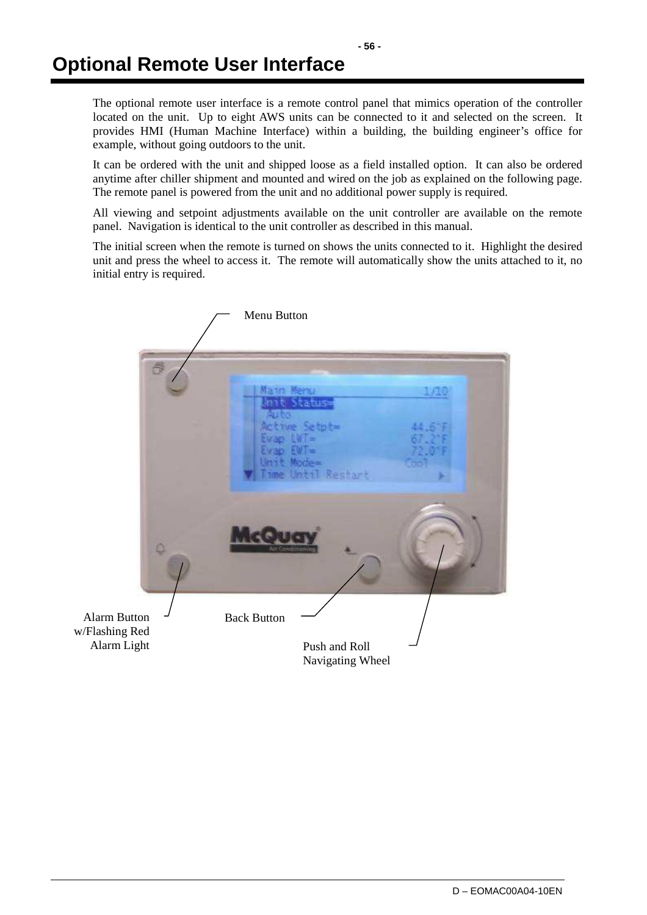# Optional Remote User Interface

The optional remote user interface is a remote control panel that mimics operation of the controller located on the unit. Up to eight AWS units can be connected to it and selected on the screen. It provides HMI (Human Machine Interface) within a building, the building engineer's office for example, without going outdoors to the unit.

It can be ordered with the unit and shipped loose as a field installed option. It can also be ordered anytime after chiller shipment and mounted and wired on the job as explained on the following page. The remote panel is powered from the unit and no additional power supply is required.

All viewing and setpoint adjustments available on the unit controller are available on the remote panel. Navigation is identical to the unit controller as described in this manual.

The initial screen when the remote is turned on shows the units connected to it. Highlight the desired unit and press the wheel to access it. The remote will automatically show the units attached to it, no initial entry is required.

Menu Button

Alarm Button w/Flashing Red Alarm Light

Back Button

Push and Roll Navigating Wheel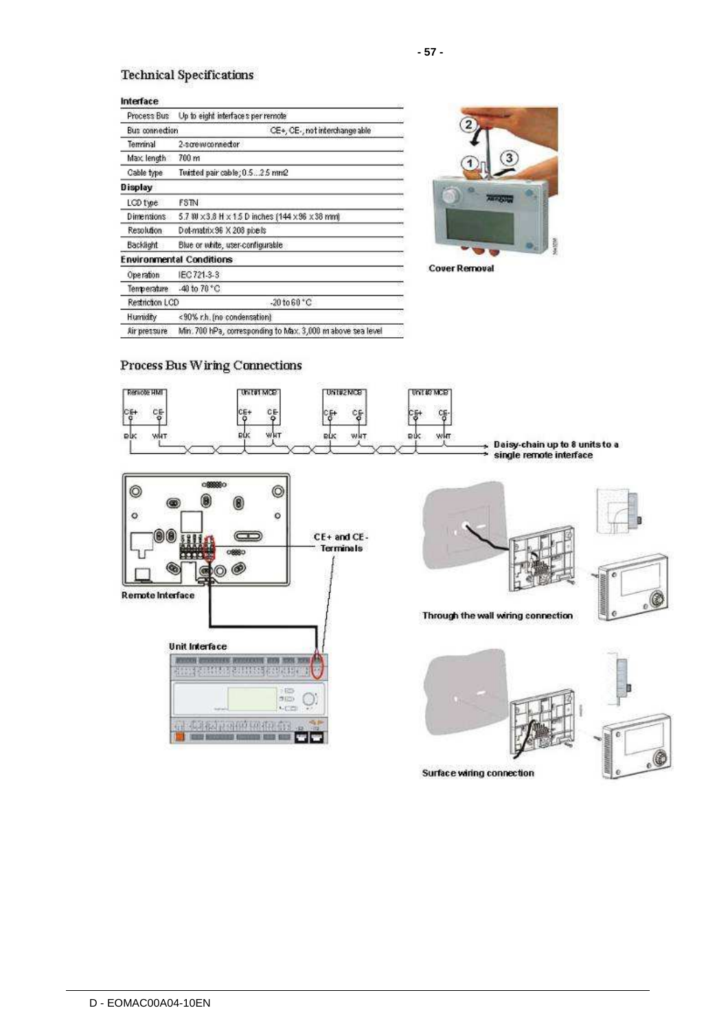## Technical Specifications

| Interface | |
|---|---|
| Process Bus | Up to eight interfaces per remote |
| Bus connection | CE+, CE-, not interchangeable |
| Terminal | 2-screw connector |
| Max. length | 700 m |
| Cable type | Twisted pair cable; 0.5...2.5 mm2 |
| **Display** | |
| LCD type | FSTN |
| Dimensions | 5.7 W x 3.8 H x 1.5 D inches (144 x 96 x 38 mm) |
| Resolution | Dot-matrix 96 X 208 pixels |
| Backlight | Blue or white, user-configurable |
| **Environmental Conditions** | |
| Operation | IEC 721-3-3 |
| Temperature | -40 to 70 °C |
| Restriction LCD | -20 to 60 °C |
| Humidity | <90% r.h. (no condensation) |
| Air pressure | Min. 700 hPa, corresponding to Max. 3,000 m above sea level |

Cover Removal

## Process Bus Wiring Connections

Remote HMI — CE+ CE- — BLK WHT

Unit #1 MCB — CE+ CE- — BLK WHT

Unit #2 MCB — CE+ CE- — BLK WHT

Unit #8 MCB — CE+ CE- — BLK WHT

Daisy-chain up to 8 units to a single remote interface

CE+ and CE- Terminals

Remote Interface

Unit Interface

Through the wall wiring connection

Surface wiring connection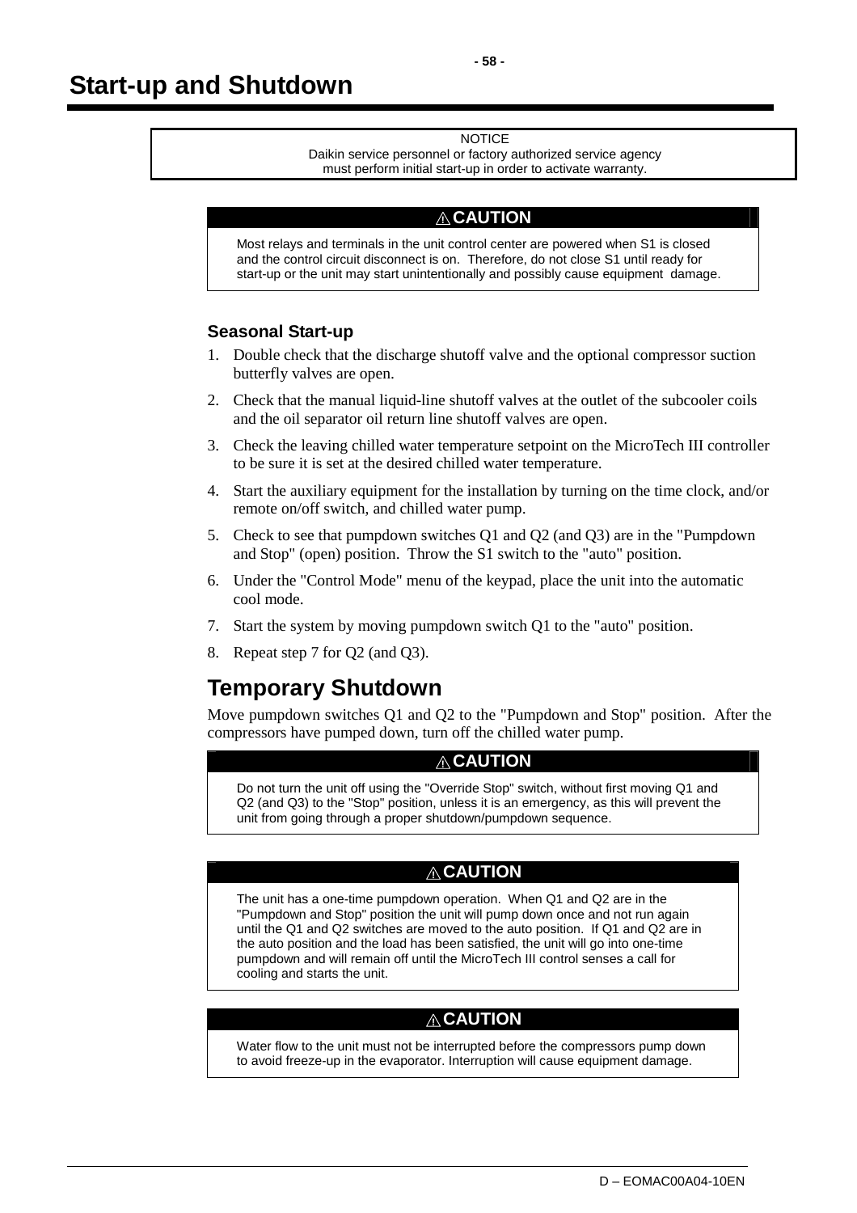# Start-up and Shutdown

> NOTICE
> Daikin service personnel or factory authorized service agency must perform initial start-up in order to activate warranty.

> ⚠ **CAUTION**
>
> Most relays and terminals in the unit control center are powered when S1 is closed and the control circuit disconnect is on. Therefore, do not close S1 until ready for start-up or the unit may start unintentionally and possibly cause equipment damage.

### Seasonal Start-up

1. Double check that the discharge shutoff valve and the optional compressor suction butterfly valves are open.
2. Check that the manual liquid-line shutoff valves at the outlet of the subcooler coils and the oil separator oil return line shutoff valves are open.
3. Check the leaving chilled water temperature setpoint on the MicroTech III controller to be sure it is set at the desired chilled water temperature.
4. Start the auxiliary equipment for the installation by turning on the time clock, and/or remote on/off switch, and chilled water pump.
5. Check to see that pumpdown switches Q1 and Q2 (and Q3) are in the "Pumpdown and Stop" (open) position. Throw the S1 switch to the "auto" position.
6. Under the "Control Mode" menu of the keypad, place the unit into the automatic cool mode.
7. Start the system by moving pumpdown switch Q1 to the "auto" position.
8. Repeat step 7 for Q2 (and Q3).

## Temporary Shutdown

Move pumpdown switches Q1 and Q2 to the "Pumpdown and Stop" position. After the compressors have pumped down, turn off the chilled water pump.

> ⚠ **CAUTION**
>
> Do not turn the unit off using the "Override Stop" switch, without first moving Q1 and Q2 (and Q3) to the "Stop" position, unless it is an emergency, as this will prevent the unit from going through a proper shutdown/pumpdown sequence.

> ⚠ **CAUTION**
>
> The unit has a one-time pumpdown operation. When Q1 and Q2 are in the "Pumpdown and Stop" position the unit will pump down once and not run again until the Q1 and Q2 switches are moved to the auto position. If Q1 and Q2 are in the auto position and the load has been satisfied, the unit will go into one-time pumpdown and will remain off until the MicroTech III control senses a call for cooling and starts the unit.

> ⚠ **CAUTION**
>
> Water flow to the unit must not be interrupted before the compressors pump down to avoid freeze-up in the evaporator. Interruption will cause equipment damage.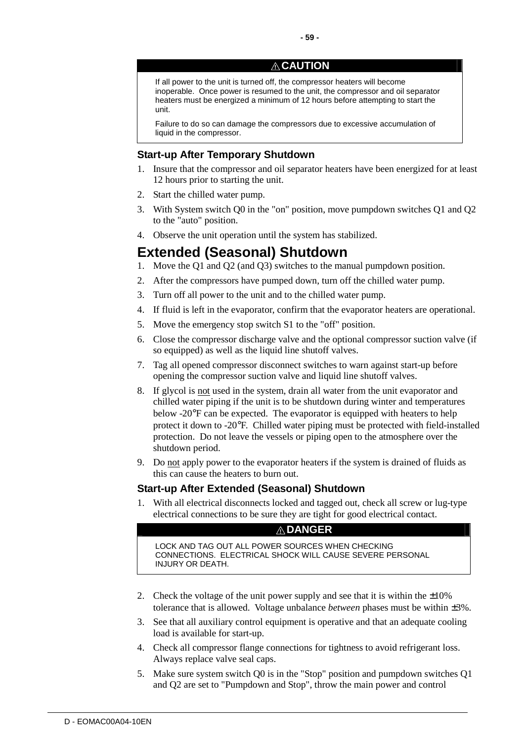**⚠ CAUTION**

If all power to the unit is turned off, the compressor heaters will become inoperable. Once power is resumed to the unit, the compressor and oil separator heaters must be energized a minimum of 12 hours before attempting to start the unit.

Failure to do so can damage the compressors due to excessive accumulation of liquid in the compressor.

### Start-up After Temporary Shutdown

1. Insure that the compressor and oil separator heaters have been energized for at least 12 hours prior to starting the unit.
2. Start the chilled water pump.
3. With System switch Q0 in the "on" position, move pumpdown switches Q1 and Q2 to the "auto" position.
4. Observe the unit operation until the system has stabilized.

## Extended (Seasonal) Shutdown

1. Move the Q1 and Q2 (and Q3) switches to the manual pumpdown position.
2. After the compressors have pumped down, turn off the chilled water pump.
3. Turn off all power to the unit and to the chilled water pump.
4. If fluid is left in the evaporator, confirm that the evaporator heaters are operational.
5. Move the emergency stop switch S1 to the "off" position.
6. Close the compressor discharge valve and the optional compressor suction valve (if so equipped) as well as the liquid line shutoff valves.
7. Tag all opened compressor disconnect switches to warn against start-up before opening the compressor suction valve and liquid line shutoff valves.
8. If glycol is not used in the system, drain all water from the unit evaporator and chilled water piping if the unit is to be shutdown during winter and temperatures below -20°F can be expected. The evaporator is equipped with heaters to help protect it down to -20°F. Chilled water piping must be protected with field-installed protection. Do not leave the vessels or piping open to the atmosphere over the shutdown period.
9. Do not apply power to the evaporator heaters if the system is drained of fluids as this can cause the heaters to burn out.

### Start-up After Extended (Seasonal) Shutdown

1. With all electrical disconnects locked and tagged out, check all screw or lug-type electrical connections to be sure they are tight for good electrical contact.

**⚠ DANGER**

LOCK AND TAG OUT ALL POWER SOURCES WHEN CHECKING CONNECTIONS. ELECTRICAL SHOCK WILL CAUSE SEVERE PERSONAL INJURY OR DEATH.

2. Check the voltage of the unit power supply and see that it is within the ±10% tolerance that is allowed. Voltage unbalance *between* phases must be within ±3%.
3. See that all auxiliary control equipment is operative and that an adequate cooling load is available for start-up.
4. Check all compressor flange connections for tightness to avoid refrigerant loss. Always replace valve seal caps.
5. Make sure system switch Q0 is in the "Stop" position and pumpdown switches Q1 and Q2 are set to "Pumpdown and Stop", throw the main power and control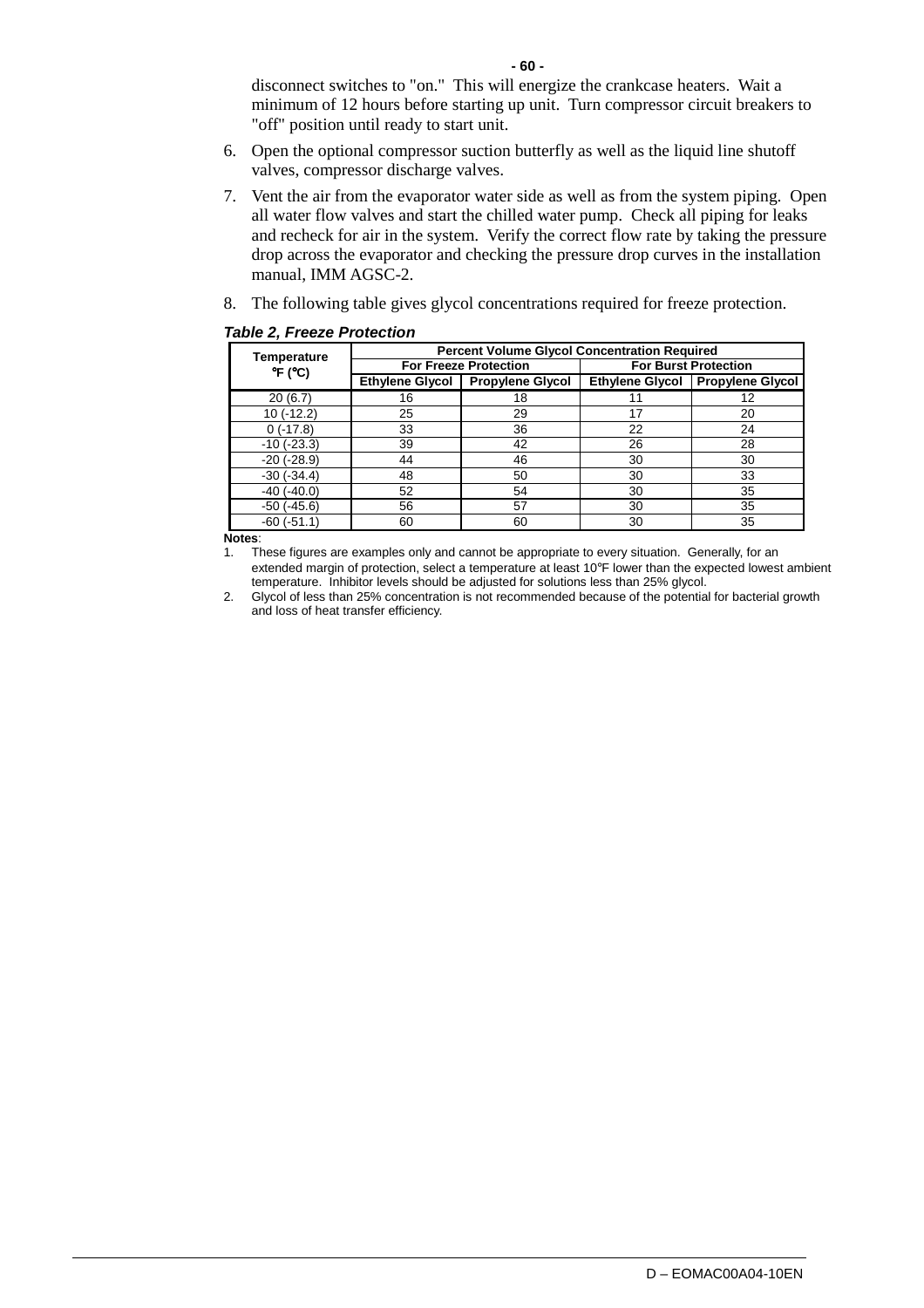disconnect switches to "on." This will energize the crankcase heaters. Wait a minimum of 12 hours before starting up unit. Turn compressor circuit breakers to "off" position until ready to start unit.

6. Open the optional compressor suction butterfly as well as the liquid line shutoff valves, compressor discharge valves.

7. Vent the air from the evaporator water side as well as from the system piping. Open all water flow valves and start the chilled water pump. Check all piping for leaks and recheck for air in the system. Verify the correct flow rate by taking the pressure drop across the evaporator and checking the pressure drop curves in the installation manual, IMM AGSC-2.

8. The following table gives glycol concentrations required for freeze protection.

***Table 2, Freeze Protection***

| Temperature °F (°C) | Percent Volume Glycol Concentration Required | | | |
|---|---|---|---|---|
| | For Freeze Protection | | For Burst Protection | |
| | Ethylene Glycol | Propylene Glycol | Ethylene Glycol | Propylene Glycol |
| 20 (6.7) | 16 | 18 | 11 | 12 |
| 10 (-12.2) | 25 | 29 | 17 | 20 |
| 0 (-17.8) | 33 | 36 | 22 | 24 |
| -10 (-23.3) | 39 | 42 | 26 | 28 |
| -20 (-28.9) | 44 | 46 | 30 | 30 |
| -30 (-34.4) | 48 | 50 | 30 | 33 |
| -40 (-40.0) | 52 | 54 | 30 | 35 |
| -50 (-45.6) | 56 | 57 | 30 | 35 |
| -60 (-51.1) | 60 | 60 | 30 | 35 |

**Notes**:

1. These figures are examples only and cannot be appropriate to every situation. Generally, for an extended margin of protection, select a temperature at least 10°F lower than the expected lowest ambient temperature. Inhibitor levels should be adjusted for solutions less than 25% glycol.
2. Glycol of less than 25% concentration is not recommended because of the potential for bacterial growth and loss of heat transfer efficiency.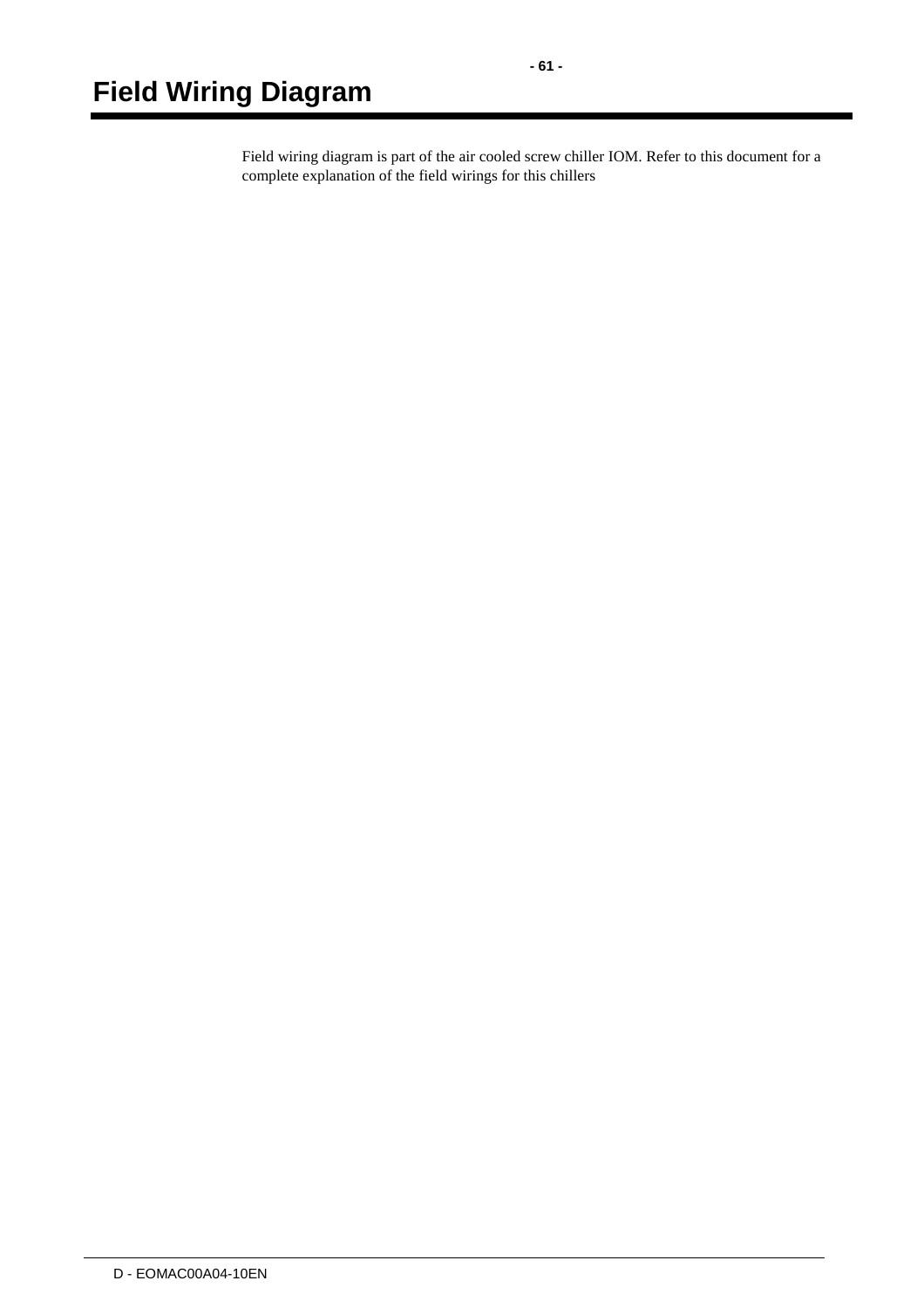# Field Wiring Diagram

Field wiring diagram is part of the air cooled screw chiller IOM. Refer to this document for a complete explanation of the field wirings for this chillers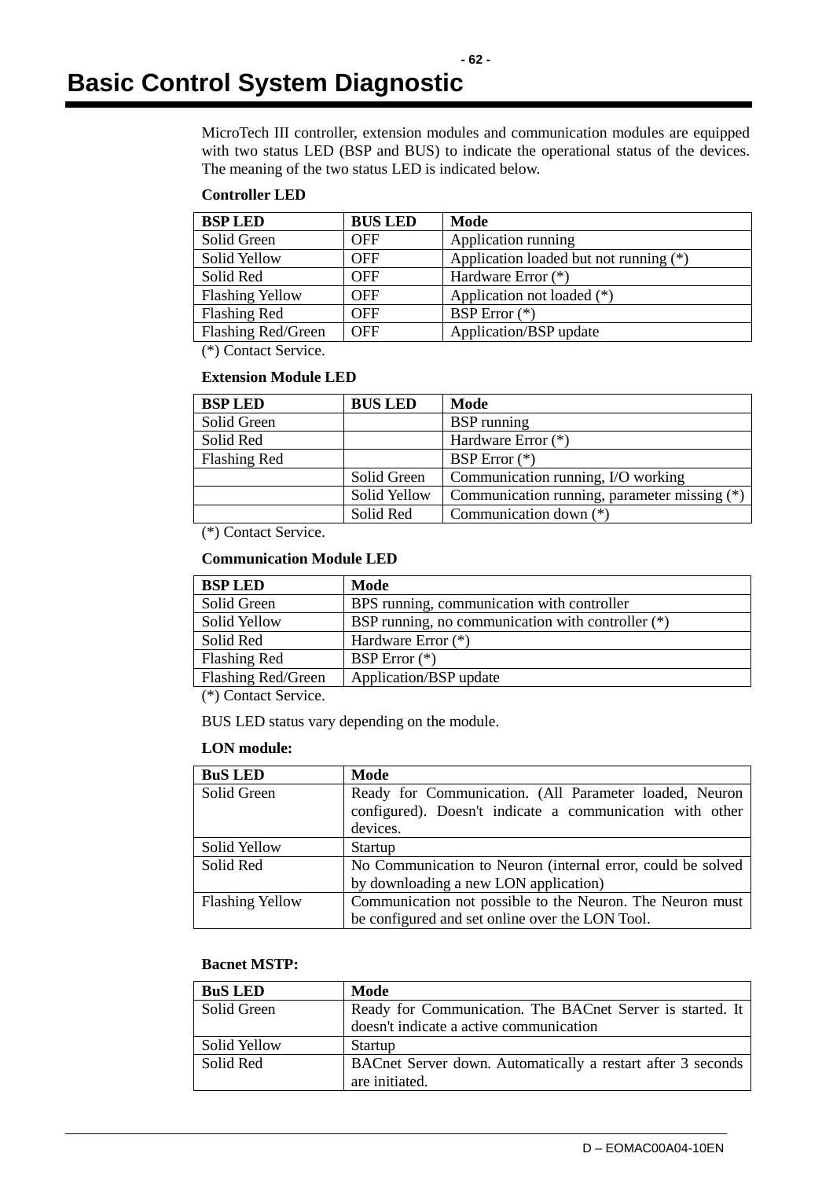# Basic Control System Diagnostic

MicroTech III controller, extension modules and communication modules are equipped with two status LED (BSP and BUS) to indicate the operational status of the devices. The meaning of the two status LED is indicated below.

**Controller LED**

| BSP LED | BUS LED | Mode |
|---|---|---|
| Solid Green | OFF | Application running |
| Solid Yellow | OFF | Application loaded but not running (*) |
| Solid Red | OFF | Hardware Error (*) |
| Flashing Yellow | OFF | Application not loaded (*) |
| Flashing Red | OFF | BSP Error (*) |
| Flashing Red/Green | OFF | Application/BSP update |

(*) Contact Service.

**Extension Module LED**

| BSP LED | BUS LED | Mode |
|---|---|---|
| Solid Green | | BSP running |
| Solid Red | | Hardware Error (*) |
| Flashing Red | | BSP Error (*) |
| | Solid Green | Communication running, I/O working |
| | Solid Yellow | Communication running, parameter missing (*) |
| | Solid Red | Communication down (*) |

(*) Contact Service.

**Communication Module LED**

| BSP LED | Mode |
|---|---|
| Solid Green | BPS running, communication with controller |
| Solid Yellow | BSP running, no communication with controller (*) |
| Solid Red | Hardware Error (*) |
| Flashing Red | BSP Error (*) |
| Flashing Red/Green | Application/BSP update |

(*) Contact Service.

BUS LED status vary depending on the module.

**LON module:**

| BuS LED | Mode |
|---|---|
| Solid Green | Ready for Communication. (All Parameter loaded, Neuron configured). Doesn't indicate a communication with other devices. |
| Solid Yellow | Startup |
| Solid Red | No Communication to Neuron (internal error, could be solved by downloading a new LON application) |
| Flashing Yellow | Communication not possible to the Neuron. The Neuron must be configured and set online over the LON Tool. |

**Bacnet MSTP:**

| BuS LED | Mode |
|---|---|
| Solid Green | Ready for Communication. The BACnet Server is started. It doesn't indicate a active communication |
| Solid Yellow | Startup |
| Solid Red | BACnet Server down. Automatically a restart after 3 seconds are initiated. |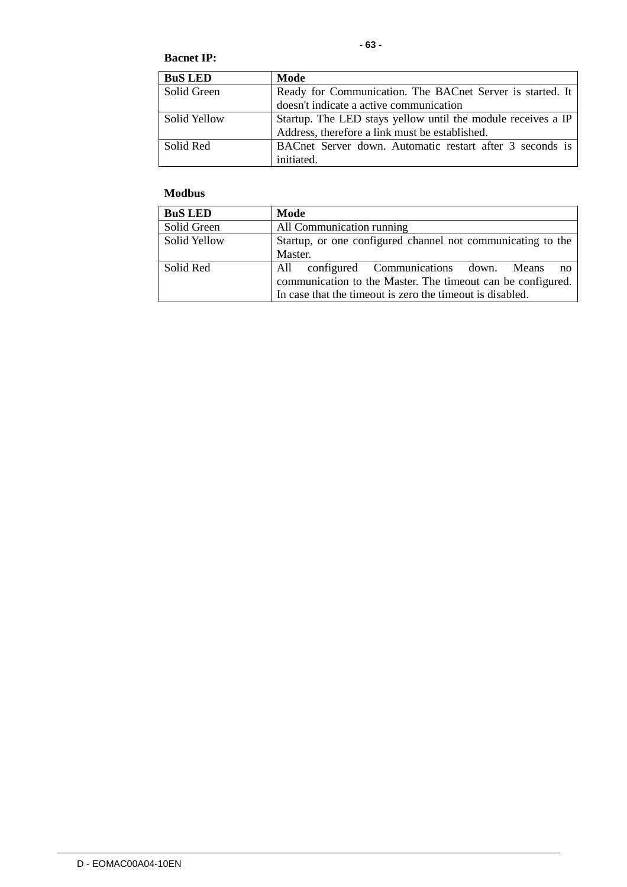**Bacnet IP:**

| BuS LED | Mode |
|---|---|
| Solid Green | Ready for Communication. The BACnet Server is started. It doesn't indicate a active communication |
| Solid Yellow | Startup. The LED stays yellow until the module receives a IP Address, therefore a link must be established. |
| Solid Red | BACnet Server down. Automatic restart after 3 seconds is initiated. |

**Modbus**

| BuS LED | Mode |
|---|---|
| Solid Green | All Communication running |
| Solid Yellow | Startup, or one configured channel not communicating to the Master. |
| Solid Red | All configured Communications down. Means no communication to the Master. The timeout can be configured. In case that the timeout is zero the timeout is disabled. |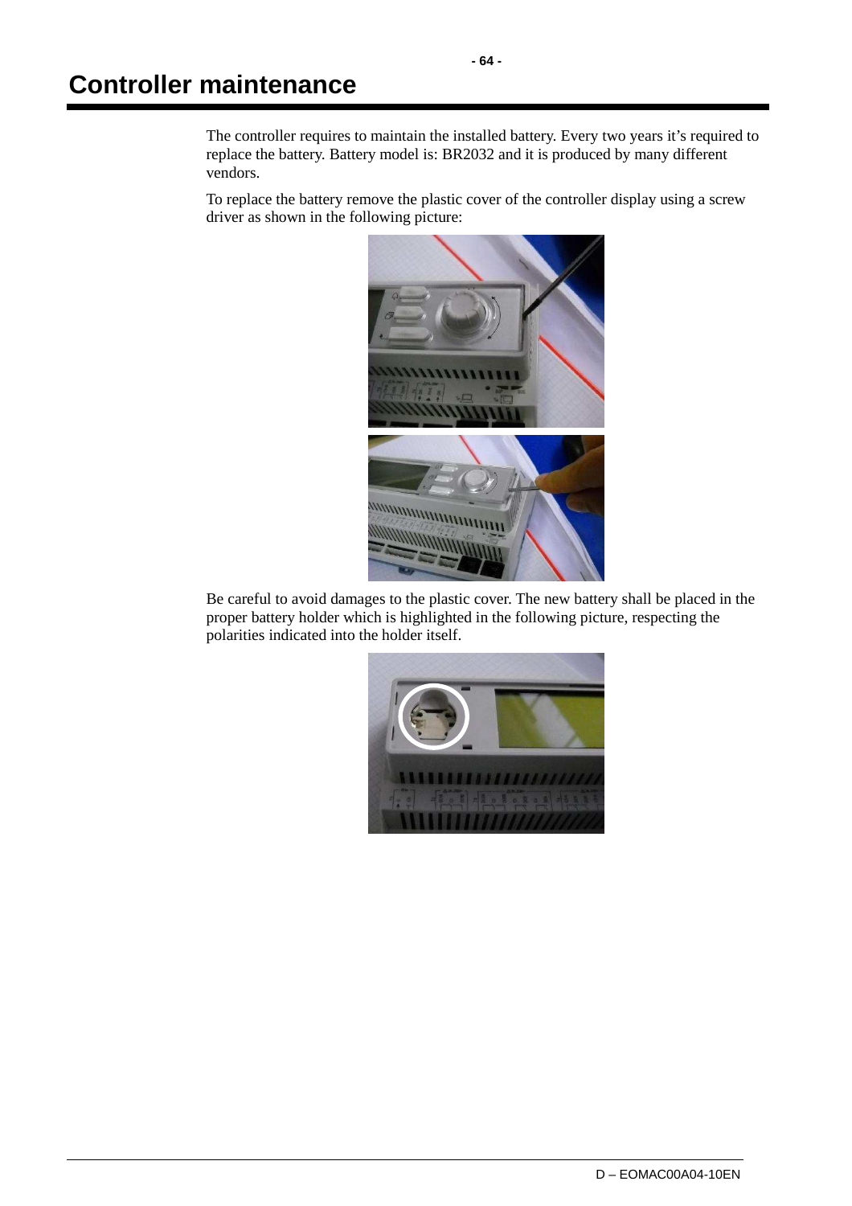# Controller maintenance

The controller requires to maintain the installed battery. Every two years it’s required to replace the battery. Battery model is: BR2032 and it is produced by many different vendors.

To replace the battery remove the plastic cover of the controller display using a screw driver as shown in the following picture:

Be careful to avoid damages to the plastic cover. The new battery shall be placed in the proper battery holder which is highlighted in the following picture, respecting the polarities indicated into the holder itself.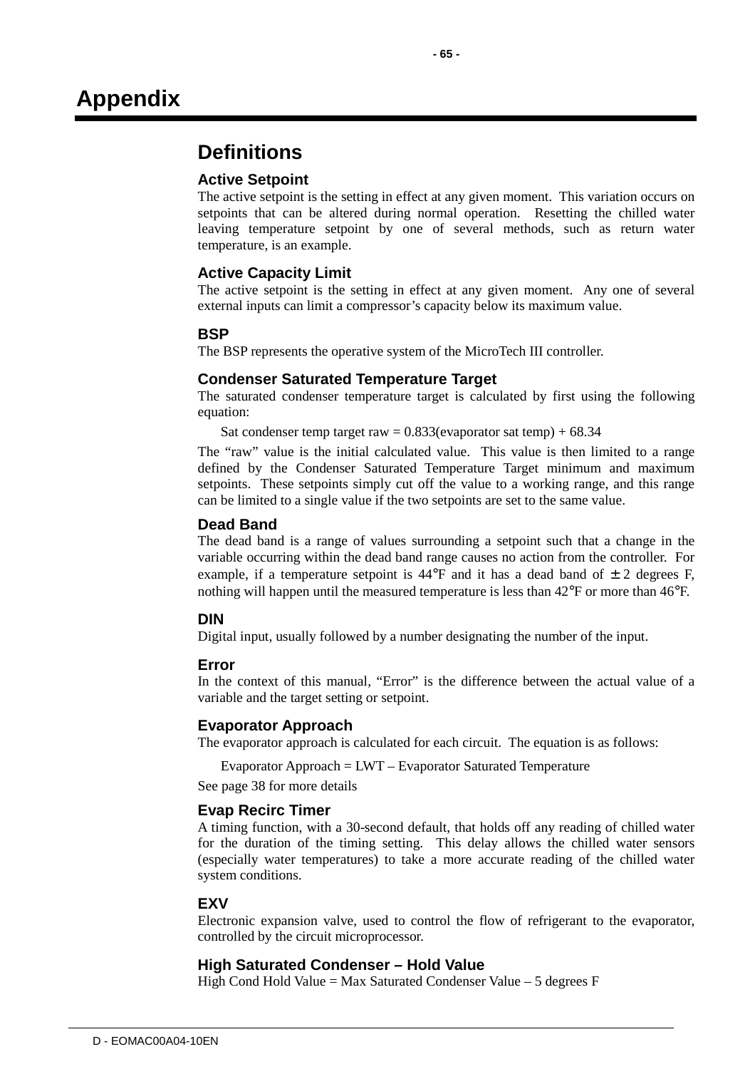// Appendix

## Definitions

### Active Setpoint

The active setpoint is the setting in effect at any given moment. This variation occurs on setpoints that can be altered during normal operation. Resetting the chilled water leaving temperature setpoint by one of several methods, such as return water temperature, is an example.

### Active Capacity Limit

The active setpoint is the setting in effect at any given moment. Any one of several external inputs can limit a compressor's capacity below its maximum value.

### BSP

The BSP represents the operative system of the MicroTech III controller.

### Condenser Saturated Temperature Target

The saturated condenser temperature target is calculated by first using the following equation:

Sat condenser temp target raw = 0.833(evaporator sat temp) + 68.34

The "raw" value is the initial calculated value. This value is then limited to a range defined by the Condenser Saturated Temperature Target minimum and maximum setpoints. These setpoints simply cut off the value to a working range, and this range can be limited to a single value if the two setpoints are set to the same value.

### Dead Band

The dead band is a range of values surrounding a setpoint such that a change in the variable occurring within the dead band range causes no action from the controller. For example, if a temperature setpoint is 44°F and it has a dead band of ± 2 degrees F, nothing will happen until the measured temperature is less than 42°F or more than 46°F.

### DIN

Digital input, usually followed by a number designating the number of the input.

### Error

In the context of this manual, "Error" is the difference between the actual value of a variable and the target setting or setpoint.

### Evaporator Approach

The evaporator approach is calculated for each circuit. The equation is as follows:

Evaporator Approach = LWT – Evaporator Saturated Temperature

See page 38 for more details

### Evap Recirc Timer

A timing function, with a 30-second default, that holds off any reading of chilled water for the duration of the timing setting. This delay allows the chilled water sensors (especially water temperatures) to take a more accurate reading of the chilled water system conditions.

### EXV

Electronic expansion valve, used to control the flow of refrigerant to the evaporator, controlled by the circuit microprocessor.

### High Saturated Condenser – Hold Value

High Cond Hold Value = Max Saturated Condenser Value – 5 degrees F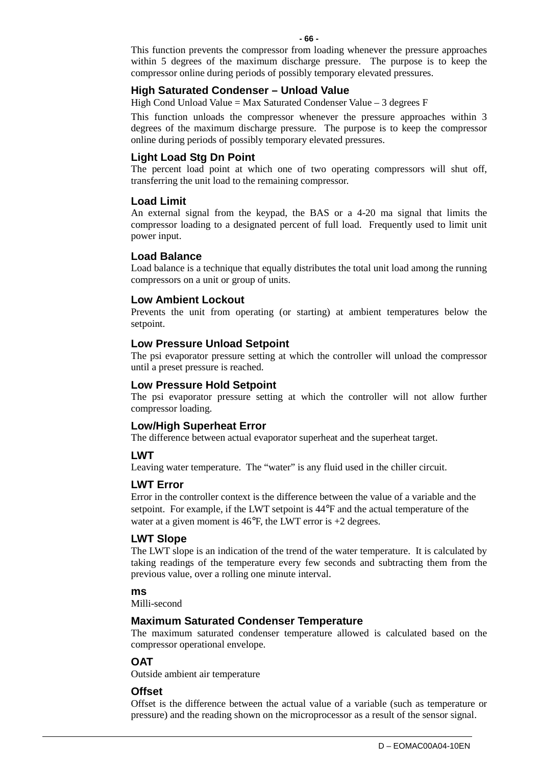This function prevents the compressor from loading whenever the pressure approaches within 5 degrees of the maximum discharge pressure. The purpose is to keep the compressor online during periods of possibly temporary elevated pressures.

### High Saturated Condenser – Unload Value

High Cond Unload Value = Max Saturated Condenser Value – 3 degrees F

This function unloads the compressor whenever the pressure approaches within 3 degrees of the maximum discharge pressure. The purpose is to keep the compressor online during periods of possibly temporary elevated pressures.

### Light Load Stg Dn Point

The percent load point at which one of two operating compressors will shut off, transferring the unit load to the remaining compressor.

### Load Limit

An external signal from the keypad, the BAS or a 4-20 ma signal that limits the compressor loading to a designated percent of full load. Frequently used to limit unit power input.

### Load Balance

Load balance is a technique that equally distributes the total unit load among the running compressors on a unit or group of units.

### Low Ambient Lockout

Prevents the unit from operating (or starting) at ambient temperatures below the setpoint.

### Low Pressure Unload Setpoint

The psi evaporator pressure setting at which the controller will unload the compressor until a preset pressure is reached.

### Low Pressure Hold Setpoint

The psi evaporator pressure setting at which the controller will not allow further compressor loading.

### Low/High Superheat Error

The difference between actual evaporator superheat and the superheat target.

### LWT

Leaving water temperature. The “water” is any fluid used in the chiller circuit.

### LWT Error

Error in the controller context is the difference between the value of a variable and the setpoint. For example, if the LWT setpoint is 44°F and the actual temperature of the water at a given moment is 46°F, the LWT error is +2 degrees.

### LWT Slope

The LWT slope is an indication of the trend of the water temperature. It is calculated by taking readings of the temperature every few seconds and subtracting them from the previous value, over a rolling one minute interval.

### ms

Milli-second

### Maximum Saturated Condenser Temperature

The maximum saturated condenser temperature allowed is calculated based on the compressor operational envelope.

### OAT

Outside ambient air temperature

### Offset

Offset is the difference between the actual value of a variable (such as temperature or pressure) and the reading shown on the microprocessor as a result of the sensor signal.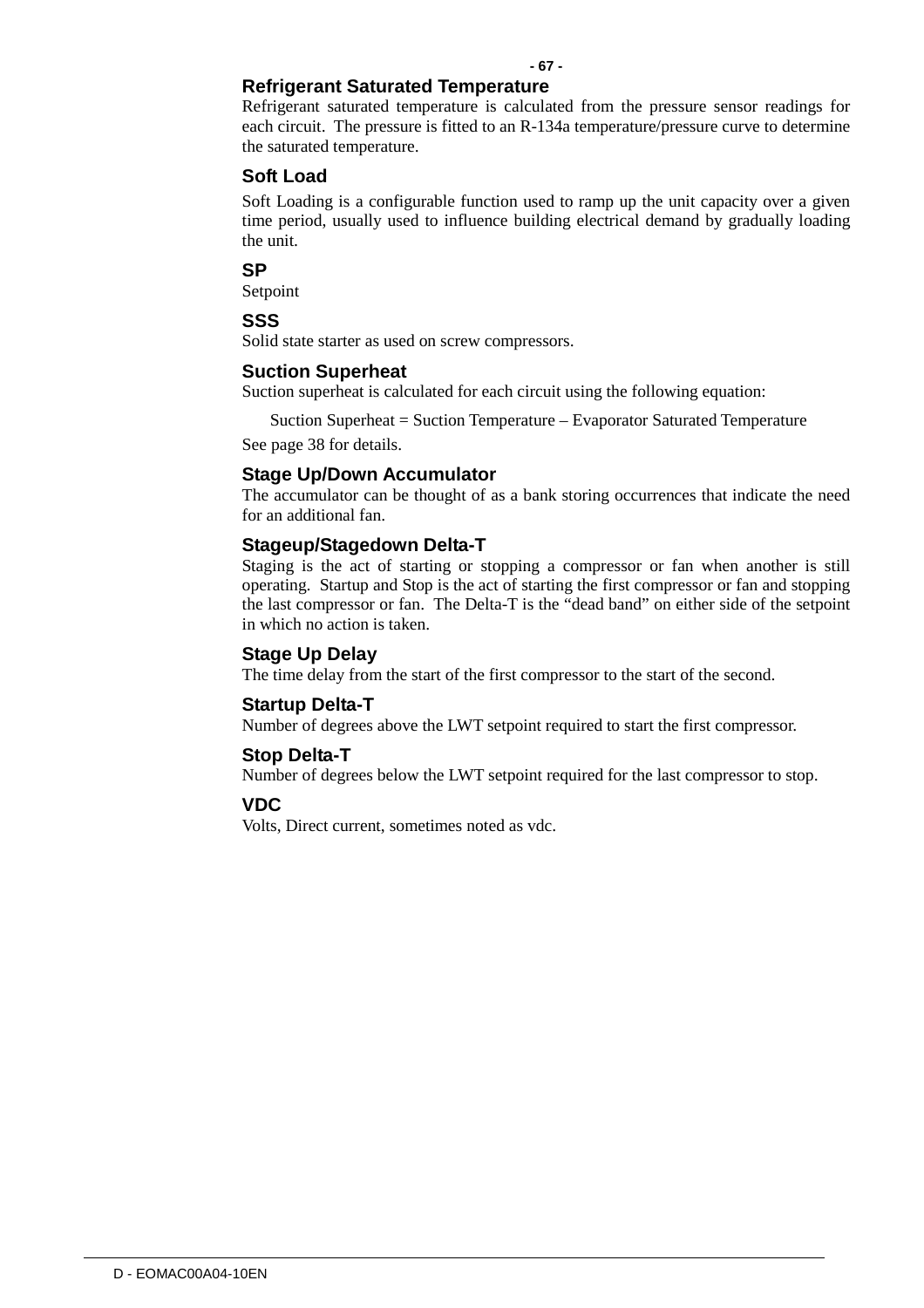### Refrigerant Saturated Temperature

Refrigerant saturated temperature is calculated from the pressure sensor readings for each circuit. The pressure is fitted to an R-134a temperature/pressure curve to determine the saturated temperature.

### Soft Load

Soft Loading is a configurable function used to ramp up the unit capacity over a given time period, usually used to influence building electrical demand by gradually loading the unit.

### SP

Setpoint

### SSS

Solid state starter as used on screw compressors.

### Suction Superheat

Suction superheat is calculated for each circuit using the following equation:

Suction Superheat = Suction Temperature – Evaporator Saturated Temperature

See page 38 for details.

### Stage Up/Down Accumulator

The accumulator can be thought of as a bank storing occurrences that indicate the need for an additional fan.

### Stageup/Stagedown Delta-T

Staging is the act of starting or stopping a compressor or fan when another is still operating. Startup and Stop is the act of starting the first compressor or fan and stopping the last compressor or fan. The Delta-T is the "dead band" on either side of the setpoint in which no action is taken.

### Stage Up Delay

The time delay from the start of the first compressor to the start of the second.

### Startup Delta-T

Number of degrees above the LWT setpoint required to start the first compressor.

### Stop Delta-T

Number of degrees below the LWT setpoint required for the last compressor to stop.

### VDC

Volts, Direct current, sometimes noted as vdc.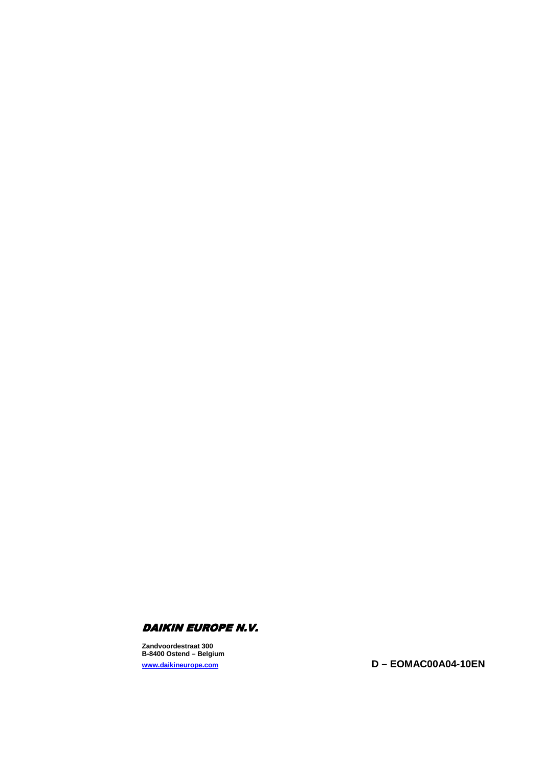***DAIKIN EUROPE N.V.***

**Zandvoordestraat 300**
**B-8400 Ostend – Belgium**
**www.daikineurope.com**

**D – EOMAC00A04-10EN**